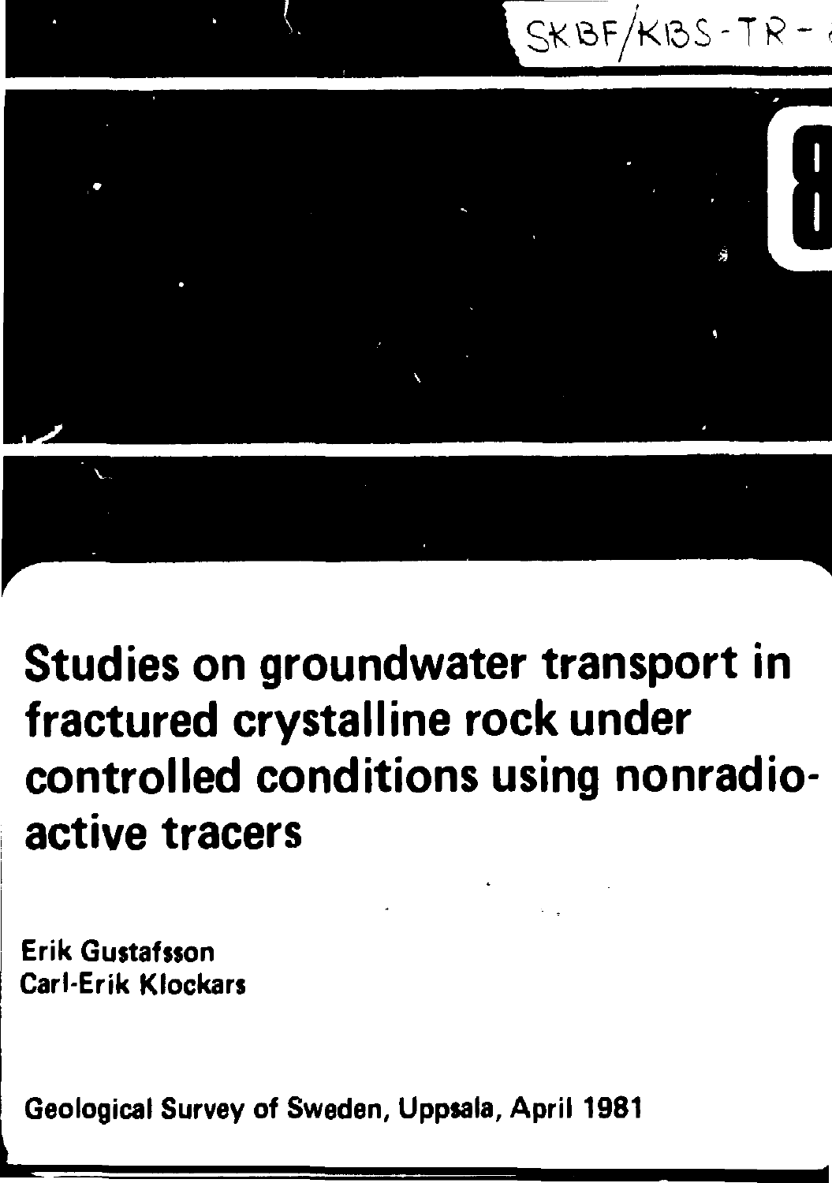SKBF/KBS-TR-

# Studies on groundwater transport in fractured crystalline rock under controlled conditions using nonradioactive tracers

Erik Gustafsson
Carl-Erik Klockars

Geological Survey of Sweden, Uppsala, April 1981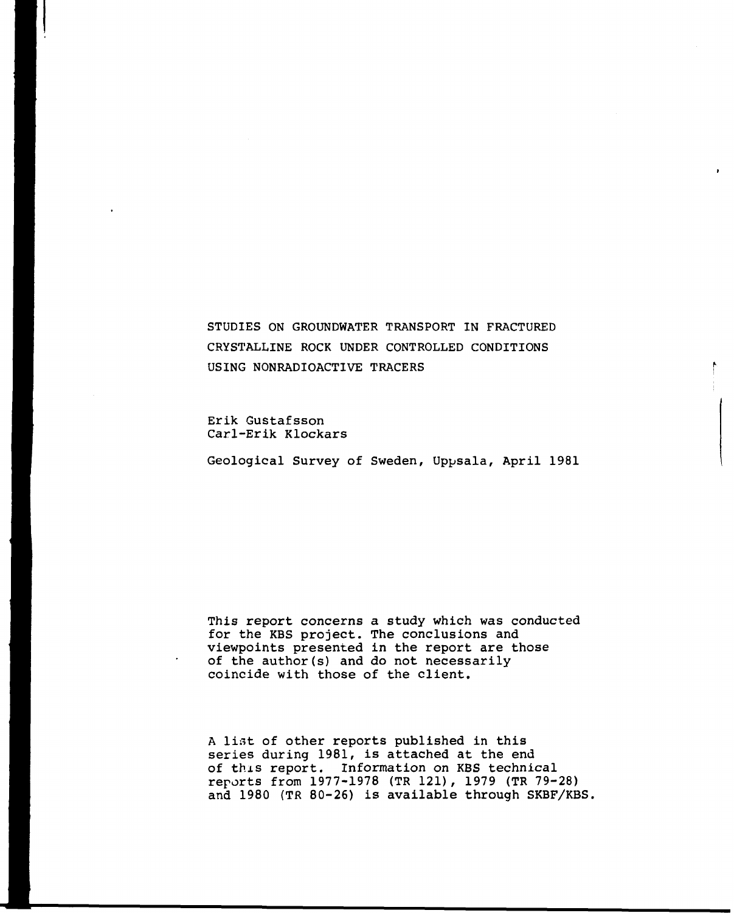# STUDIES ON GROUNDWATER TRANSPORT IN FRACTURED CRYSTALLINE ROCK UNDER CONTROLLED CONDITIONS USING NONRADIOACTIVE TRACERS

Erik Gustafsson
Carl-Erik Klockars

Geological Survey of Sweden, Uppsala, April 1981

This report concerns a study which was conducted for the KBS project. The conclusions and viewpoints presented in the report are those of the author(s) and do not necessarily coincide with those of the client.

A list of other reports published in this series during 1981, is attached at the end of this report. Information on KBS technical reports from 1977-1978 (TR 121), 1979 (TR 79-28) and 1980 (TR 80-26) is available through SKBF/KBS.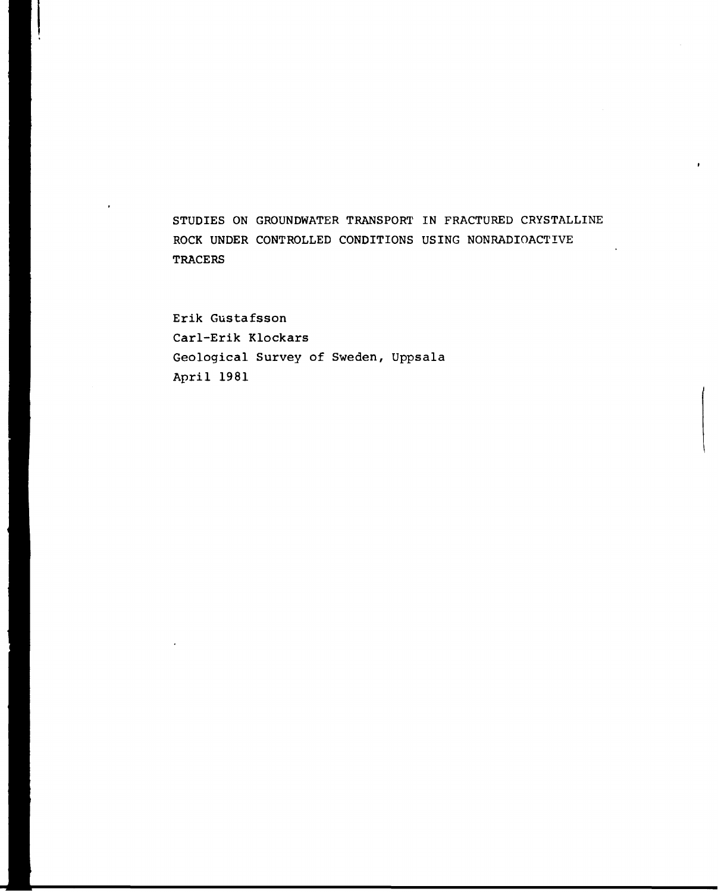# STUDIES ON GROUNDWATER TRANSPORT IN FRACTURED CRYSTALLINE ROCK UNDER CONTROLLED CONDITIONS USING NONRADIOACTIVE TRACERS

Erik Gustafsson
Carl-Erik Klockars
Geological Survey of Sweden, Uppsala
April 1981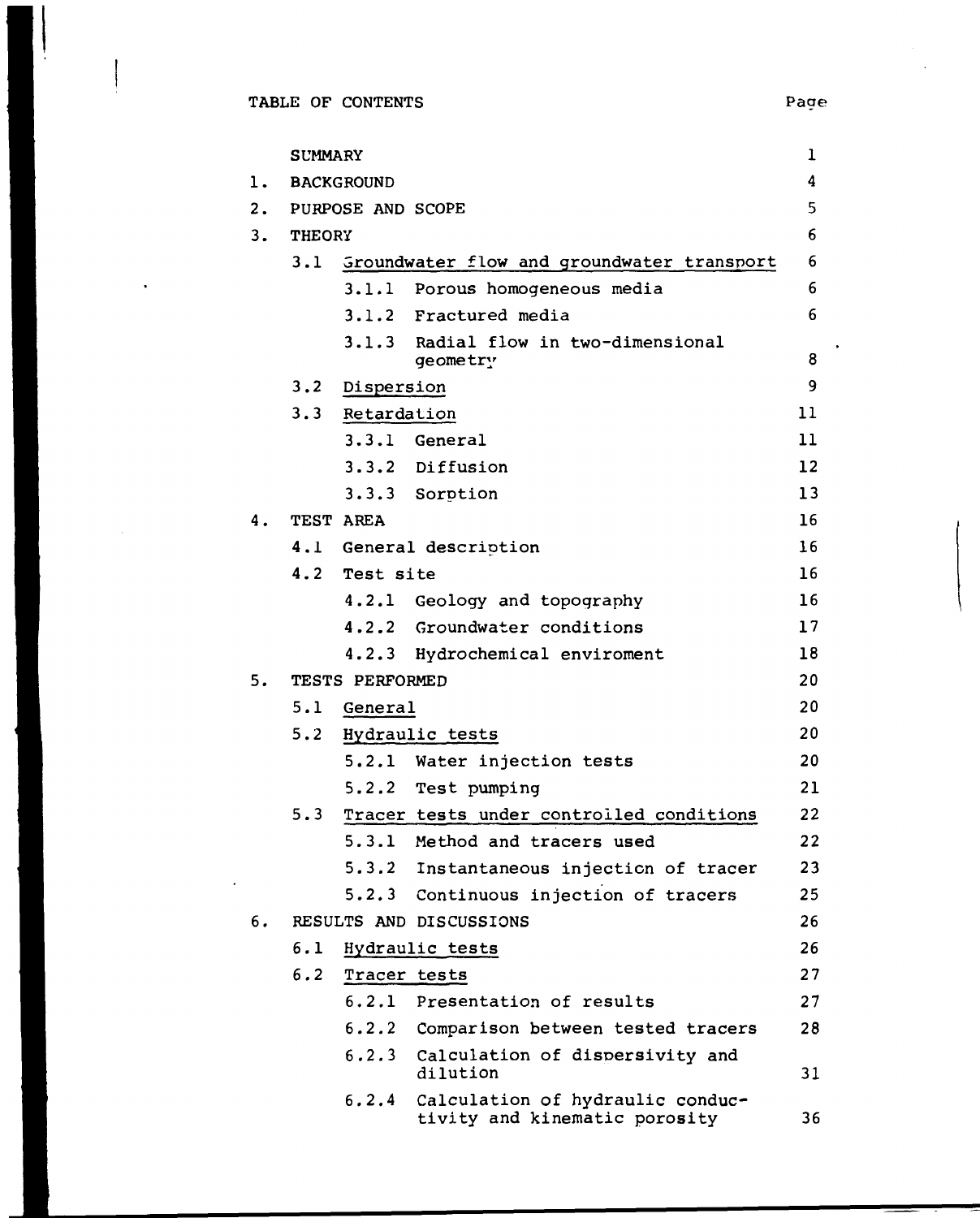TABLE OF CONTENTS

| | | | Page |
|---|---|---|---|
| | SUMMARY | | 1 |
| 1. | BACKGROUND | | 4 |
| 2. | PURPOSE AND SCOPE | | 5 |
| 3. | THEORY | | 6 |
| | 3.1 | Groundwater flow and groundwater transport | 6 |
| | | 3.1.1 Porous homogeneous media | 6 |
| | | 3.1.2 Fractured media | 6 |
| | | 3.1.3 Radial flow in two-dimensional geometry | 8 |
| | 3.2 | Dispersion | 9 |
| | 3.3 | Retardation | 11 |
| | | 3.3.1 General | 11 |
| | | 3.3.2 Diffusion | 12 |
| | | 3.3.3 Sorption | 13 |
| 4. | TEST AREA | | 16 |
| | 4.1 | General description | 16 |
| | 4.2 | Test site | 16 |
| | | 4.2.1 Geology and topography | 16 |
| | | 4.2.2 Groundwater conditions | 17 |
| | | 4.2.3 Hydrochemical enviroment | 18 |
| 5. | TESTS PERFORMED | | 20 |
| | 5.1 | General | 20 |
| | 5.2 | Hydraulic tests | 20 |
| | | 5.2.1 Water injection tests | 20 |
| | | 5.2.2 Test pumping | 21 |
| | 5.3 | Tracer tests under controlled conditions | 22 |
| | | 5.3.1 Method and tracers used | 22 |
| | | 5.3.2 Instantaneous injection of tracer | 23 |
| | | 5.2.3 Continuous injection of tracers | 25 |
| 6. | RESULTS AND DISCUSSIONS | | 26 |
| | 6.1 | Hydraulic tests | 26 |
| | 6.2 | Tracer tests | 27 |
| | | 6.2.1 Presentation of results | 27 |
| | | 6.2.2 Comparison between tested tracers | 28 |
| | | 6.2.3 Calculation of dispersivity and dilution | 31 |
| | | 6.2.4 Calculation of hydraulic conductivity and kinematic porosity | 36 |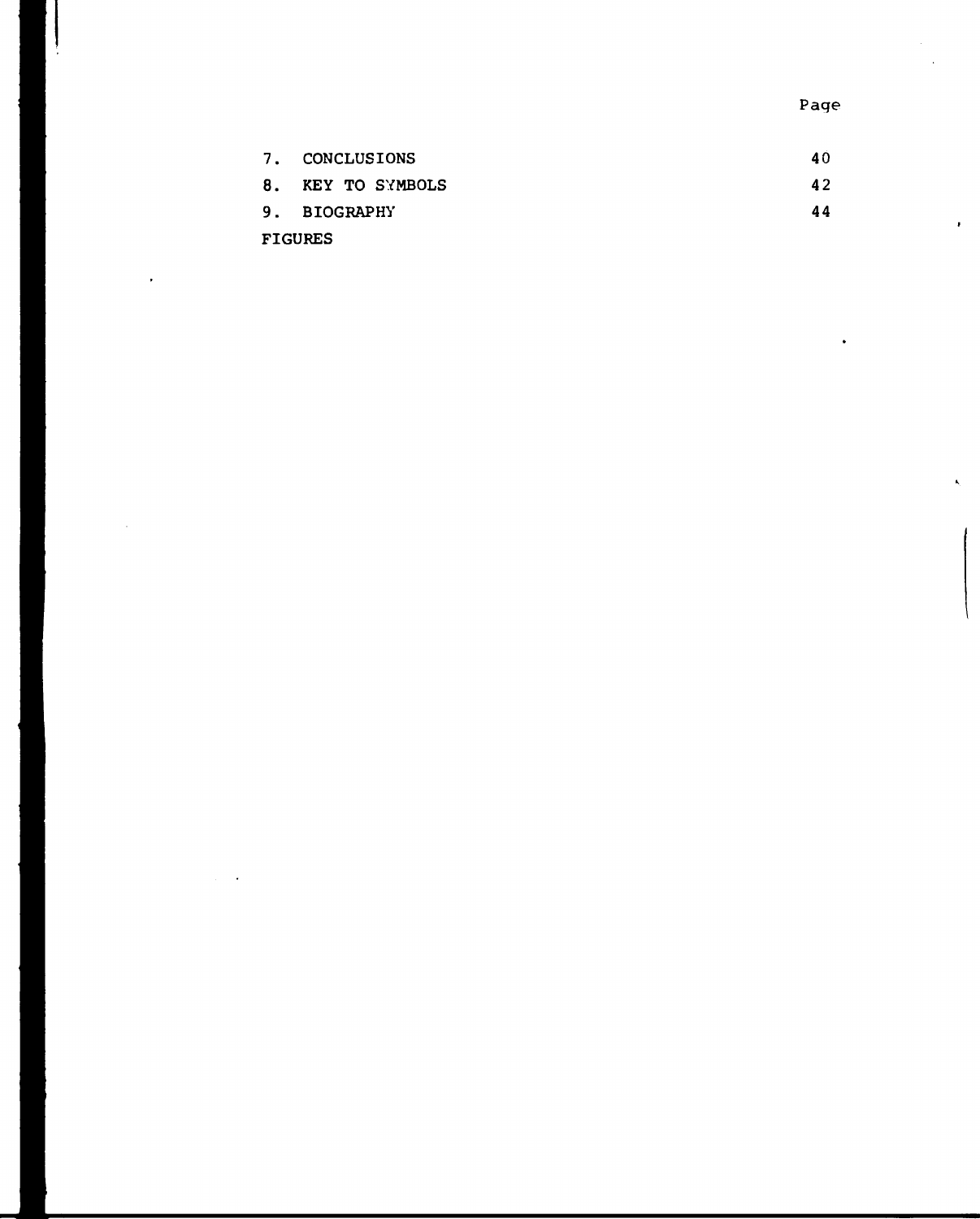| | Page |
|---|---|
| 7. CONCLUSIONS | 40 |
| 8. KEY TO SYMBOLS | 42 |
| 9. BIOGRAPHY | 44 |
| FIGURES | |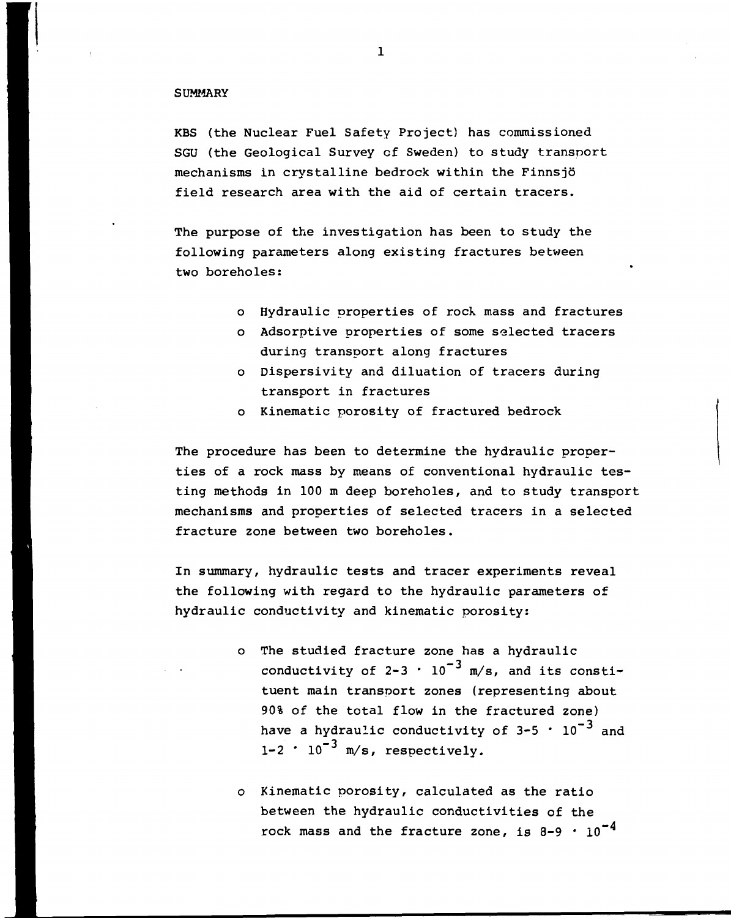## SUMMARY

KBS (the Nuclear Fuel Safety Project) has commissioned SGU (the Geological Survey of Sweden) to study transport mechanisms in crystalline bedrock within the Finnsjö field research area with the aid of certain tracers.

The purpose of the investigation has been to study the following parameters along existing fractures between two boreholes:

- Hydraulic properties of rock mass and fractures
- Adsorptive properties of some selected tracers during transport along fractures
- Dispersivity and diluation of tracers during transport in fractures
- Kinematic porosity of fractured bedrock

The procedure has been to determine the hydraulic properties of a rock mass by means of conventional hydraulic testing methods in 100 m deep boreholes, and to study transport mechanisms and properties of selected tracers in a selected fracture zone between two boreholes.

In summary, hydraulic tests and tracer experiments reveal the following with regard to the hydraulic parameters of hydraulic conductivity and kinematic porosity:

- The studied fracture zone has a hydraulic conductivity of $2\text{-}3 \cdot 10^{-3}$ m/s, and its constituent main transport zones (representing about 90% of the total flow in the fractured zone) have a hydraulic conductivity of $3\text{-}5 \cdot 10^{-3}$ and $1\text{-}2 \cdot 10^{-3}$ m/s, respectively.

- Kinematic porosity, calculated as the ratio between the hydraulic conductivities of the rock mass and the fracture zone, is $8\text{-}9 \cdot 10^{-4}$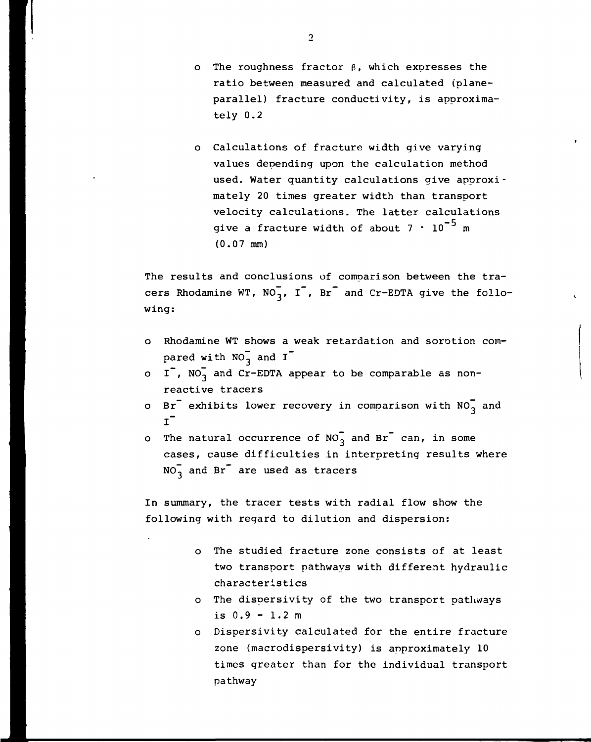- The roughness fractor $\beta$, which expresses the ratio between measured and calculated (plane-parallel) fracture conductivity, is approximately 0.2

- Calculations of fracture width give varying values depending upon the calculation method used. Water quantity calculations give approximately 20 times greater width than transport velocity calculations. The latter calculations give a fracture width of about $7 \cdot 10^{-5}$ m (0.07 mm)

The results and conclusions of comparison between the tracers Rhodamine WT, $NO_3^-$, $I^-$, $Br^-$ and Cr-EDTA give the following:

- Rhodamine WT shows a weak retardation and sorption compared with $NO_3^-$ and $I^-$
- $I^-$, $NO_3^-$ and Cr-EDTA appear to be comparable as non-reactive tracers
- $Br^-$ exhibits lower recovery in comparison with $NO_3^-$ and $I^-$
- The natural occurrence of $NO_3^-$ and $Br^-$ can, in some cases, cause difficulties in interpreting results where $NO_3^-$ and $Br^-$ are used as tracers

In summary, the tracer tests with radial flow show the following with regard to dilution and dispersion:

- The studied fracture zone consists of at least two transport pathways with different hydraulic characteristics
- The dispersivity of the two transport pathways is 0.9 - 1.2 m
- Dispersivity calculated for the entire fracture zone (macrodispersivity) is approximately 10 times greater than for the individual transport pathway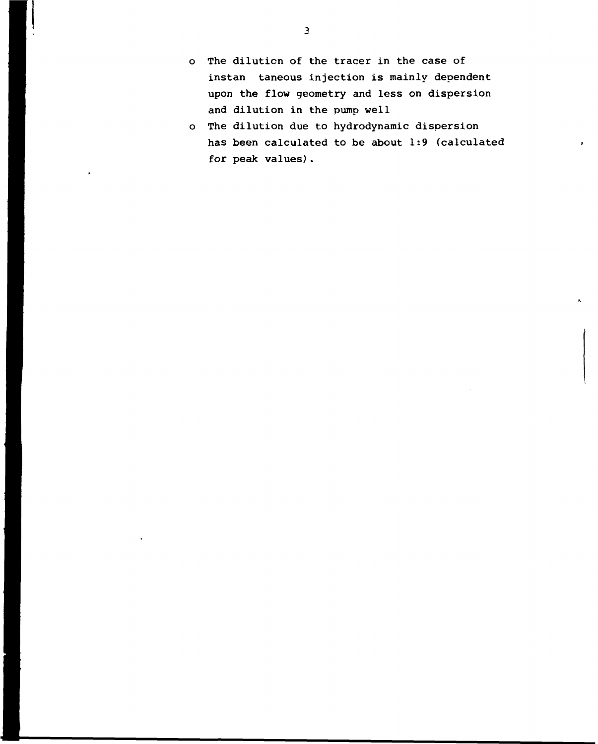- The dilution of the tracer in the case of instan taneous injection is mainly dependent upon the flow geometry and less on dispersion and dilution in the pump well
- The dilution due to hydrodynamic dispersion has been calculated to be about 1:9 (calculated for peak values).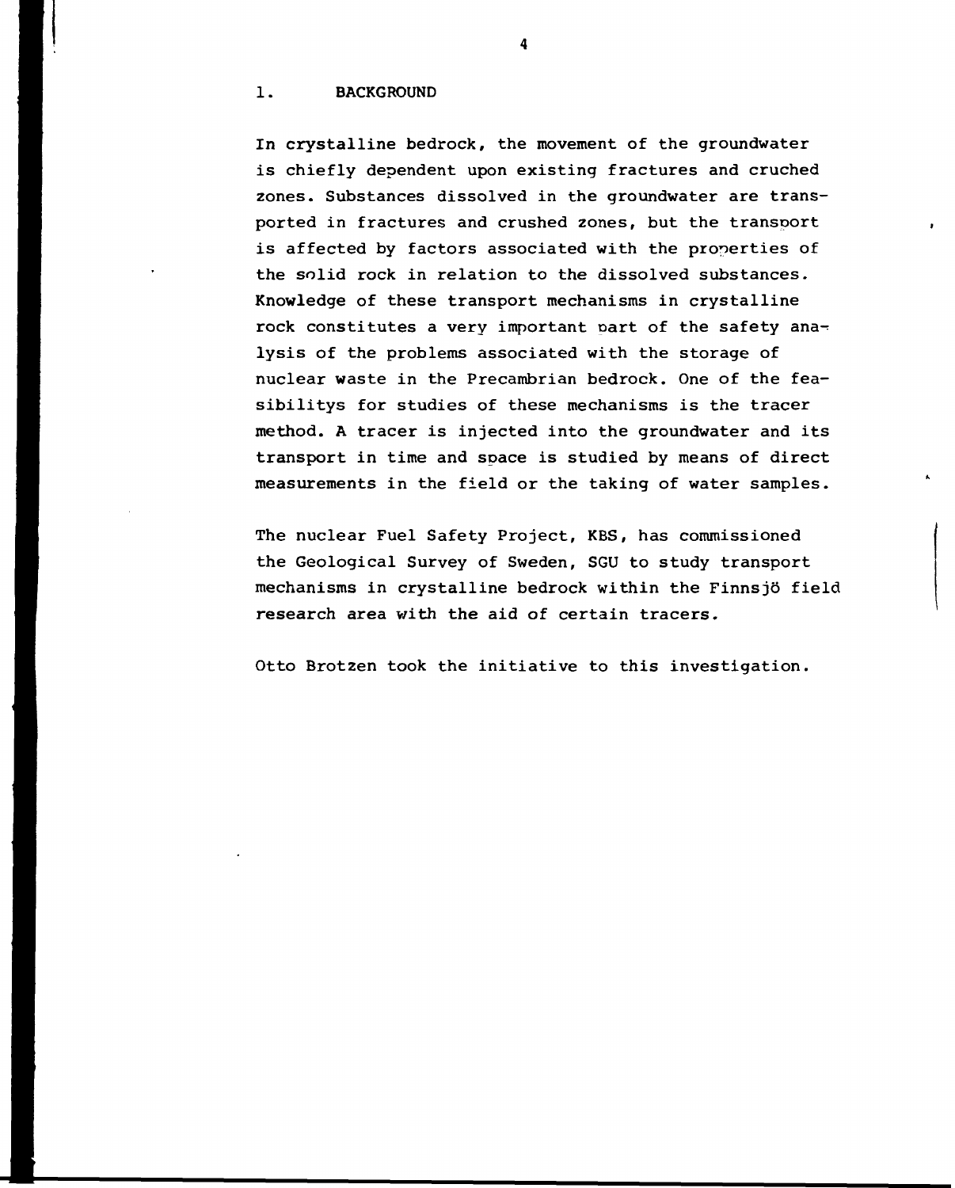# 1. BACKGROUND

In crystalline bedrock, the movement of the groundwater is chiefly dependent upon existing fractures and cruched zones. Substances dissolved in the groundwater are transported in fractures and crushed zones, but the transport is affected by factors associated with the properties of the solid rock in relation to the dissolved substances. Knowledge of these transport mechanisms in crystalline rock constitutes a very important part of the safety analysis of the problems associated with the storage of nuclear waste in the Precambrian bedrock. One of the feasibilitys for studies of these mechanisms is the tracer method. A tracer is injected into the groundwater and its transport in time and space is studied by means of direct measurements in the field or the taking of water samples.

The nuclear Fuel Safety Project, KBS, has commissioned the Geological Survey of Sweden, SGU to study transport mechanisms in crystalline bedrock within the Finnsjö field research area with the aid of certain tracers.

Otto Brotzen took the initiative to this investigation.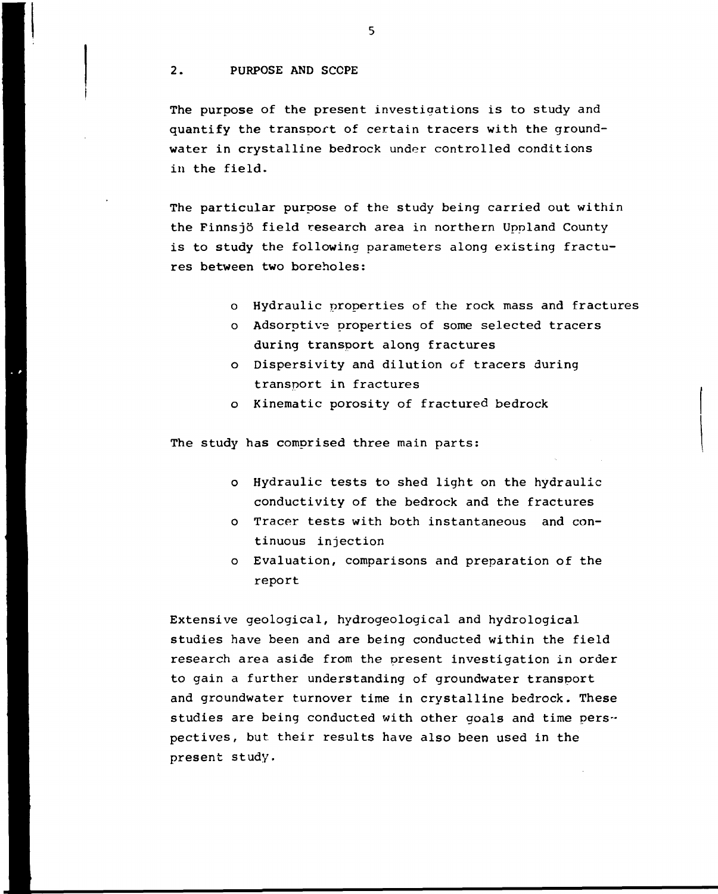## 2. PURPOSE AND SCOPE

The purpose of the present investigations is to study and quantify the transport of certain tracers with the groundwater in crystalline bedrock under controlled conditions in the field.

The particular purpose of the study being carried out within the Finnsjö field research area in northern Uppland County is to study the following parameters along existing fractures between two boreholes:

- Hydraulic properties of the rock mass and fractures
- Adsorptive properties of some selected tracers during transport along fractures
- Dispersivity and dilution of tracers during transport in fractures
- Kinematic porosity of fractured bedrock

The study has comprised three main parts:

- Hydraulic tests to shed light on the hydraulic conductivity of the bedrock and the fractures
- Tracer tests with both instantaneous and continuous injection
- Evaluation, comparisons and preparation of the report

Extensive geological, hydrogeological and hydrological studies have been and are being conducted within the field research area aside from the present investigation in order to gain a further understanding of groundwater transport and groundwater turnover time in crystalline bedrock. These studies are being conducted with other goals and time perspectives, but their results have also been used in the present study.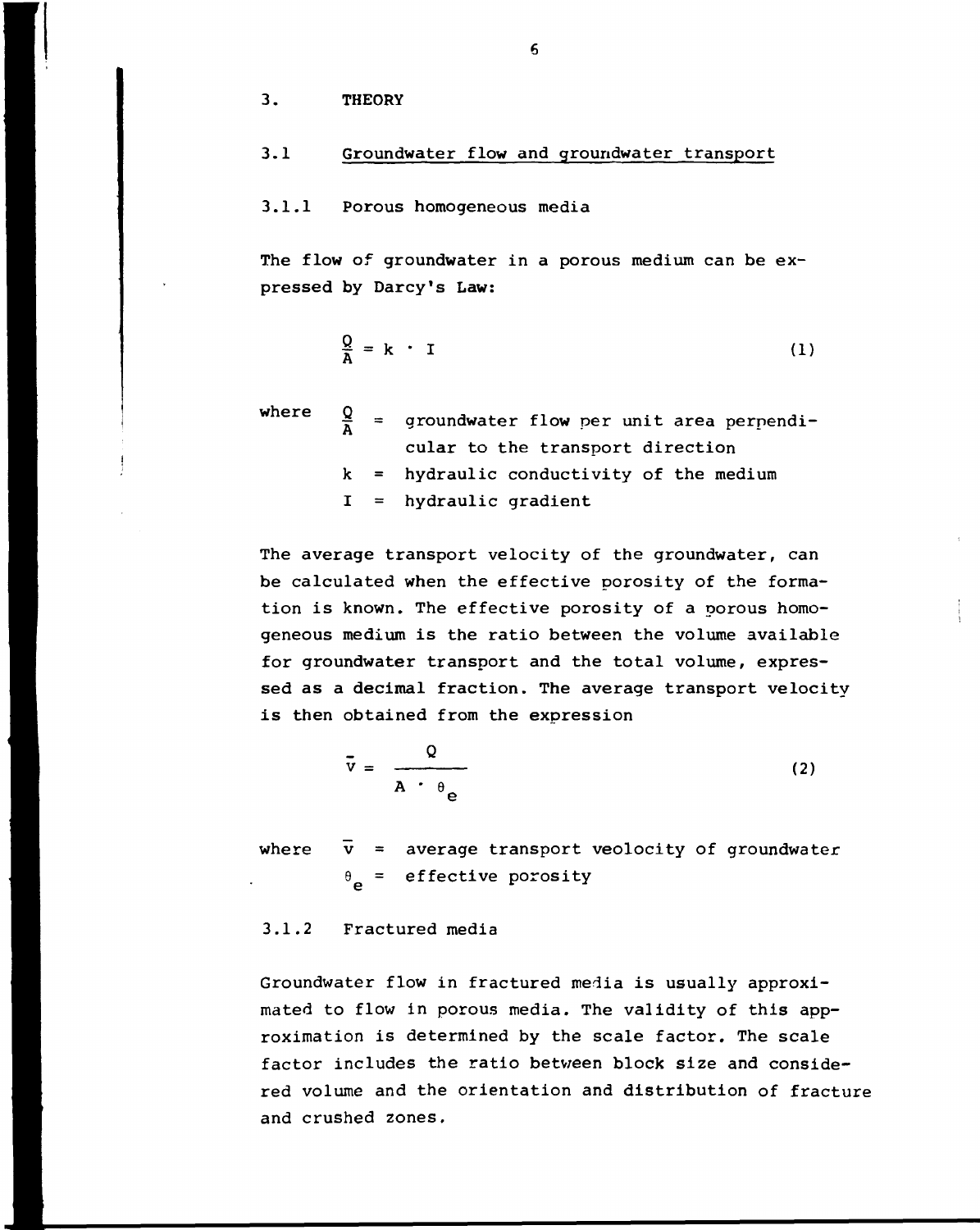# 3. THEORY

## 3.1 Groundwater flow and groundwater transport

### 3.1.1 Porous homogeneous media

The flow of groundwater in a porous medium can be expressed by Darcy's Law:

$$\frac{Q}{A} = k \cdot I \tag{1}$$

where $\frac{Q}{A}$ = groundwater flow per unit area perpendicular to the transport direction

$k$ = hydraulic conductivity of the medium

$I$ = hydraulic gradient

The average transport velocity of the groundwater, can be calculated when the effective porosity of the formation is known. The effective porosity of a porous homogeneous medium is the ratio between the volume available for groundwater transport and the total volume, expressed as a decimal fraction. The average transport velocity is then obtained from the expression

$$\bar{v} = \frac{Q}{A \cdot \theta_e} \tag{2}$$

where $\bar{v}$ = average transport veolocity of groundwater

$\theta_e$ = effective porosity

### 3.1.2 Fractured media

Groundwater flow in fractured media is usually approximated to flow in porous media. The validity of this approximation is determined by the scale factor. The scale factor includes the ratio between block size and considered volume and the orientation and distribution of fracture and crushed zones.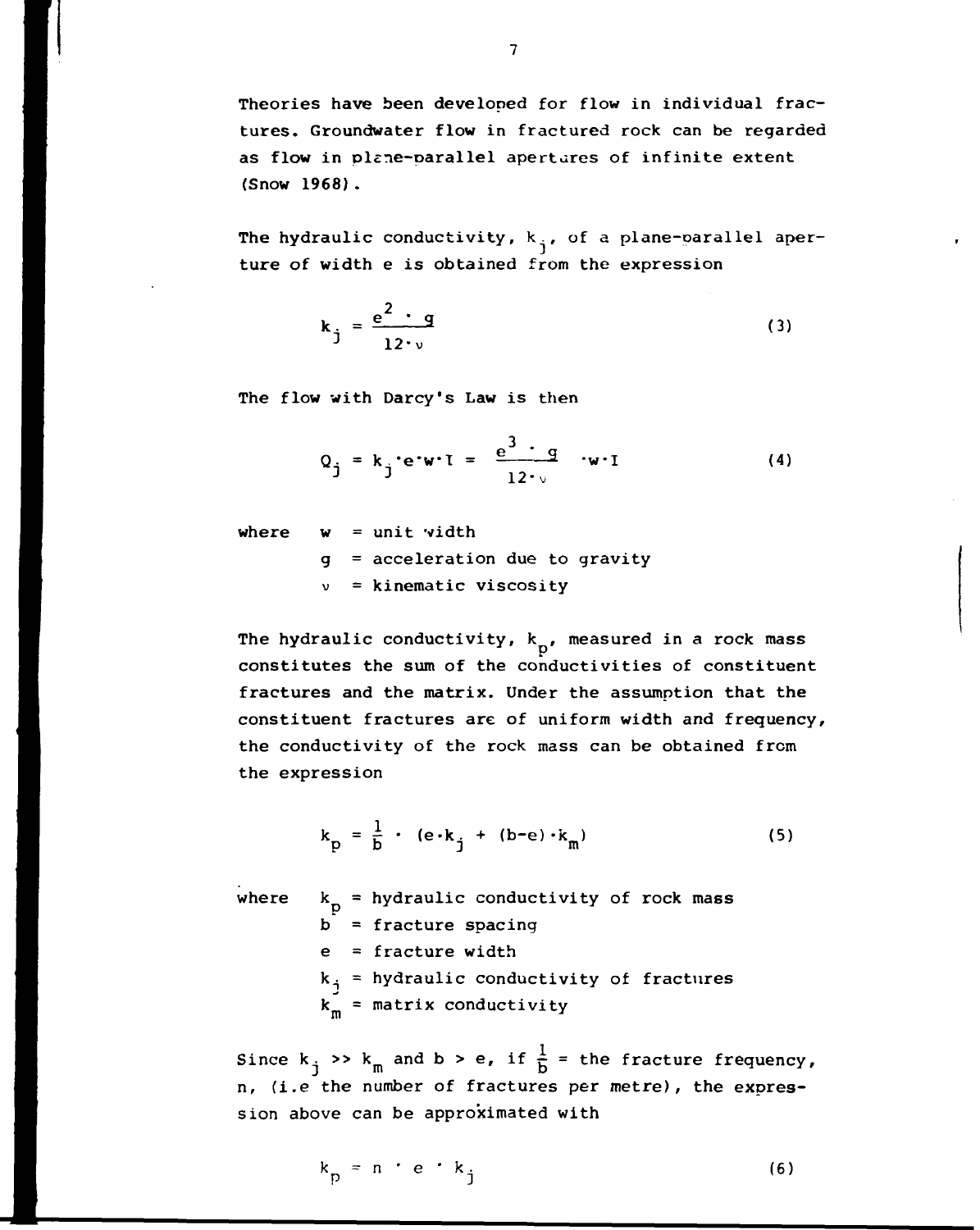Theories have been developed for flow in individual fractures. Groundwater flow in fractured rock can be regarded as flow in plane-parallel apertures of infinite extent (Snow 1968).

The hydraulic conductivity, $k_j$, of a plane-parallel aperture of width e is obtained from the expression

$$k_j = \frac{e^2 \cdot g}{12 \cdot \nu} \tag{3}$$

The flow with Darcy's Law is then

$$Q_j = k_j \cdot e \cdot w \cdot I = \frac{e^3 \cdot g}{12 \cdot \nu} \cdot w \cdot I \tag{4}$$

where
- $w$ = unit width
- $g$ = acceleration due to gravity
- $\nu$ = kinematic viscosity

The hydraulic conductivity, $k_p$, measured in a rock mass constitutes the sum of the conductivities of constituent fractures and the matrix. Under the assumption that the constituent fractures are of uniform width and frequency, the conductivity of the rock mass can be obtained from the expression

$$k_p = \frac{1}{b} \cdot (e \cdot k_j + (b-e) \cdot k_m) \tag{5}$$

where
- $k_p$ = hydraulic conductivity of rock mass
- $b$ = fracture spacing
- $e$ = fracture width
- $k_j$ = hydraulic conductivity of fractures
- $k_m$ = matrix conductivity

Since $k_j >> k_m$ and $b > e$, if $\frac{1}{b}$ = the fracture frequency, n, (i.e the number of fractures per metre), the expression above can be approximated with

$$k_p = n \cdot e \cdot k_j \tag{6}$$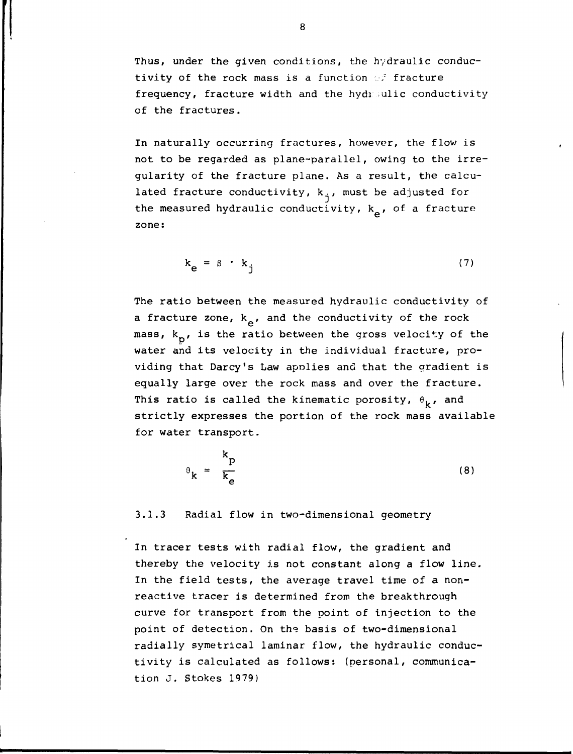Thus, under the given conditions, the hydraulic conductivity of the rock mass is a function of fracture frequency, fracture width and the hydraulic conductivity of the fractures.

In naturally occurring fractures, however, the flow is not to be regarded as plane-parallel, owing to the irregularity of the fracture plane. As a result, the calculated fracture conductivity, $k_j$, must be adjusted for the measured hydraulic conductivity, $k_e$, of a fracture zone:

$$k_e = \beta \cdot k_j \tag{7}$$

The ratio between the measured hydraulic conductivity of a fracture zone, $k_e$, and the conductivity of the rock mass, $k_p$, is the ratio between the gross velocity of the water and its velocity in the individual fracture, providing that Darcy's Law applies and that the gradient is equally large over the rock mass and over the fracture. This ratio is called the kinematic porosity, $\theta_k$, and strictly expresses the portion of the rock mass available for water transport.

$$\theta_k = \frac{k_p}{k_e} \tag{8}$$

### 3.1.3 Radial flow in two-dimensional geometry

In tracer tests with radial flow, the gradient and thereby the velocity is not constant along a flow line. In the field tests, the average travel time of a non-reactive tracer is determined from the breakthrough curve for transport from the point of injection to the point of detection. On the basis of two-dimensional radially symetrical laminar flow, the hydraulic conductivity is calculated as follows: (personal, communication J. Stokes 1979)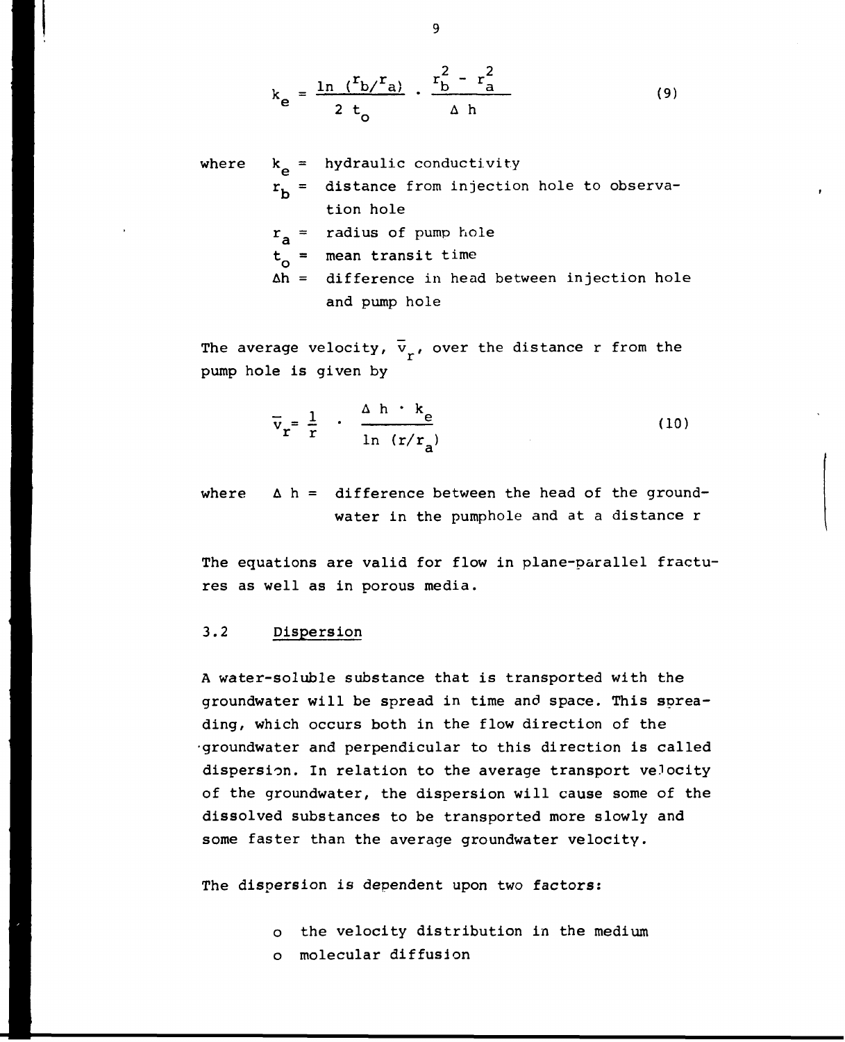$$k_e = \frac{\ln (r_b/r_a)}{2\ t_o} \cdot \frac{r_b^2 - r_a^2}{\Delta\ h} \tag{9}$$

where $k_e$ = hydraulic conductivity
$r_b$ = distance from injection hole to observation hole
$r_a$ = radius of pump hole
$t_o$ = mean transit time
$\Delta h$ = difference in head between injection hole and pump hole

The average velocity, $\bar{v}_r$, over the distance r from the pump hole is given by

$$\bar{v}_r = \frac{1}{r} \cdot \frac{\Delta\ h \cdot k_e}{\ln\ (r/r_a)} \tag{10}$$

where $\Delta\ h$ = difference between the head of the groundwater in the pumphole and at a distance r

The equations are valid for flow in plane-parallel fractures as well as in porous media.

## 3.2 Dispersion

A water-soluble substance that is transported with the groundwater will be spread in time and space. This spreading, which occurs both in the flow direction of the groundwater and perpendicular to this direction is called dispersion. In relation to the average transport velocity of the groundwater, the dispersion will cause some of the dissolved substances to be transported more slowly and some faster than the average groundwater velocity.

The dispersion is dependent upon two factors:

- the velocity distribution in the medium
- molecular diffusion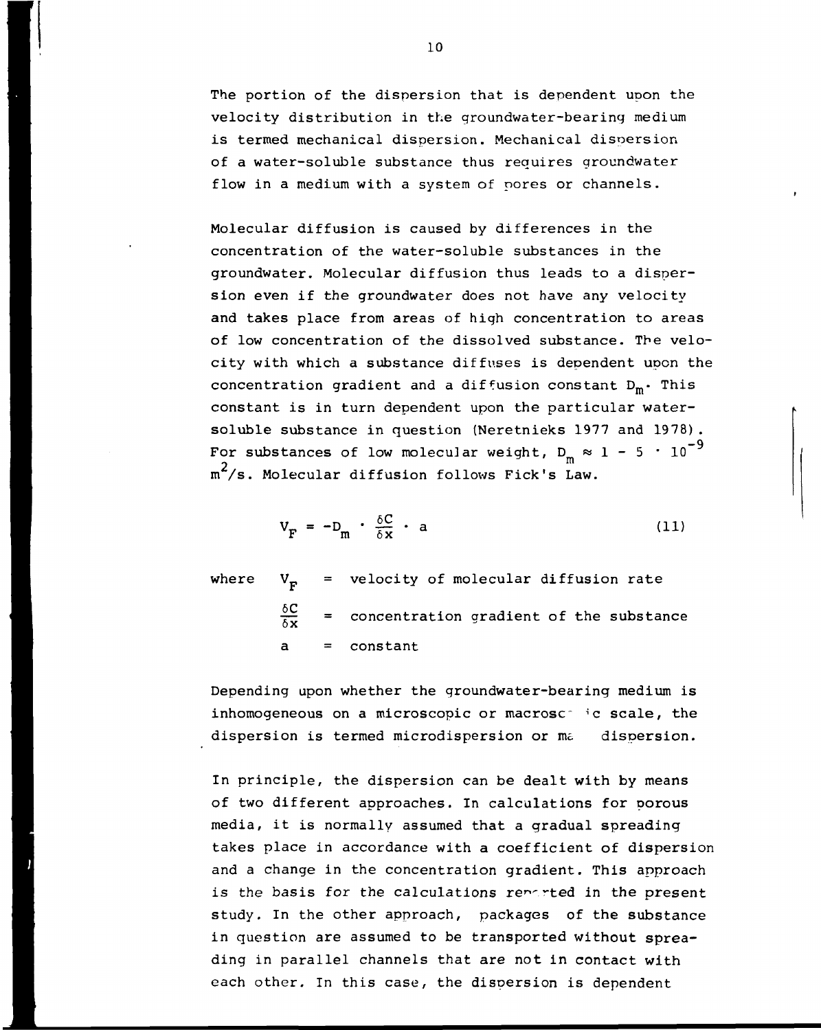The portion of the dispersion that is dependent upon the velocity distribution in the groundwater-bearing medium is termed mechanical dispersion. Mechanical dispersion of a water-soluble substance thus requires groundwater flow in a medium with a system of pores or channels.

Molecular diffusion is caused by differences in the concentration of the water-soluble substances in the groundwater. Molecular diffusion thus leads to a dispersion even if the groundwater does not have any velocity and takes place from areas of high concentration to areas of low concentration of the dissolved substance. The velocity with which a substance diffuses is dependent upon the concentration gradient and a diffusion constant $D_m$. This constant is in turn dependent upon the particular water-soluble substance in question (Neretnieks 1977 and 1978). For substances of low molecular weight, $D_m \approx 1 - 5 \cdot 10^{-9}$ $m^2/s$. Molecular diffusion follows Fick's Law.

$$V_F = -D_m \cdot \frac{\delta C}{\delta x} \cdot a \tag{11}$$

where $V_F$ = velocity of molecular diffusion rate

$\frac{\delta C}{\delta x}$ = concentration gradient of the substance

$a$ = constant

Depending upon whether the groundwater-bearing medium is inhomogeneous on a microscopic or macroscopic scale, the dispersion is termed microdispersion or macrodispersion.

In principle, the dispersion can be dealt with by means of two different approaches. In calculations for porous media, it is normally assumed that a gradual spreading takes place in accordance with a coefficient of dispersion and a change in the concentration gradient. This approach is the basis for the calculations reported in the present study. In the other approach, packages of the substance in question are assumed to be transported without spreading in parallel channels that are not in contact with each other. In this case, the dispersion is dependent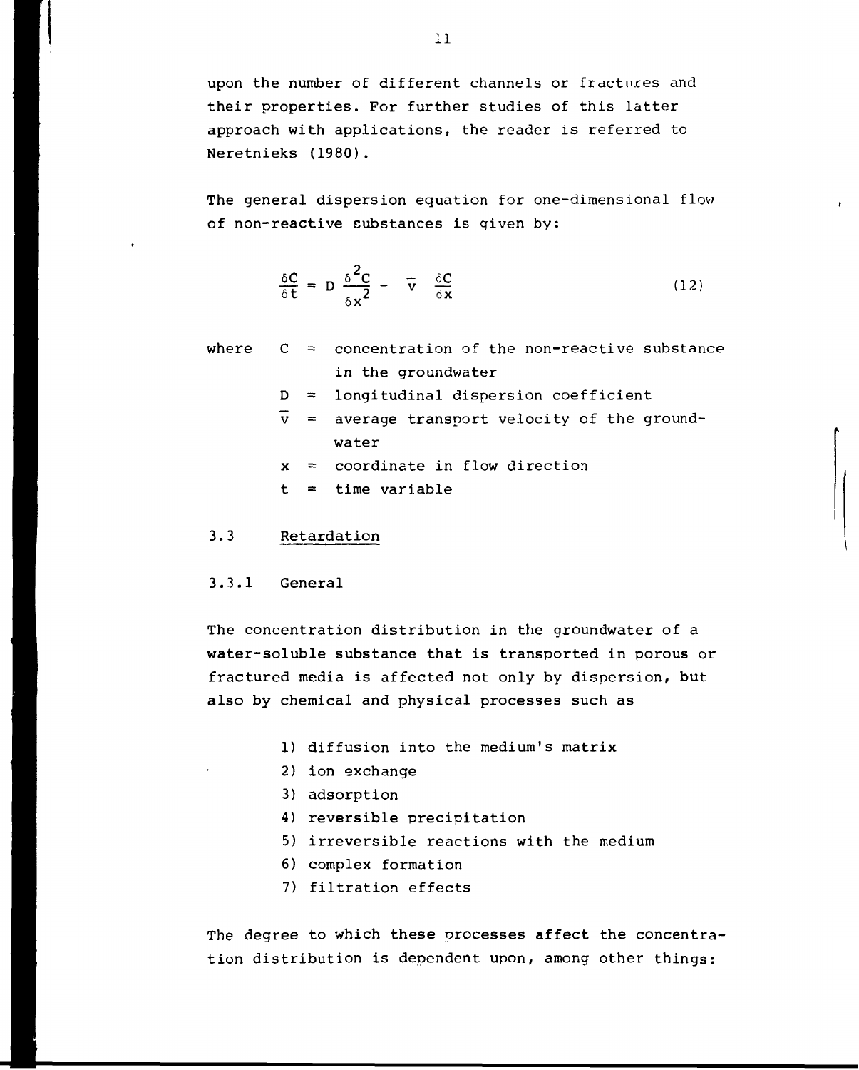upon the number of different channels or fractures and their properties. For further studies of this latter approach with applications, the reader is referred to Neretnieks (1980).

The general dispersion equation for one-dimensional flow of non-reactive substances is given by:

$$\frac{\delta C}{\delta t} = D \frac{\delta^2 C}{\delta x^2} - \bar{v} \frac{\delta C}{\delta x} \qquad (12)$$

where
- $C$ = concentration of the non-reactive substance in the groundwater
- $D$ = longitudinal dispersion coefficient
- $\bar{v}$ = average transport velocity of the groundwater
- $x$ = coordinate in flow direction
- $t$ = time variable

## 3.3 Retardation

### 3.3.1 General

The concentration distribution in the groundwater of a water-soluble substance that is transported in porous or fractured media is affected not only by dispersion, but also by chemical and physical processes such as

1) diffusion into the medium's matrix
2) ion exchange
3) adsorption
4) reversible precipitation
5) irreversible reactions with the medium
6) complex formation
7) filtration effects

The degree to which these processes affect the concentration distribution is dependent upon, among other things: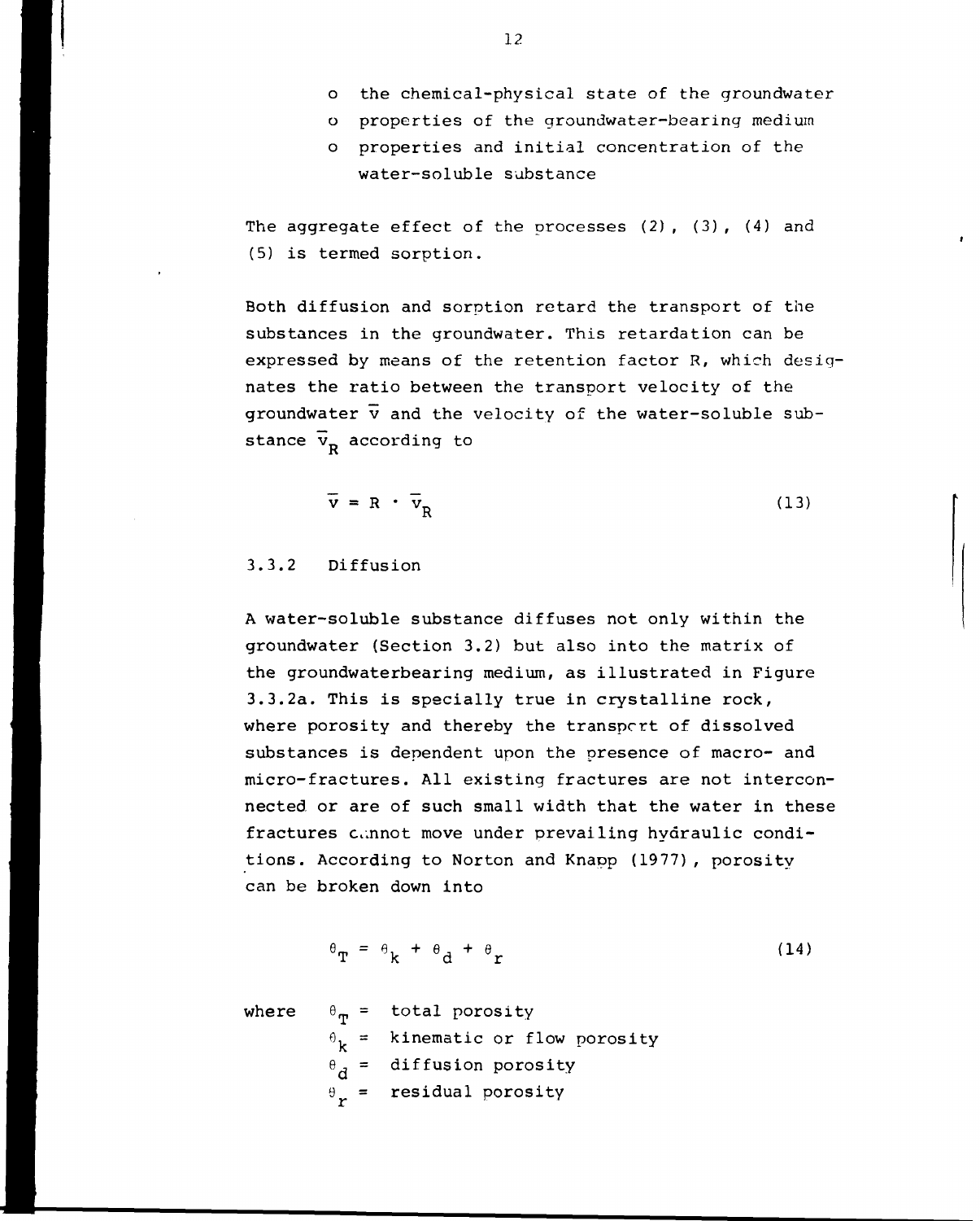- the chemical-physical state of the groundwater
- properties of the groundwater-bearing medium
- properties and initial concentration of the water-soluble substance

The aggregate effect of the processes (2), (3), (4) and (5) is termed sorption.

Both diffusion and sorption retard the transport of the substances in the groundwater. This retardation can be expressed by means of the retention factor R, which designates the ratio between the transport velocity of the groundwater $\bar{v}$ and the velocity of the water-soluble substance $\bar{v}_R$ according to

$$\bar{v} = R \cdot \bar{v}_R \tag{13}$$

### 3.3.2 Diffusion

A water-soluble substance diffuses not only within the groundwater (Section 3.2) but also into the matrix of the groundwaterbearing medium, as illustrated in Figure 3.3.2a. This is specially true in crystalline rock, where porosity and thereby the transport of dissolved substances is dependent upon the presence of macro- and micro-fractures. All existing fractures are not interconnected or are of such small width that the water in these fractures cannot move under prevailing hydraulic conditions. According to Norton and Knapp (1977), porosity can be broken down into

$$\theta_T = \theta_k + \theta_d + \theta_r \tag{14}$$

where
- $\theta_T$ = total porosity
- $\theta_k$ = kinematic or flow porosity
- $\theta_d$ = diffusion porosity
- $\theta_r$ = residual porosity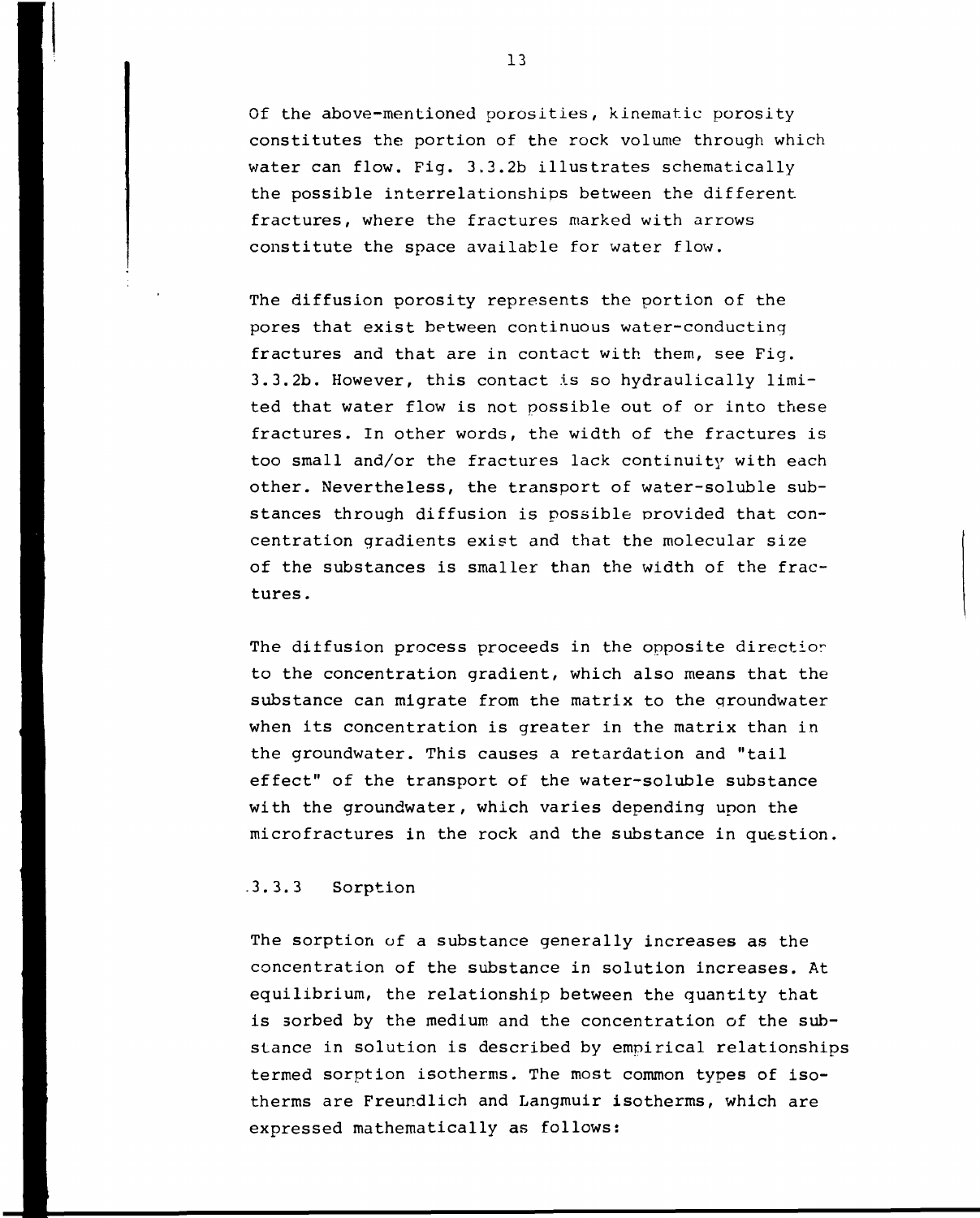Of the above-mentioned porosities, kinematic porosity constitutes the portion of the rock volume through which water can flow. Fig. 3.3.2b illustrates schematically the possible interrelationships between the different fractures, where the fractures marked with arrows constitute the space available for water flow.

The diffusion porosity represents the portion of the pores that exist between continuous water-conducting fractures and that are in contact with them, see Fig. 3.3.2b. However, this contact is so hydraulically limited that water flow is not possible out of or into these fractures. In other words, the width of the fractures is too small and/or the fractures lack continuity with each other. Nevertheless, the transport of water-soluble substances through diffusion is possible provided that concentration gradients exist and that the molecular size of the substances is smaller than the width of the fractures.

The diffusion process proceeds in the opposite direction to the concentration gradient, which also means that the substance can migrate from the matrix to the groundwater when its concentration is greater in the matrix than in the groundwater. This causes a retardation and "tail effect" of the transport of the water-soluble substance with the groundwater, which varies depending upon the microfractures in the rock and the substance in question.

### 3.3.3 Sorption

The sorption of a substance generally increases as the concentration of the substance in solution increases. At equilibrium, the relationship between the quantity that is sorbed by the medium and the concentration of the substance in solution is described by empirical relationships termed sorption isotherms. The most common types of isotherms are Freundlich and Langmuir isotherms, which are expressed mathematically as follows: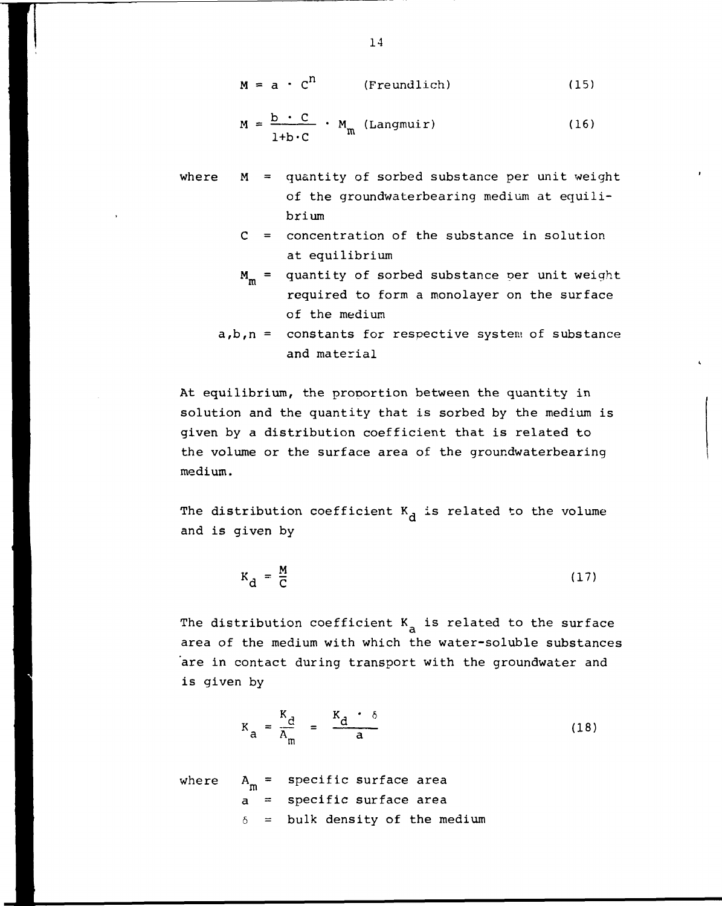$$M = a \cdot C^n \qquad \text{(Freundlich)} \tag{15}$$

$$M = \frac{b \cdot C}{1+b \cdot C} \cdot M_m \quad \text{(Langmuir)} \tag{16}$$

where $M$ = quantity of sorbed substance per unit weight of the groundwaterbearing medium at equilibrium

$C$ = concentration of the substance in solution at equilibrium

$M_m$ = quantity of sorbed substance per unit weight required to form a monolayer on the surface of the medium

$a,b,n$ = constants for respective system of substance and material

At equilibrium, the proportion between the quantity in solution and the quantity that is sorbed by the medium is given by a distribution coefficient that is related to the volume or the surface area of the groundwaterbearing medium.

The distribution coefficient $K_d$ is related to the volume and is given by

$$K_d = \frac{M}{C} \tag{17}$$

The distribution coefficient $K_a$ is related to the surface area of the medium with which the water-soluble substances are in contact during transport with the groundwater and is given by

$$K_a = \frac{K_d}{A_m} = \frac{K_d \cdot \delta}{a} \tag{18}$$

where $A_m$ = specific surface area

$a$ = specific surface area

$\delta$ = bulk density of the medium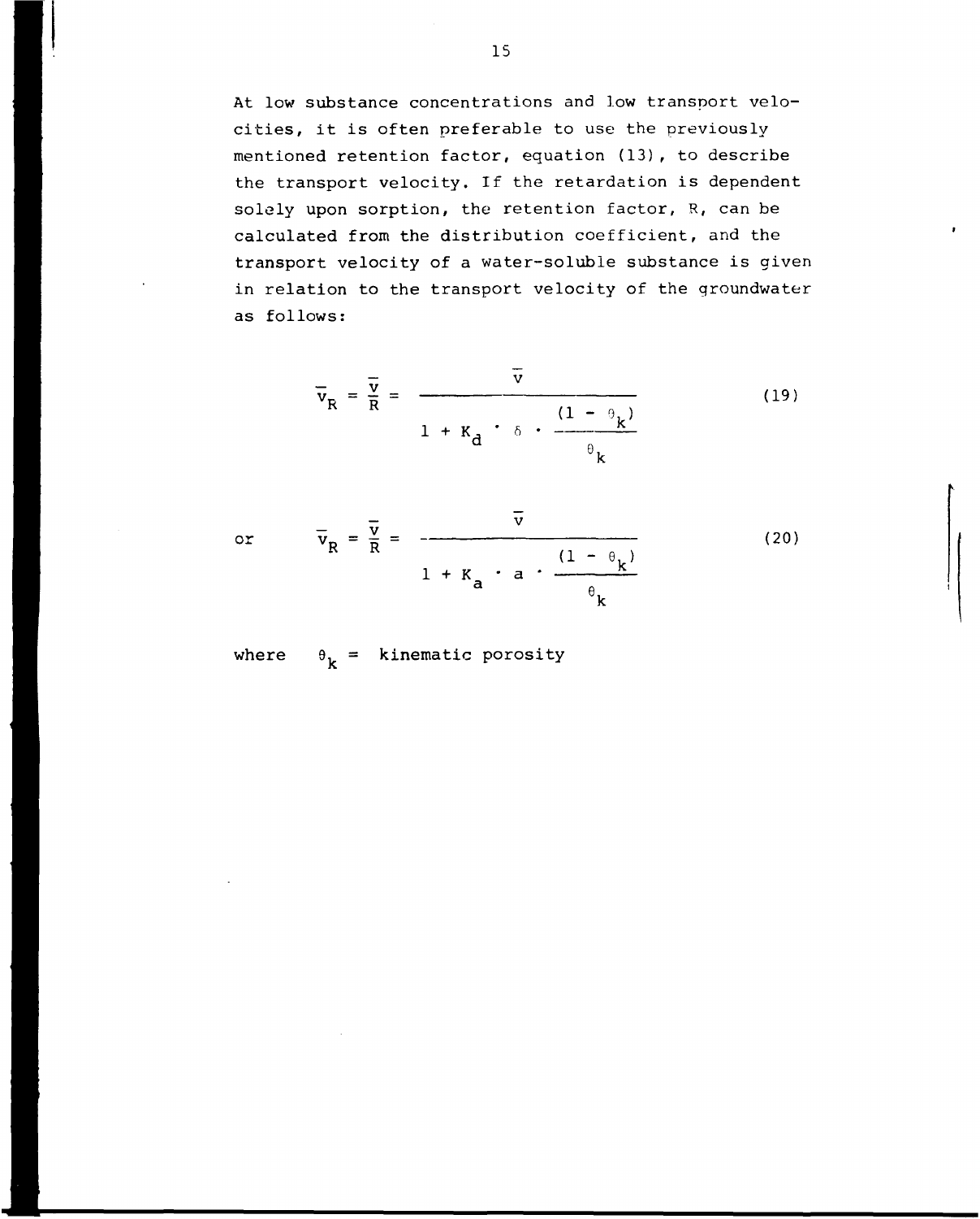At low substance concentrations and low transport velocities, it is often preferable to use the previously mentioned retention factor, equation (13), to describe the transport velocity. If the retardation is dependent solely upon sorption, the retention factor, R, can be calculated from the distribution coefficient, and the transport velocity of a water-soluble substance is given in relation to the transport velocity of the groundwater as follows:

$$\bar{v}_R = \frac{\bar{v}}{R} = \frac{\bar{v}}{1 + K_d \cdot \delta \cdot \dfrac{(1 - \theta_k)}{\theta_k}} \tag{19}$$

or

$$\bar{v}_R = \frac{\bar{v}}{R} = \frac{\bar{v}}{1 + K_a \cdot a \cdot \dfrac{(1 - \theta_k)}{\theta_k}} \tag{20}$$

where $\theta_k$ = kinematic porosity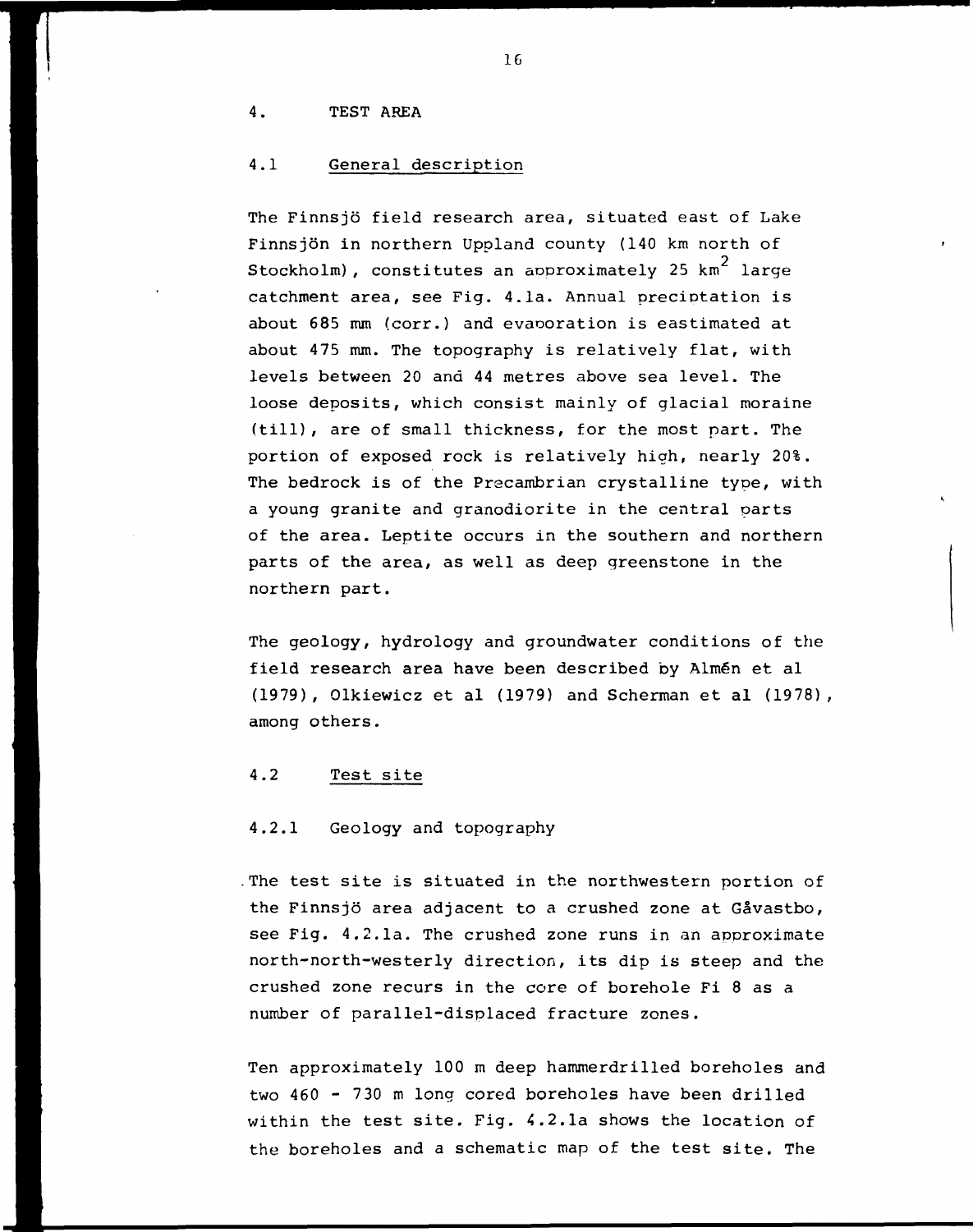# 4. TEST AREA

## 4.1 General description

The Finnsjö field research area, situated east of Lake Finnsjön in northern Uppland county (140 km north of Stockholm), constitutes an approximately 25 $km^2$ large catchment area, see Fig. 4.1a. Annual preciptation is about 685 mm (corr.) and evaporation is eastimated at about 475 mm. The topography is relatively flat, with levels between 20 and 44 metres above sea level. The loose deposits, which consist mainly of glacial moraine (till), are of small thickness, for the most part. The portion of exposed rock is relatively high, nearly 20%. The bedrock is of the Precambrian crystalline type, with a young granite and granodiorite in the central parts of the area. Leptite occurs in the southern and northern parts of the area, as well as deep greenstone in the northern part.

The geology, hydrology and groundwater conditions of the field research area have been described by Almén et al (1979), Olkiewicz et al (1979) and Scherman et al (1978), among others.

## 4.2 Test site

### 4.2.1 Geology and topography

The test site is situated in the northwestern portion of the Finnsjö area adjacent to a crushed zone at Gåvastbo, see Fig. 4.2.1a. The crushed zone runs in an approximate north-north-westerly direction, its dip is steep and the crushed zone recurs in the core of borehole Fi 8 as a number of parallel-displaced fracture zones.

Ten approximately 100 m deep hammerdrilled boreholes and two 460 - 730 m long cored boreholes have been drilled within the test site. Fig. 4.2.1a shows the location of the boreholes and a schematic map of the test site. The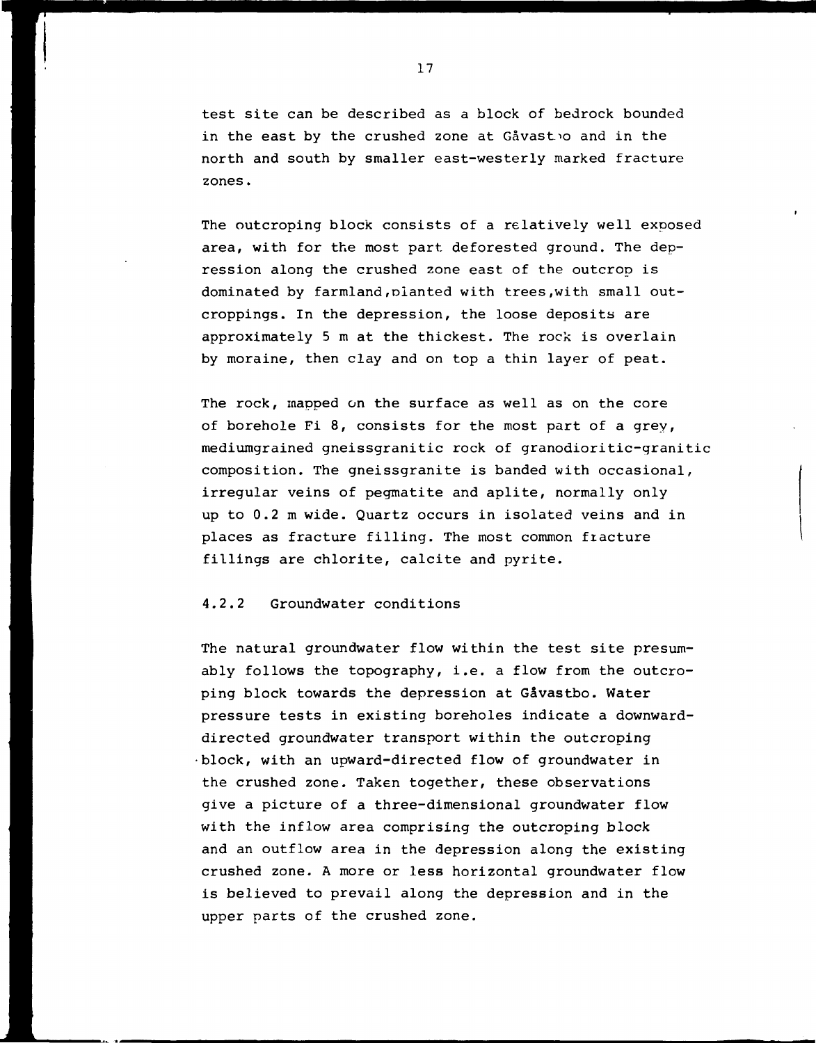test site can be described as a block of bedrock bounded in the east by the crushed zone at Gåvastbo and in the north and south by smaller east-westerly marked fracture zones.

The outcroping block consists of a relatively well exposed area, with for the most part deforested ground. The depression along the crushed zone east of the outcrop is dominated by farmland,planted with trees,with small outcroppings. In the depression, the loose deposits are approximately 5 m at the thickest. The rock is overlain by moraine, then clay and on top a thin layer of peat.

The rock, mapped on the surface as well as on the core of borehole Fi 8, consists for the most part of a grey, mediumgrained gneissgranitic rock of granodioritic-granitic composition. The gneissgranite is banded with occasional, irregular veins of pegmatite and aplite, normally only up to 0.2 m wide. Quartz occurs in isolated veins and in places as fracture filling. The most common fracture fillings are chlorite, calcite and pyrite.

### 4.2.2 Groundwater conditions

The natural groundwater flow within the test site presumably follows the topography, i.e. a flow from the outcroping block towards the depression at Gåvastbo. Water pressure tests in existing boreholes indicate a downward-directed groundwater transport within the outcroping block, with an upward-directed flow of groundwater in the crushed zone. Taken together, these observations give a picture of a three-dimensional groundwater flow with the inflow area comprising the outcroping block and an outflow area in the depression along the existing crushed zone. A more or less horizontal groundwater flow is believed to prevail along the depression and in the upper parts of the crushed zone.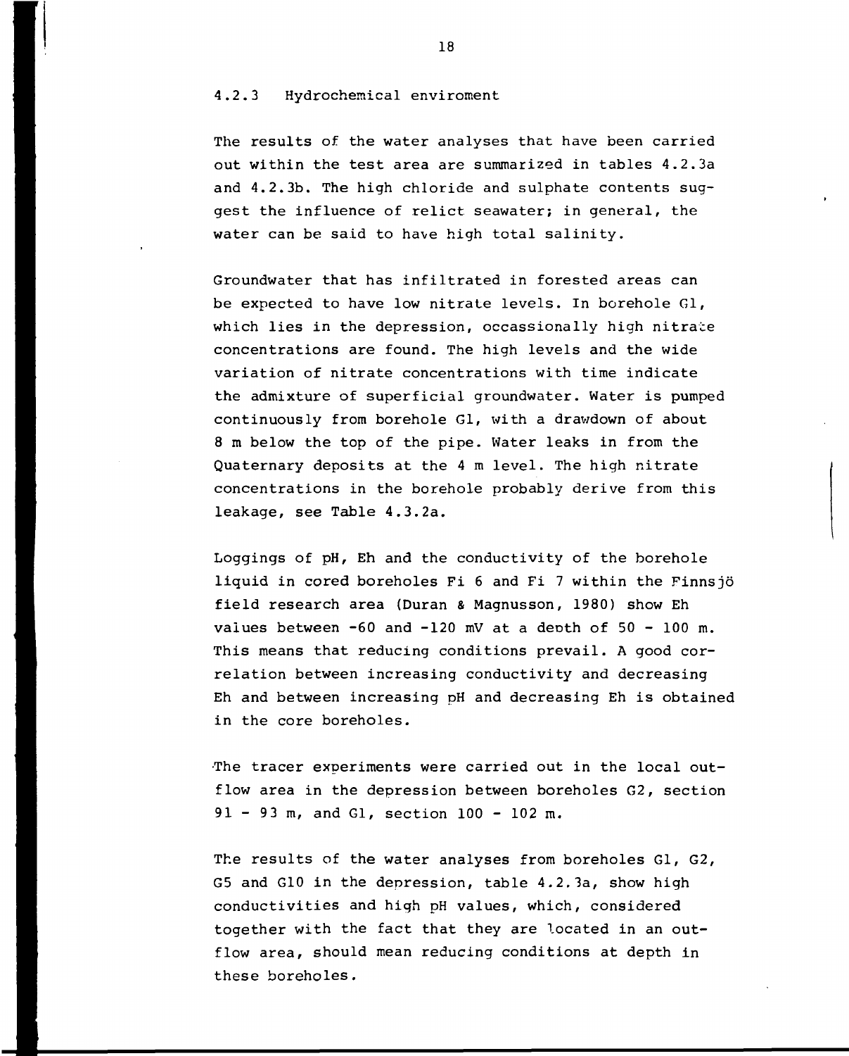### 4.2.3 Hydrochemical enviroment

The results of the water analyses that have been carried out within the test area are summarized in tables 4.2.3a and 4.2.3b. The high chloride and sulphate contents suggest the influence of relict seawater; in general, the water can be said to have high total salinity.

Groundwater that has infiltrated in forested areas can be expected to have low nitrate levels. In borehole G1, which lies in the depression, occassionally high nitrate concentrations are found. The high levels and the wide variation of nitrate concentrations with time indicate the admixture of superficial groundwater. Water is pumped continuously from borehole G1, with a drawdown of about 8 m below the top of the pipe. Water leaks in from the Quaternary deposits at the 4 m level. The high nitrate concentrations in the borehole probably derive from this leakage, see Table 4.3.2a.

Loggings of pH, Eh and the conductivity of the borehole liquid in cored boreholes Fi 6 and Fi 7 within the Finnsjö field research area (Duran & Magnusson, 1980) show Eh values between -60 and -120 mV at a depth of 50 - 100 m. This means that reducing conditions prevail. A good correlation between increasing conductivity and decreasing Eh and between increasing pH and decreasing Eh is obtained in the core boreholes.

The tracer experiments were carried out in the local outflow area in the depression between boreholes G2, section 91 - 93 m, and G1, section 100 - 102 m.

The results of the water analyses from boreholes G1, G2, G5 and G10 in the depression, table 4.2.3a, show high conductivities and high pH values, which, considered together with the fact that they are located in an outflow area, should mean reducing conditions at depth in these boreholes.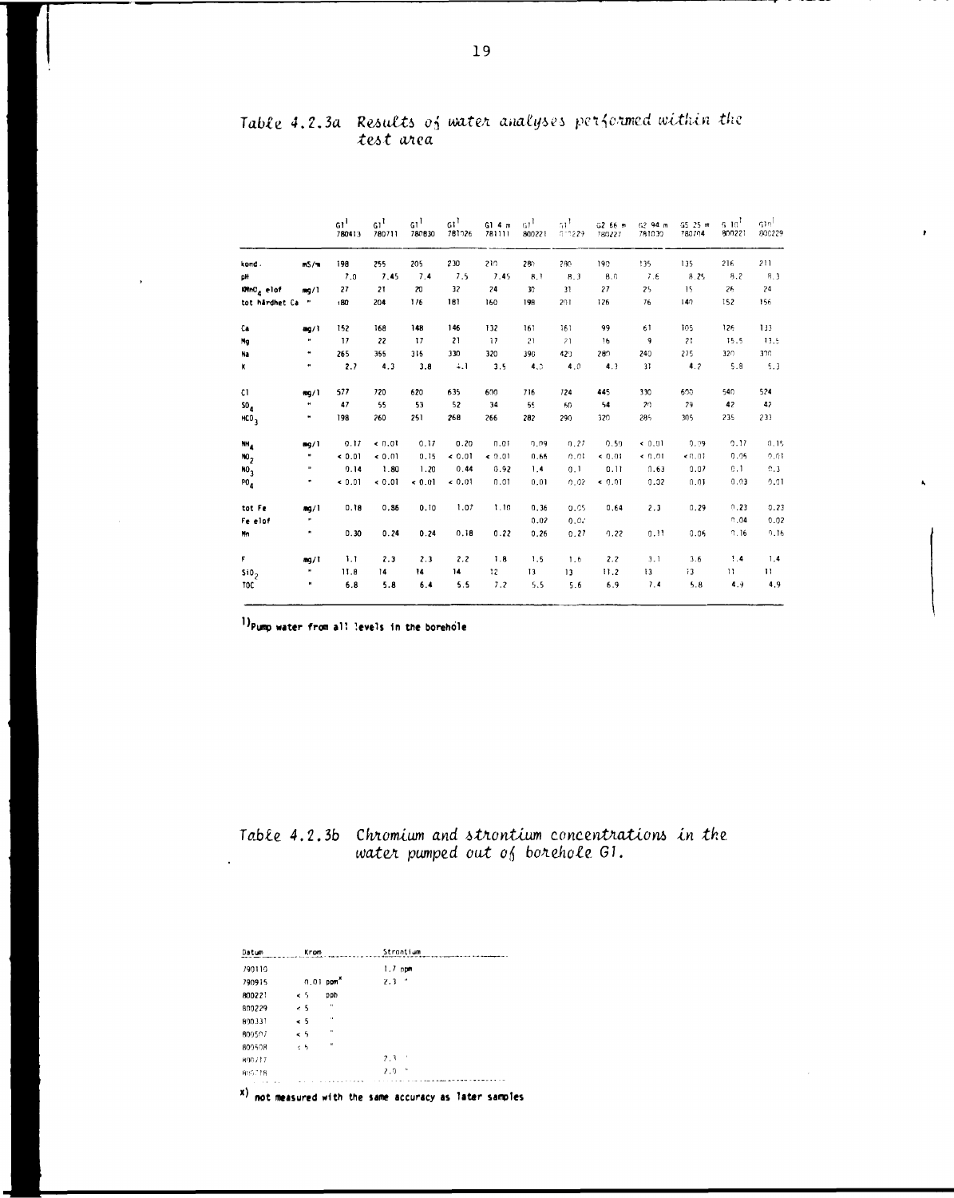*Table 4.2.3a Results of water analyses performed within the test area*

| | | G1[1] 780413 | G1[1] 780711 | G1[1] 780830 | G1[1] 781026 | G1 4 m 781111 | G1[1] 800221 | G1[1] 800229 | G2 66 m 780227 | G2 94 m 781030 | G5 25 m 780704 | G10[1] 800221 | G10[1] 800229 |
|---|---|---|---|---|---|---|---|---|---|---|---|---|---|
| kond. | mS/m | 198 | 255 | 205 | 230 | 210 | 280 | 280 | 190 | 135 | 135 | 216 | 211 |
| pH | | 7.0 | 7.45 | 7.4 | 7.5 | 7.45 | 8.1 | 8.3 | 8.0 | 7.6 | 8.25 | 8.2 | 8.3 |
| $KMnO_4$ elof | mg/l | 27 | 21 | 20 | 32 | 24 | 30 | 31 | 27 | 25 | 15 | 26 | 24 |
| tot hårdhet Ca | " | 180 | 204 | 176 | 181 | 160 | 198 | 201 | 126 | 76 | 140 | 152 | 156 |
| Ca | mg/l | 152 | 168 | 148 | 146 | 132 | 161 | 161 | 99 | 61 | 105 | 126 | 133 |
| Mg | " | 17 | 22 | 17 | 21 | 17 | 21 | 21 | 16 | 9 | 21 | 15.5 | 13.5 |
| Na | " | 265 | 355 | 315 | 330 | 320 | 390 | 420 | 280 | 240 | 275 | 320 | 330 |
| K | " | 2.7 | 4.3 | 3.8 | 4.1 | 3.5 | 4.0 | 4.0 | 4.3 | 31 | 4.2 | 5.8 | 5.3 |
| Cl | mg/l | 577 | 720 | 620 | 635 | 600 | 716 | 724 | 445 | 330 | 600 | 540 | 524 |
| $SO_4$ | " | 47 | 55 | 53 | 52 | 34 | 55 | 60 | 54 | 20 | 29 | 42 | 42 |
| $HCO_3$ | " | 198 | 260 | 251 | 268 | 266 | 282 | 290 | 320 | 285 | 305 | 235 | 233 |
| $NH_4$ | mg/l | 0.17 | < 0.01 | 0.17 | 0.20 | 0.01 | 0.09 | 0.27 | 0.50 | < 0.01 | 0.09 | 0.17 | 0.15 |
| $NO_2$ | " | < 0.01 | < 0.01 | 0.15 | < 0.01 | < 0.01 | 0.66 | 0.01 | < 0.01 | < 0.01 | < 0.01 | 0.05 | 0.03 |
| $NO_3$ | " | 0.14 | 1.80 | 1.20 | 0.44 | 0.92 | 1.4 | 0.1 | 0.11 | 0.63 | 0.07 | 0.1 | 0.3 |
| $PO_4$ | " | < 0.01 | < 0.01 | < 0.01 | < 0.01 | 0.01 | 0.01 | 0.02 | < 0.01 | 0.02 | 0.01 | 0.03 | 0.01 |
| tot Fe | mg/l | 0.18 | 0.86 | 0.10 | 1.07 | 1.10 | 0.36 | 0.05 | 0.64 | 2.3 | 0.29 | 0.23 | 0.23 |
| Fe elof | " | | | | | | 0.02 | 0.02 | | | | 0.04 | 0.02 |
| Mn | " | 0.30 | 0.24 | 0.24 | 0.18 | 0.22 | 0.26 | 0.27 | 0.22 | 0.11 | 0.06 | 0.16 | 0.16 |
| F | mg/l | 1.1 | 2.3 | 2.3 | 2.2 | 1.8 | 1.5 | 1.6 | 2.2 | 3.1 | 3.6 | 1.4 | 1.4 |
| $SiO_2$ | " | 11.8 | 14 | 14 | 14 | 12 | 13 | 13 | 11.2 | 13 | 13 | 11 | 11 |
| TOC | " | 6.8 | 5.8 | 6.4 | 5.5 | 7.2 | 5.5 | 5.6 | 6.9 | 7.4 | 5.8 | 4.9 | 4.9 |

[1] Pump water from all levels in the borehole

*Table 4.2.3b Chromium and strontium concentrations in the water pumped out of borehole G1.*

| Datum | Krom | Strontium |
|---|---|---|
| 790110 | | 1.7 ppm |
| 790915 | 0.01 ppm[x] | 2.3 " |
| 800221 | < 5 ppb | |
| 800229 | < 5 " | |
| 800331 | < 5 " | |
| 800507 | < 5 " | |
| 800508 | < 5 " | |
| 800717 | | 2.3 " |
| 800718 | | 2.0 " |

[x] not measured with the same accuracy as later samples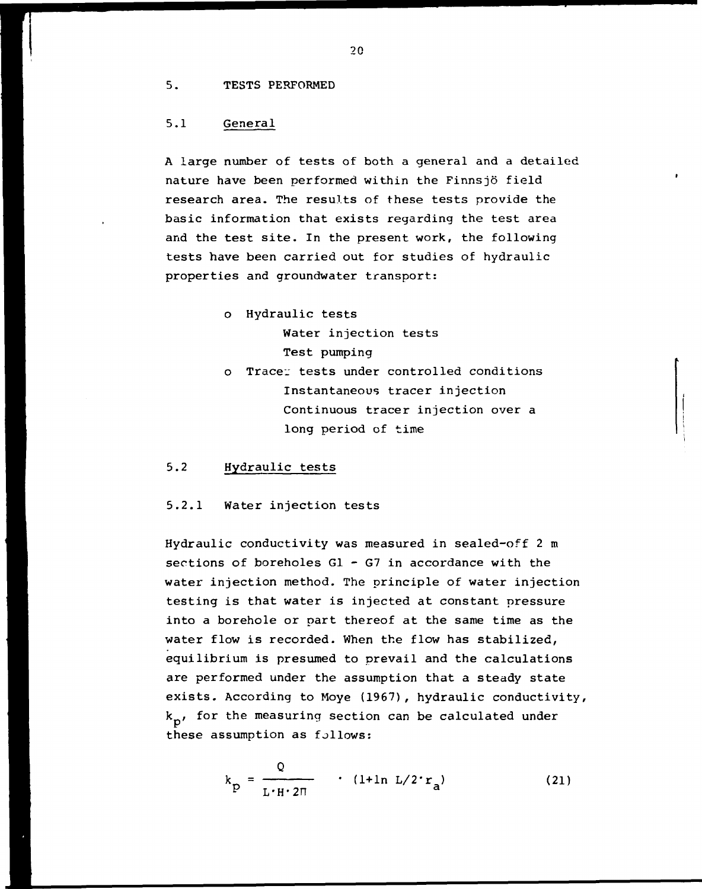# 5. TESTS PERFORMED

## 5.1 General

A large number of tests of both a general and a detailed nature have been performed within the Finnsjö field research area. The results of these tests provide the basic information that exists regarding the test area and the test site. In the present work, the following tests have been carried out for studies of hydraulic properties and groundwater transport:

- Hydraulic tests
  - Water injection tests
  - Test pumping
- Tracer tests under controlled conditions
  - Instantaneous tracer injection
  - Continuous tracer injection over a long period of time

## 5.2 Hydraulic tests

### 5.2.1 Water injection tests

Hydraulic conductivity was measured in sealed-off 2 m sections of boreholes G1 - G7 in accordance with the water injection method. The principle of water injection testing is that water is injected at constant pressure into a borehole or part thereof at the same time as the water flow is recorded. When the flow has stabilized, equilibrium is presumed to prevail and the calculations are performed under the assumption that a steady state exists. According to Moye (1967), hydraulic conductivity, $k_p$, for the measuring section can be calculated under these assumption as follows:

$$k_p = \frac{Q}{L \cdot H \cdot 2\pi} \cdot (1 + \ln L/2 \cdot r_a) \qquad (21)$$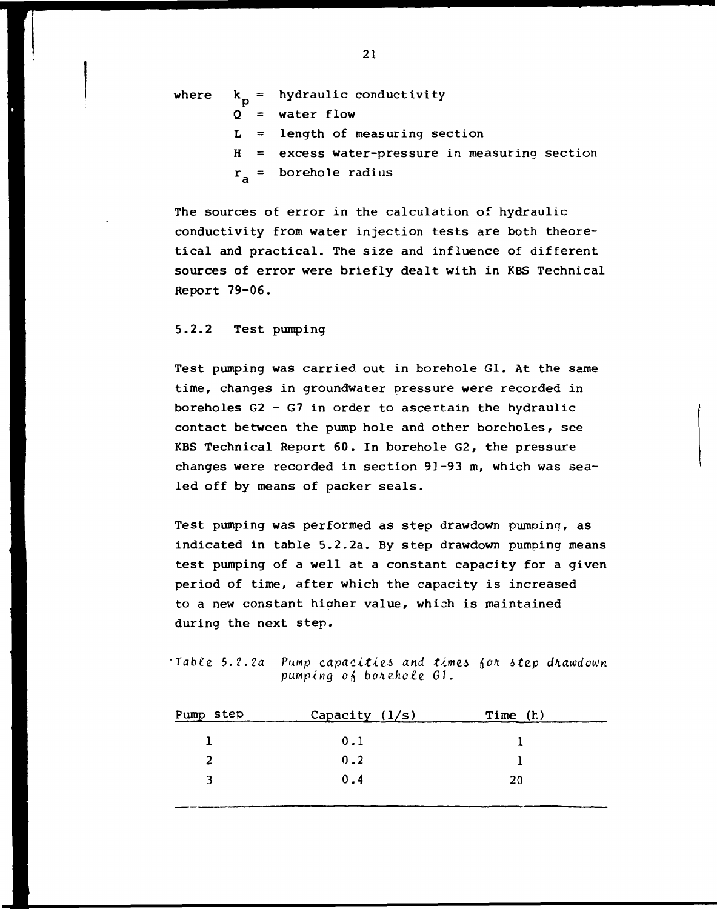where $k_p$ = hydraulic conductivity
$Q$ = water flow
$L$ = length of measuring section
$H$ = excess water-pressure in measuring section
$r_a$ = borehole radius

The sources of error in the calculation of hydraulic conductivity from water injection tests are both theoretical and practical. The size and influence of different sources of error were briefly dealt with in KBS Technical Report 79-06.

### 5.2.2 Test pumping

Test pumping was carried out in borehole G1. At the same time, changes in groundwater pressure were recorded in boreholes G2 - G7 in order to ascertain the hydraulic contact between the pump hole and other boreholes, see KBS Technical Report 60. In borehole G2, the pressure changes were recorded in section 91-93 m, which was sealed off by means of packer seals.

Test pumping was performed as step drawdown pumping, as indicated in table 5.2.2a. By step drawdown pumping means test pumping of a well at a constant capacity for a given period of time, after which the capacity is increased to a new constant higher value, which is maintained during the next step.

*Table 5.2.2a Pump capacities and times for step drawdown pumping of borehole G1.*

| Pump step | Capacity (l/s) | Time (h) |
|---|---|---|
| 1 | 0.1 | 1 |
| 2 | 0.2 | 1 |
| 3 | 0.4 | 20 |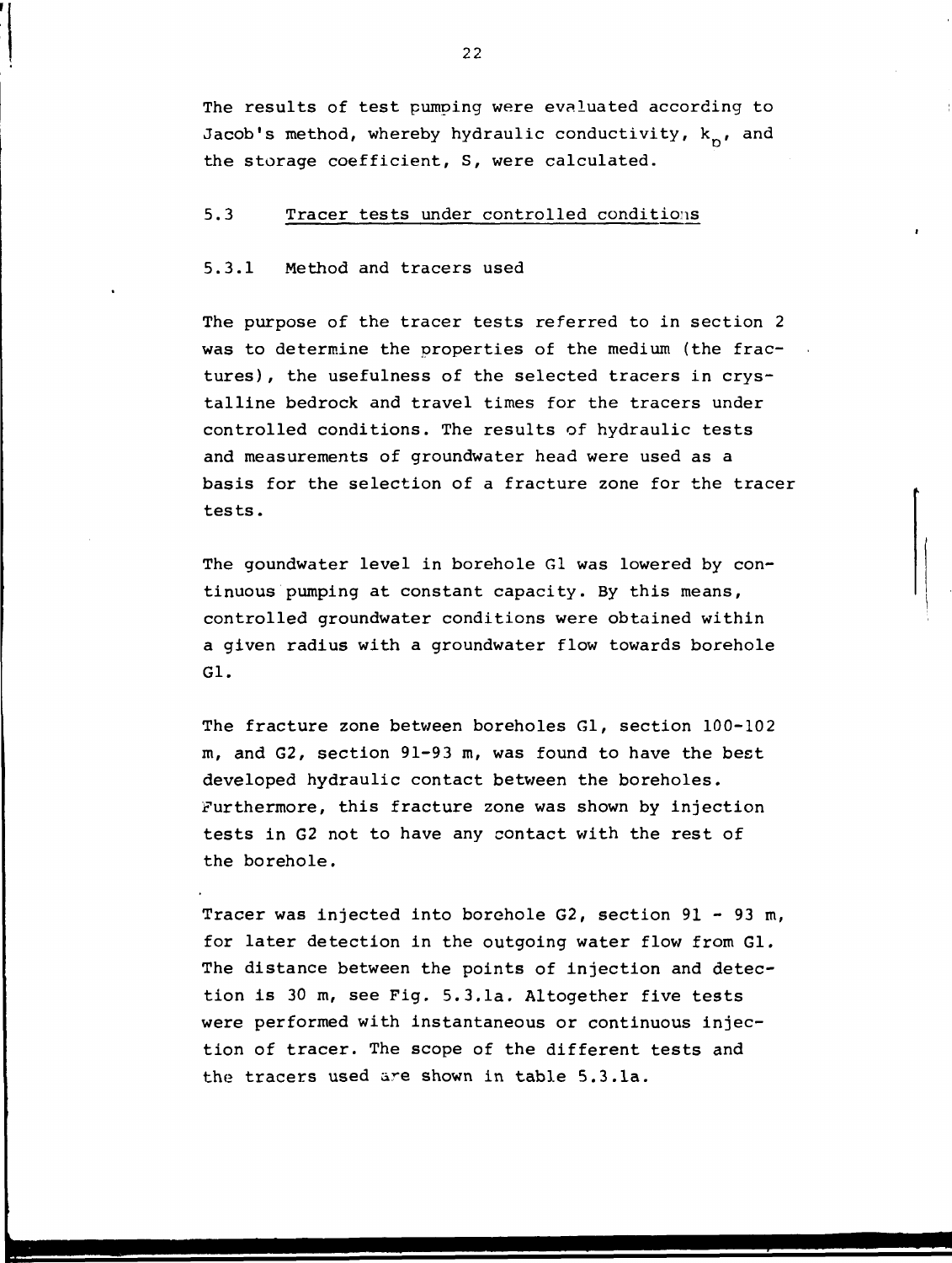The results of test pumping were evaluated according to Jacob's method, whereby hydraulic conductivity, $k_p$, and the storage coefficient, S, were calculated.

## 5.3 Tracer tests under controlled conditions

### 5.3.1 Method and tracers used

The purpose of the tracer tests referred to in section 2 was to determine the properties of the medium (the fractures), the usefulness of the selected tracers in crystalline bedrock and travel times for the tracers under controlled conditions. The results of hydraulic tests and measurements of groundwater head were used as a basis for the selection of a fracture zone for the tracer tests.

The goundwater level in borehole G1 was lowered by continuous pumping at constant capacity. By this means, controlled groundwater conditions were obtained within a given radius with a groundwater flow towards borehole G1.

The fracture zone between boreholes G1, section 100-102 m, and G2, section 91-93 m, was found to have the best developed hydraulic contact between the boreholes. Furthermore, this fracture zone was shown by injection tests in G2 not to have any contact with the rest of the borehole.

Tracer was injected into borehole G2, section 91 - 93 m, for later detection in the outgoing water flow from G1. The distance between the points of injection and detection is 30 m, see Fig. 5.3.1a. Altogether five tests were performed with instantaneous or continuous injection of tracer. The scope of the different tests and the tracers used are shown in table 5.3.1a.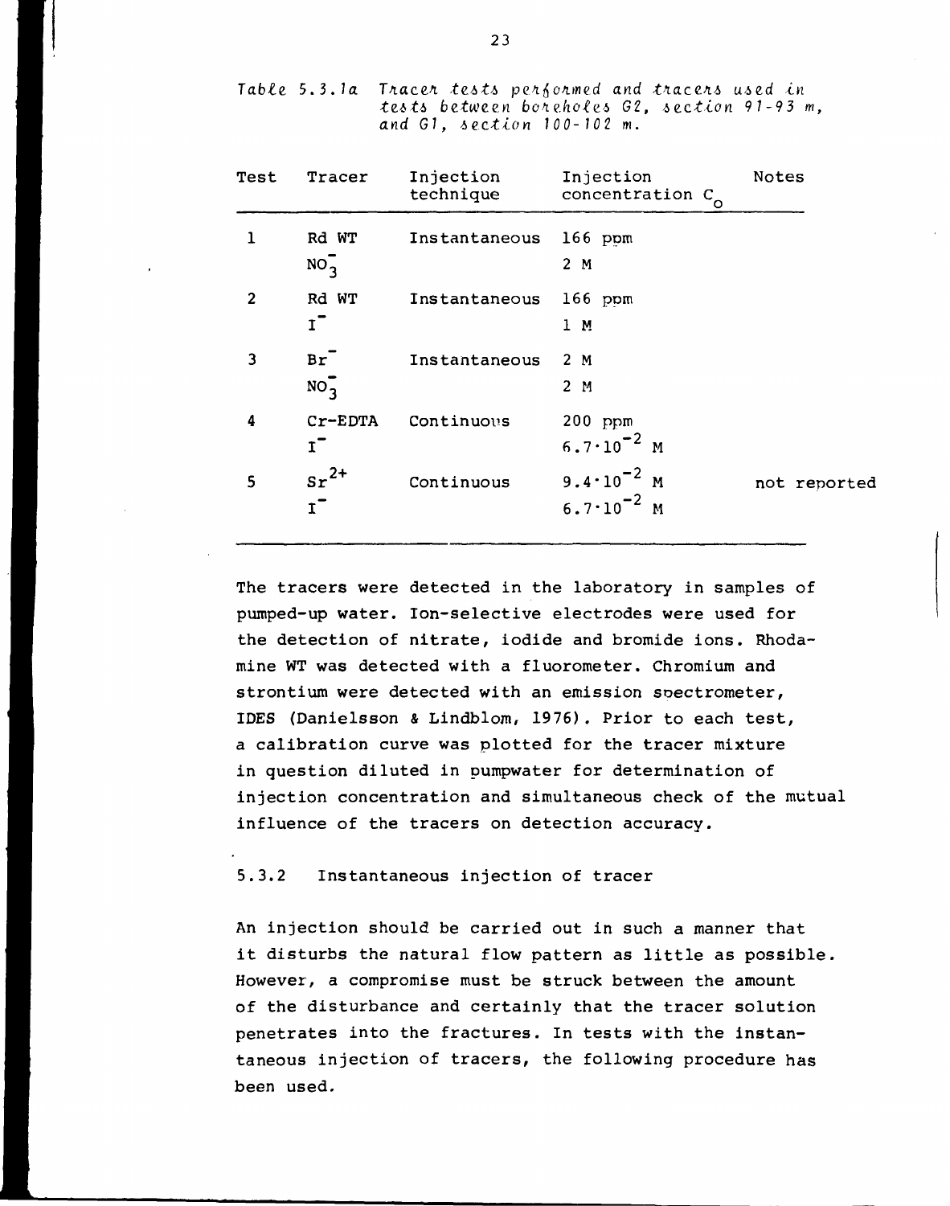*Table 5.3.1a Tracer tests performed and tracers used in tests between boreholes G2, section 91-93 m, and G1, section 100-102 m.*

| Test | Tracer | Injection technique | Injection concentration $C_o$ | Notes |
|---|---|---|---|---|
| 1 | Rd WT | Instantaneous | 166 ppm | |
| | $NO_3^-$ | | 2 M | |
| 2 | Rd WT | Instantaneous | 166 ppm | |
| | $I^-$ | | 1 M | |
| 3 | $Br^-$ | Instantaneous | 2 M | |
| | $NO_3^-$ | | 2 M | |
| 4 | Cr-EDTA | Continuous | 200 ppm | |
| | $I^-$ | | $6.7 \cdot 10^{-2}$ M | |
| 5 | $Sr^{2+}$ | Continuous | $9.4 \cdot 10^{-2}$ M | not reported |
| | $I^-$ | | $6.7 \cdot 10^{-2}$ M | |

The tracers were detected in the laboratory in samples of pumped-up water. Ion-selective electrodes were used for the detection of nitrate, iodide and bromide ions. Rhodamine WT was detected with a fluorometer. Chromium and strontium were detected with an emission spectrometer, IDES (Danielsson & Lindblom, 1976). Prior to each test, a calibration curve was plotted for the tracer mixture in question diluted in pumpwater for determination of injection concentration and simultaneous check of the mutual influence of the tracers on detection accuracy.

### 5.3.2 Instantaneous injection of tracer

An injection should be carried out in such a manner that it disturbs the natural flow pattern as little as possible. However, a compromise must be struck between the amount of the disturbance and certainly that the tracer solution penetrates into the fractures. In tests with the instantaneous injection of tracers, the following procedure has been used.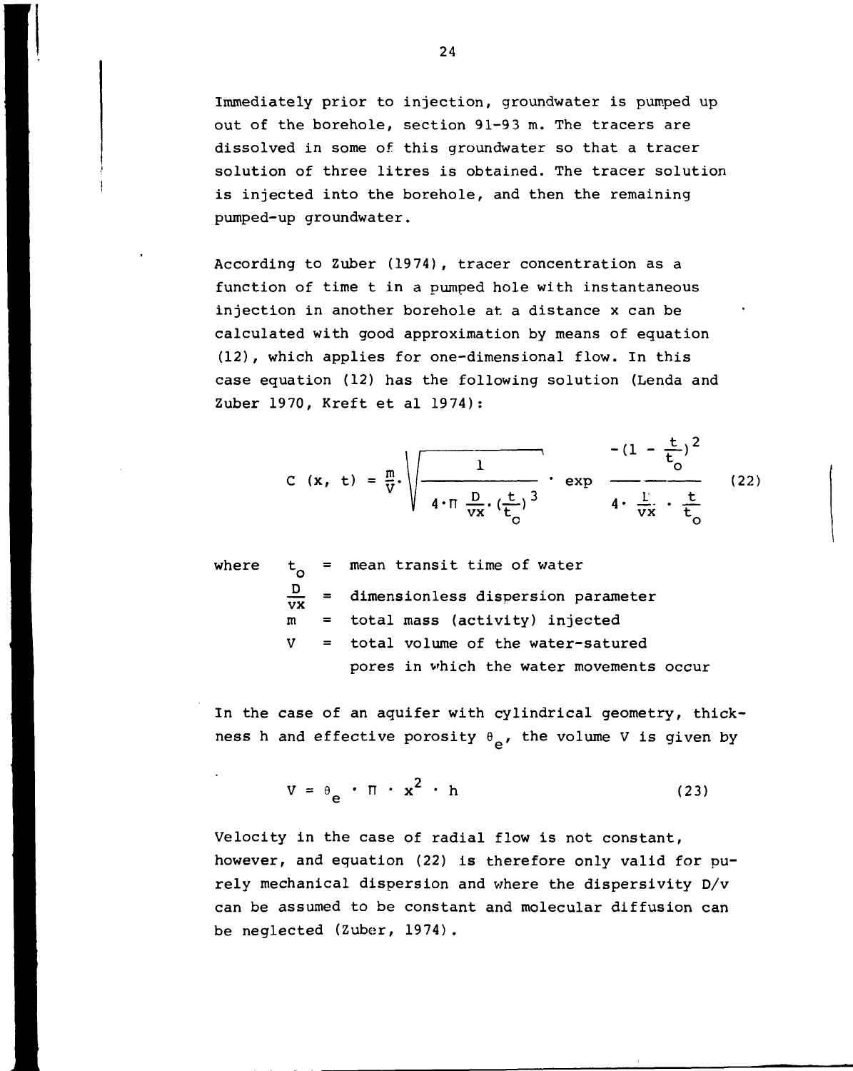Immediately prior to injection, groundwater is pumped up out of the borehole, section 91-93 m. The tracers are dissolved in some of this groundwater so that a tracer solution of three litres is obtained. The tracer solution is injected into the borehole, and then the remaining pumped-up groundwater.

According to Zuber (1974), tracer concentration as a function of time t in a pumped hole with instantaneous injection in another borehole at a distance x can be calculated with good approximation by means of equation (12), which applies for one-dimensional flow. In this case equation (12) has the following solution (Lenda and Zuber 1970, Kreft et al 1974):

$$C\ (x,\ t) = \frac{m}{V} \cdot \sqrt{\frac{1}{4 \cdot \pi\ \frac{D}{vx} \cdot \left(\frac{t}{t_o}\right)^3}} \cdot \exp \frac{-\left(1 - \frac{t}{t_o}\right)^2}{4 \cdot \frac{D}{vx} \cdot \frac{t}{t_o}} \qquad (22)$$

where
- $t_o$ = mean transit time of water
- $\frac{D}{vx}$ = dimensionless dispersion parameter
- $m$ = total mass (activity) injected
- $V$ = total volume of the water-satured pores in which the water movements occur

In the case of an aquifer with cylindrical geometry, thickness h and effective porosity $\theta_e$, the volume V is given by

$$V = \theta_e \cdot \pi \cdot x^2 \cdot h \qquad (23)$$

Velocity in the case of radial flow is not constant, however, and equation (22) is therefore only valid for purely mechanical dispersion and where the dispersivity D/v can be assumed to be constant and molecular diffusion can be neglected (Zuber, 1974).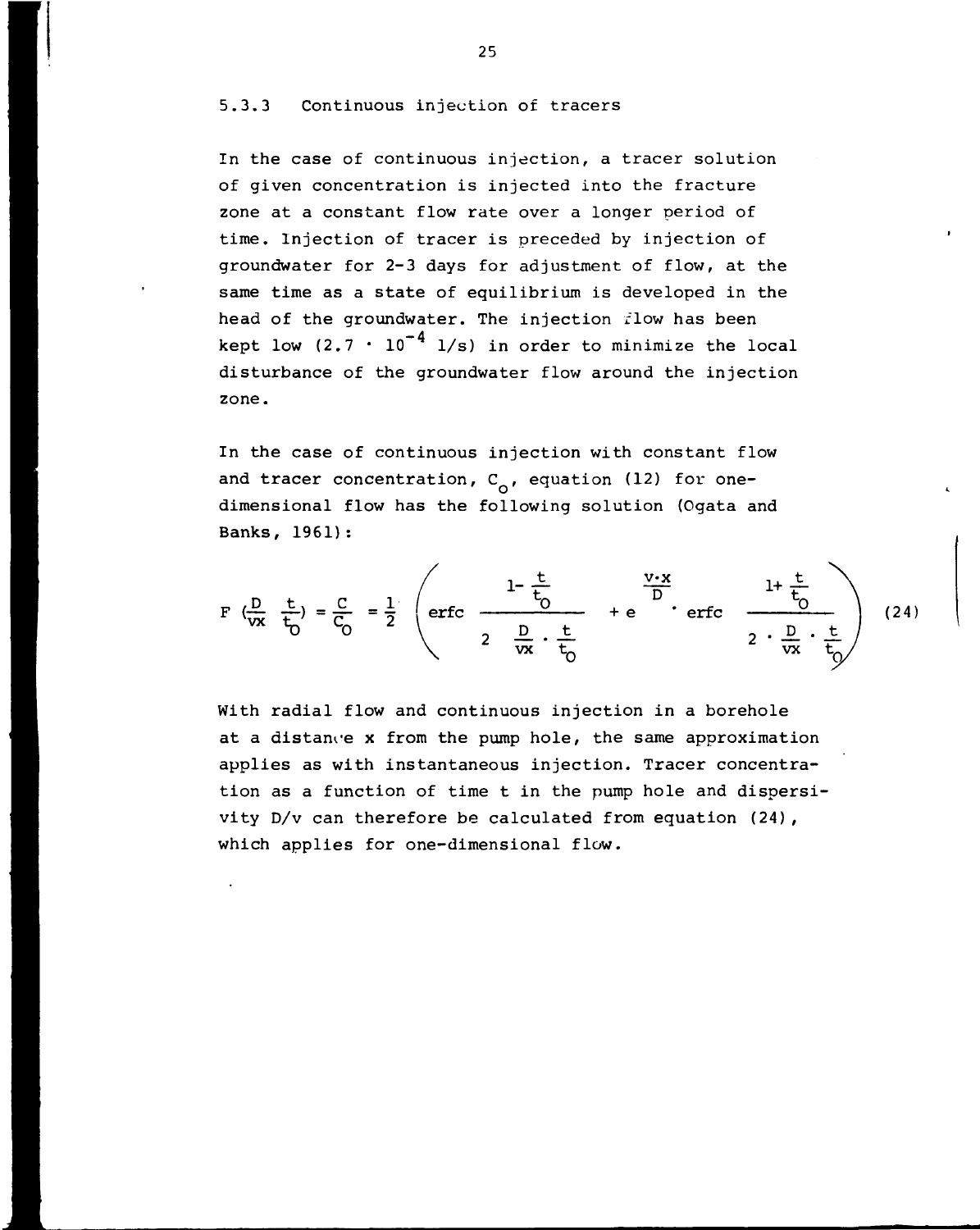### 5.3.3 Continuous injection of tracers

In the case of continuous injection, a tracer solution of given concentration is injected into the fracture zone at a constant flow rate over a longer period of time. Injection of tracer is preceded by injection of groundwater for 2-3 days for adjustment of flow, at the same time as a state of equilibrium is developed in the head of the groundwater. The injection flow has been kept low ($2.7 \cdot 10^{-4}$ l/s) in order to minimize the local disturbance of the groundwater flow around the injection zone.

In the case of continuous injection with constant flow and tracer concentration, $C_o$, equation (12) for one-dimensional flow has the following solution (Ogata and Banks, 1961):

$$F\left(\frac{D}{vx}\ \frac{t}{t_o}\right) = \frac{C}{C_o} = \frac{1}{2}\left(\text{erfc}\ \frac{1-\frac{t}{t_o}}{2\sqrt{\frac{D}{vx}\cdot\frac{t}{t_o}}} + e^{\frac{v\cdot x}{D}}\cdot\text{erfc}\ \frac{1+\frac{t}{t_o}}{2\cdot\sqrt{\frac{D}{vx}\cdot\frac{t}{t_o}}}\right) \tag{24}$$

With radial flow and continuous injection in a borehole at a distance x from the pump hole, the same approximation applies as with instantaneous injection. Tracer concentration as a function of time t in the pump hole and dispersivity D/v can therefore be calculated from equation (24), which applies for one-dimensional flow.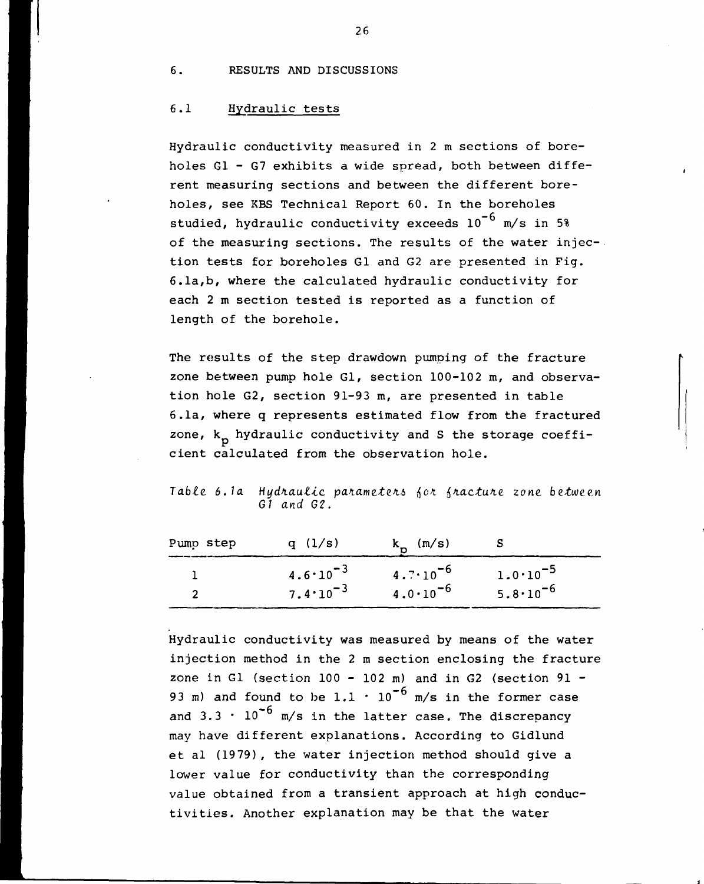# 6. RESULTS AND DISCUSSIONS

## 6.1 Hydraulic tests

Hydraulic conductivity measured in 2 m sections of boreholes G1 - G7 exhibits a wide spread, both between different measuring sections and between the different boreholes, see KBS Technical Report 60. In the boreholes studied, hydraulic conductivity exceeds $10^{-6}$ m/s in 5% of the measuring sections. The results of the water injection tests for boreholes G1 and G2 are presented in Fig. 6.1a,b, where the calculated hydraulic conductivity for each 2 m section tested is reported as a function of length of the borehole.

The results of the step drawdown pumping of the fracture zone between pump hole G1, section 100-102 m, and observation hole G2, section 91-93 m, are presented in table 6.1a, where q represents estimated flow from the fractured zone, $k_p$ hydraulic conductivity and S the storage coefficient calculated from the observation hole.

*Table 6.1a Hydraulic parameters for fracture zone between G1 and G2.*

| Pump step | q (l/s) | $k_p$ (m/s) | S |
|---|---|---|---|
| 1 | $4.6 \cdot 10^{-3}$ | $4.7 \cdot 10^{-6}$ | $1.0 \cdot 10^{-5}$ |
| 2 | $7.4 \cdot 10^{-3}$ | $4.0 \cdot 10^{-6}$ | $5.8 \cdot 10^{-6}$ |

Hydraulic conductivity was measured by means of the water injection method in the 2 m section enclosing the fracture zone in G1 (section 100 - 102 m) and in G2 (section 91 - 93 m) and found to be $1.1 \cdot 10^{-6}$ m/s in the former case and $3.3 \cdot 10^{-6}$ m/s in the latter case. The discrepancy may have different explanations. According to Gidlund et al (1979), the water injection method should give a lower value for conductivity than the corresponding value obtained from a transient approach at high conductivities. Another explanation may be that the water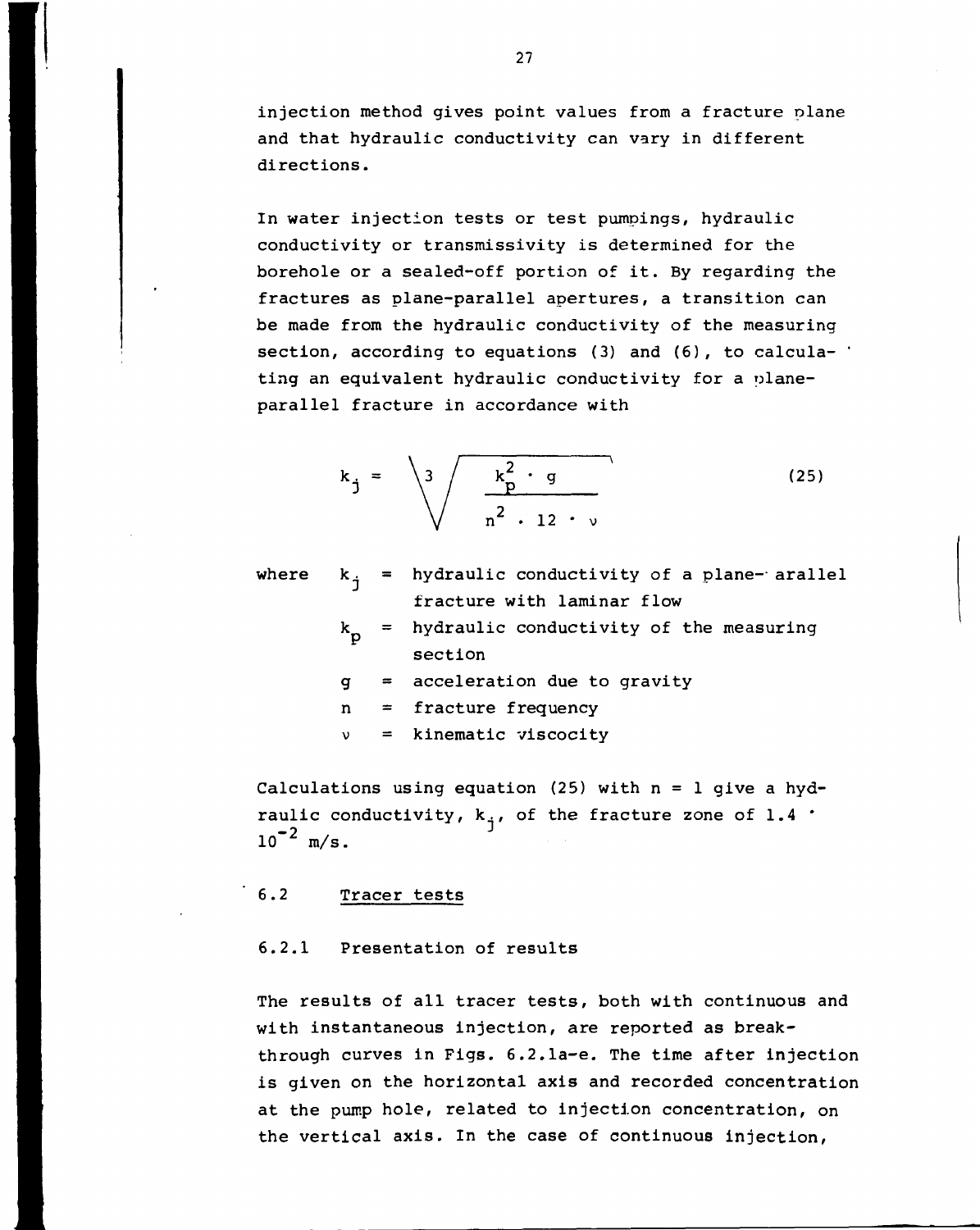injection method gives point values from a fracture plane and that hydraulic conductivity can vary in different directions.

In water injection tests or test pumpings, hydraulic conductivity or transmissivity is determined for the borehole or a sealed-off portion of it. By regarding the fractures as plane-parallel apertures, a transition can be made from the hydraulic conductivity of the measuring section, according to equations (3) and (6), to calculating an equivalent hydraulic conductivity for a plane-parallel fracture in accordance with

$$k_j = \sqrt[3]{\frac{k_p^2 \cdot g}{n^2 \cdot 12 \cdot \nu}} \tag{25}$$

where
- $k_j$ = hydraulic conductivity of a plane-parallel fracture with laminar flow
- $k_p$ = hydraulic conductivity of the measuring section
- $g$ = acceleration due to gravity
- $n$ = fracture frequency
- $\nu$ = kinematic viscocity

Calculations using equation (25) with $n = 1$ give a hydraulic conductivity, $k_j$, of the fracture zone of $1.4 \cdot 10^{-2}$ m/s.

## 6.2 Tracer tests

### 6.2.1 Presentation of results

The results of all tracer tests, both with continuous and with instantaneous injection, are reported as breakthrough curves in Figs. 6.2.1a-e. The time after injection is given on the horizontal axis and recorded concentration at the pump hole, related to injection concentration, on the vertical axis. In the case of continuous injection,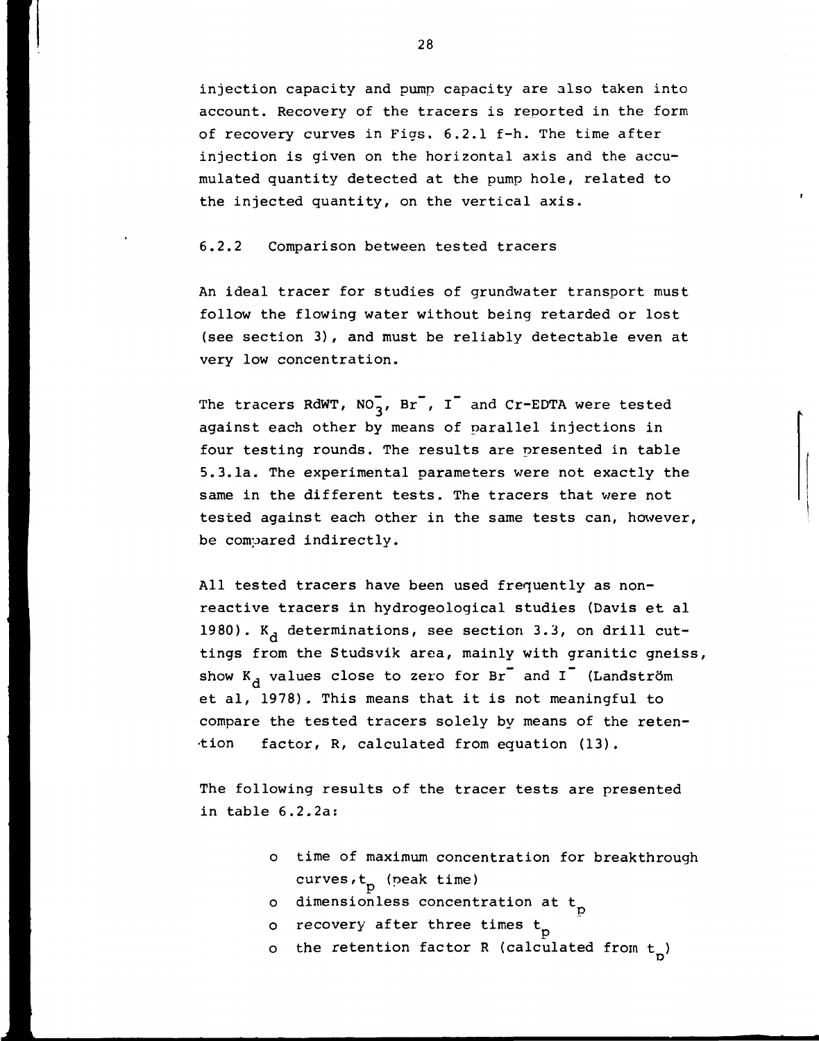injection capacity and pump capacity are also taken into account. Recovery of the tracers is reported in the form of recovery curves in Figs. 6.2.1 f-h. The time after injection is given on the horizontal axis and the accumulated quantity detected at the pump hole, related to the injected quantity, on the vertical axis.

### 6.2.2 Comparison between tested tracers

An ideal tracer for studies of grundwater transport must follow the flowing water without being retarded or lost (see section 3), and must be reliably detectable even at very low concentration.

The tracers RdWT, $NO_3^-$, $Br^-$, $I^-$ and Cr-EDTA were tested against each other by means of parallel injections in four testing rounds. The results are presented in table 5.3.1a. The experimental parameters were not exactly the same in the different tests. The tracers that were not tested against each other in the same tests can, however, be compared indirectly.

All tested tracers have been used frequently as non-reactive tracers in hydrogeological studies (Davis et al 1980). $K_d$ determinations, see section 3.3, on drill cuttings from the Studsvik area, mainly with granitic gneiss, show $K_d$ values close to zero for $Br^-$ and $I^-$ (Landström et al, 1978). This means that it is not meaningful to compare the tested tracers solely by means of the retention factor, R, calculated from equation (13).

The following results of the tracer tests are presented in table 6.2.2a:

- time of maximum concentration for breakthrough curves, $t_p$ (peak time)
- dimensionless concentration at $t_p$
- recovery after three times $t_p$
- the retention factor R (calculated from $t_p$)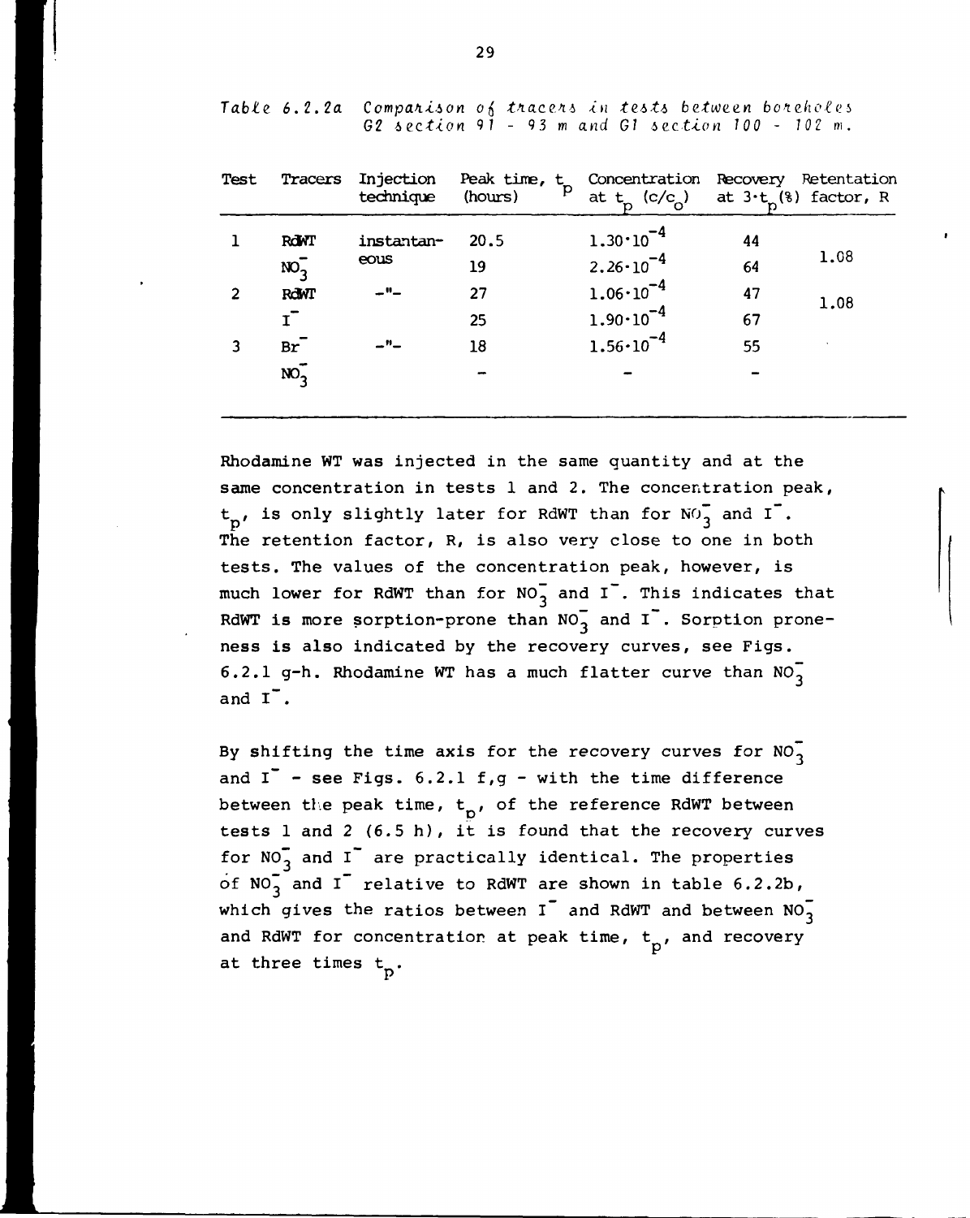*Table 6.2.2a Comparison of tracers in tests between boreholes G2 section 91 - 93 m and G1 section 100 - 102 m.*

| Test | Tracers | Injection technique | Peak time, $t_p$ (hours) | Concentration at $t_p$ $(c/c_o)$ | Recovery at $3 \cdot t_p$ (%) | Retentation factor, R |
|---|---|---|---|---|---|---|
| 1 | RdWT | instantan-eous | 20.5 | $1.30 \cdot 10^{-4}$ | 44 | 1.08 |
| | $NO_3^-$ | | 19 | $2.26 \cdot 10^{-4}$ | 64 | |
| 2 | RdWT | -"- | 27 | $1.06 \cdot 10^{-4}$ | 47 | 1.08 |
| | $I^-$ | | 25 | $1.90 \cdot 10^{-4}$ | 67 | |
| 3 | $Br^-$ | -"- | 18 | $1.56 \cdot 10^{-4}$ | 55 | |
| | $NO_3^-$ | | - | - | - | |

Rhodamine WT was injected in the same quantity and at the same concentration in tests 1 and 2. The concentration peak, $t_p$, is only slightly later for RdWT than for $NO_3^-$ and $I^-$. The retention factor, R, is also very close to one in both tests. The values of the concentration peak, however, is much lower for RdWT than for $NO_3^-$ and $I^-$. This indicates that RdWT is more sorption-prone than $NO_3^-$ and $I^-$. Sorption proneness is also indicated by the recovery curves, see Figs. 6.2.1 g-h. Rhodamine WT has a much flatter curve than $NO_3^-$ and $I^-$.

By shifting the time axis for the recovery curves for $NO_3^-$ and $I^-$ - see Figs. 6.2.1 f,g - with the time difference between the peak time, $t_p$, of the reference RdWT between tests 1 and 2 (6.5 h), it is found that the recovery curves for $NO_3^-$ and $I^-$ are practically identical. The properties of $NO_3^-$ and $I^-$ relative to RdWT are shown in table 6.2.2b, which gives the ratios between $I^-$ and RdWT and between $NO_3^-$ and RdWT for concentration at peak time, $t_p$, and recovery at three times $t_p$.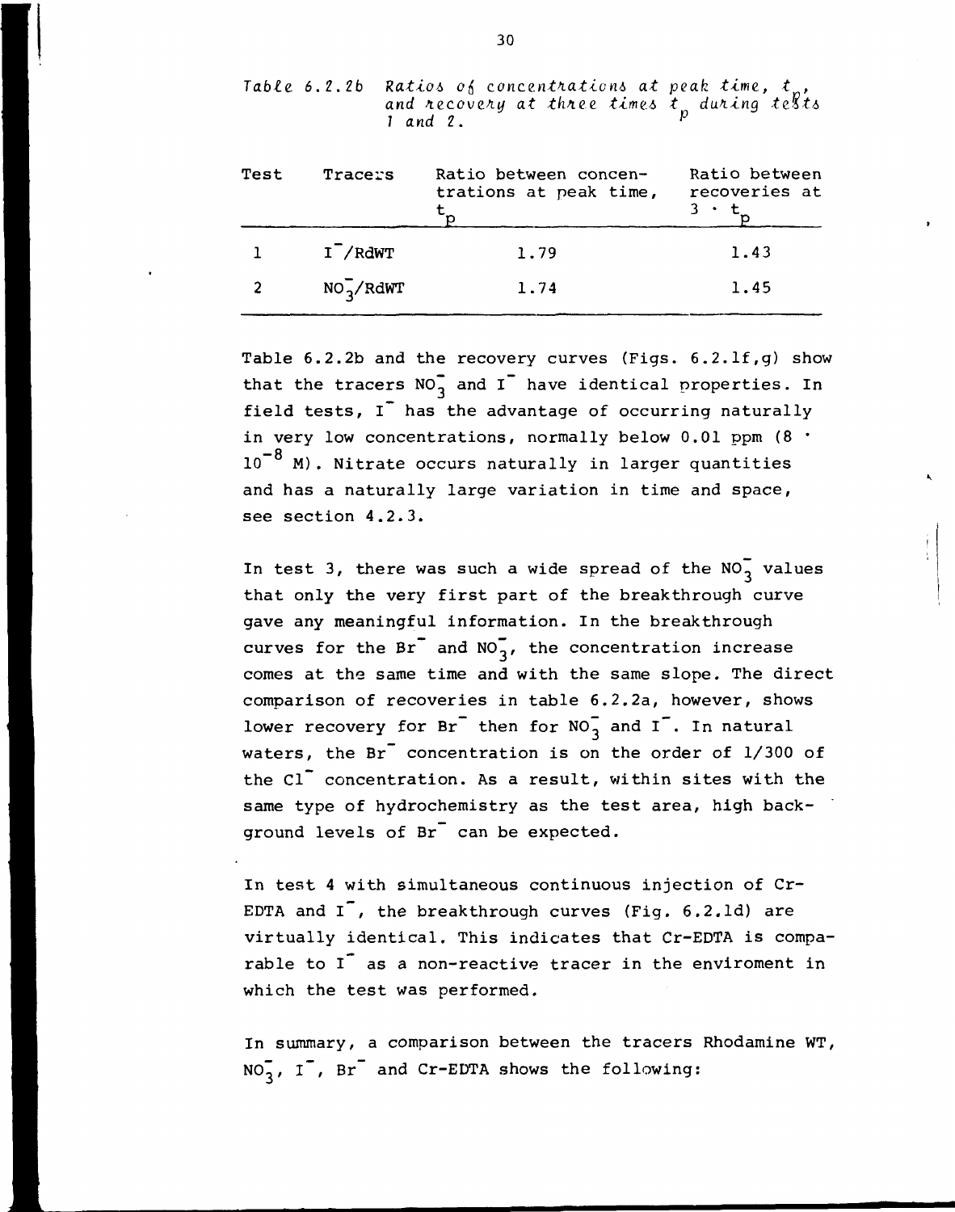*Table 6.2.2b Ratios of concentrations at peak time, $t_p$, and recovery at three times $t_p$ during tests 1 and 2.*

| Test | Tracers | Ratio between concentrations at peak time, $t_p$ | Ratio between recoveries at $3 \cdot t_p$ |
|---|---|---|---|
| 1 | $I^-$/RdWT | 1.79 | 1.43 |
| 2 | $NO_3^-$/RdWT | 1.74 | 1.45 |

Table 6.2.2b and the recovery curves (Figs. 6.2.1f,g) show that the tracers $NO_3^-$ and $I^-$ have identical properties. In field tests, $I^-$ has the advantage of occurring naturally in very low concentrations, normally below 0.01 ppm ($8 \cdot 10^{-8}$ M). Nitrate occurs naturally in larger quantities and has a naturally large variation in time and space, see section 4.2.3.

In test 3, there was such a wide spread of the $NO_3^-$ values that only the very first part of the breakthrough curve gave any meaningful information. In the breakthrough curves for the $Br^-$ and $NO_3^-$, the concentration increase comes at the same time and with the same slope. The direct comparison of recoveries in table 6.2.2a, however, shows lower recovery for $Br^-$ then for $NO_3^-$ and $I^-$. In natural waters, the $Br^-$ concentration is on the order of 1/300 of the $Cl^-$ concentration. As a result, within sites with the same type of hydrochemistry as the test area, high background levels of $Br^-$ can be expected.

In test 4 with simultaneous continuous injection of Cr-EDTA and $I^-$, the breakthrough curves (Fig. 6.2.1d) are virtually identical. This indicates that Cr-EDTA is comparable to $I^-$ as a non-reactive tracer in the enviroment in which the test was performed.

In summary, a comparison between the tracers Rhodamine WT, $NO_3^-$, $I^-$, $Br^-$ and Cr-EDTA shows the following: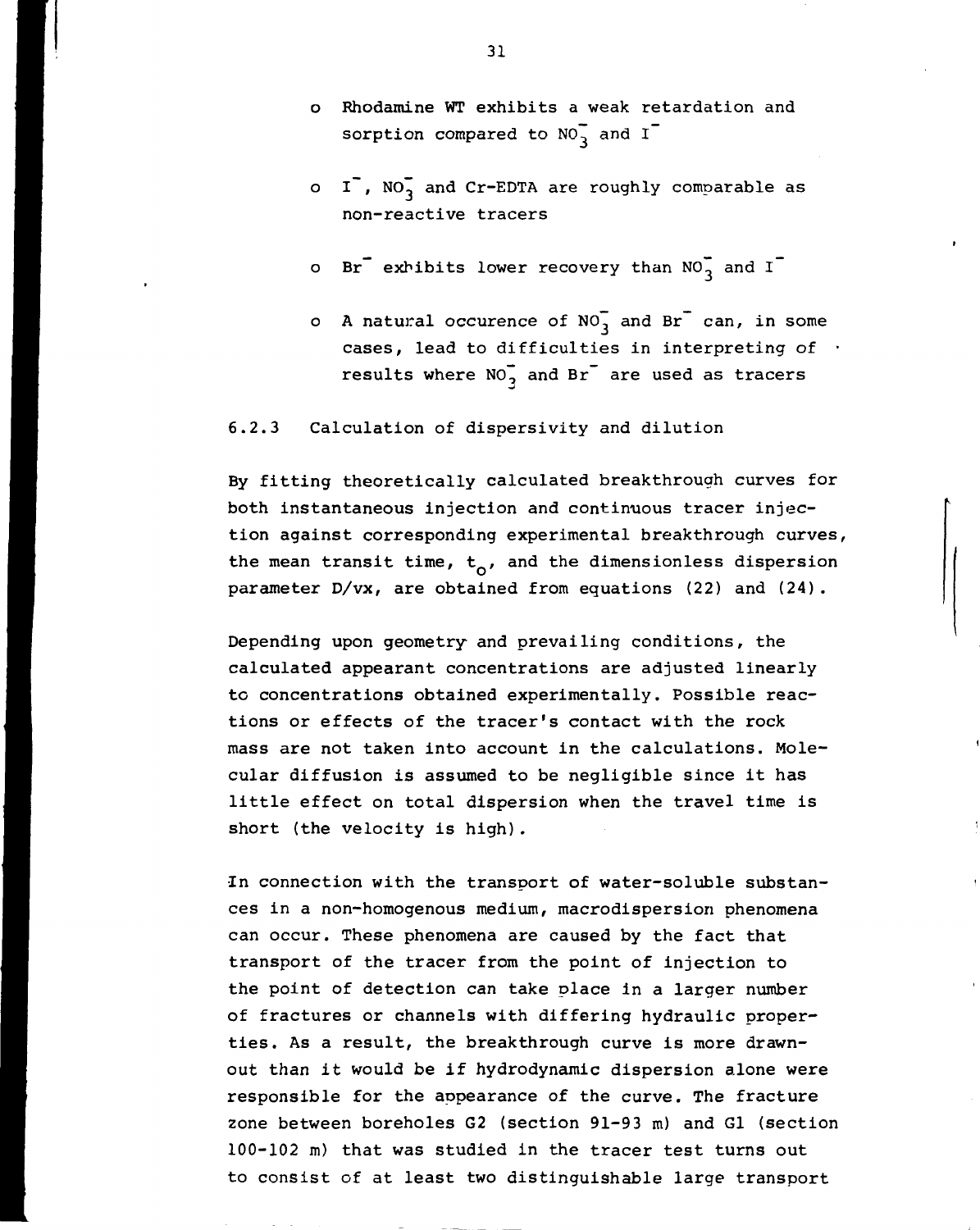- Rhodamine WT exhibits a weak retardation and sorption compared to $NO_3^-$ and $I^-$

- $I^-$, $NO_3^-$ and Cr-EDTA are roughly comparable as non-reactive tracers

- $Br^-$ exhibits lower recovery than $NO_3^-$ and $I^-$

- A natural occurence of $NO_3^-$ and $Br^-$ can, in some cases, lead to difficulties in interpreting of results where $NO_3^-$ and $Br^-$ are used as tracers

### 6.2.3 Calculation of dispersivity and dilution

By fitting theoretically calculated breakthrough curves for both instantaneous injection and continuous tracer injection against corresponding experimental breakthrough curves, the mean transit time, $t_o$, and the dimensionless dispersion parameter D/vx, are obtained from equations (22) and (24).

Depending upon geometry and prevailing conditions, the calculated appearant concentrations are adjusted linearly to concentrations obtained experimentally. Possible reactions or effects of the tracer's contact with the rock mass are not taken into account in the calculations. Molecular diffusion is assumed to be negligible since it has little effect on total dispersion when the travel time is short (the velocity is high).

In connection with the transport of water-soluble substances in a non-homogenous medium, macrodispersion phenomena can occur. These phenomena are caused by the fact that transport of the tracer from the point of injection to the point of detection can take place in a larger number of fractures or channels with differing hydraulic properties. As a result, the breakthrough curve is more drawn-out than it would be if hydrodynamic dispersion alone were responsible for the appearance of the curve. The fracture zone between boreholes G2 (section 91-93 m) and G1 (section 100-102 m) that was studied in the tracer test turns out to consist of at least two distinguishable large transport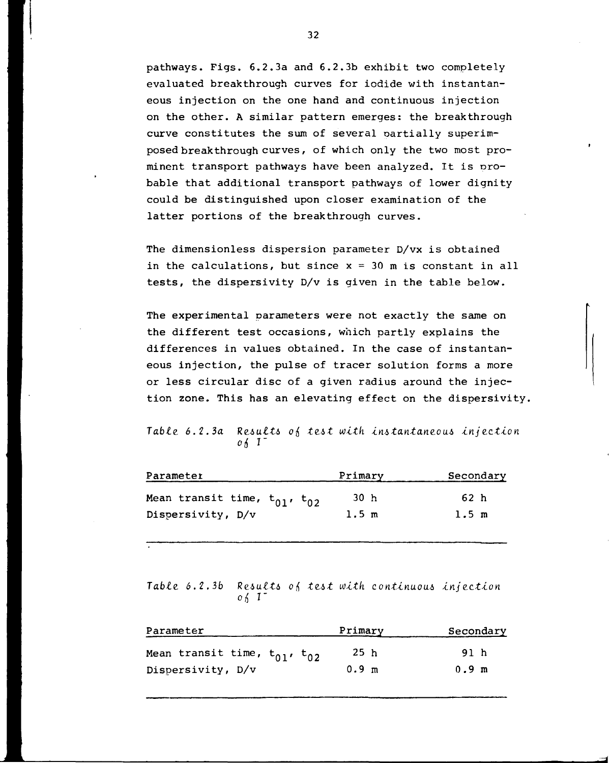pathways. Figs. 6.2.3a and 6.2.3b exhibit two completely evaluated breakthrough curves for iodide with instantaneous injection on the one hand and continuous injection on the other. A similar pattern emerges: the breakthrough curve constitutes the sum of several partially superimposed breakthrough curves, of which only the two most prominent transport pathways have been analyzed. It is probable that additional transport pathways of lower dignity could be distinguished upon closer examination of the latter portions of the breakthrough curves.

The dimensionless dispersion parameter $D/vx$ is obtained in the calculations, but since $x = 30$ m is constant in all tests, the dispersivity $D/v$ is given in the table below.

The experimental parameters were not exactly the same on the different test occasions, which partly explains the differences in values obtained. In the case of instantaneous injection, the pulse of tracer solution forms a more or less circular disc of a given radius around the injection zone. This has an elevating effect on the dispersivity.

*Table 6.2.3a Results of test with instantaneous injection of $I^-$*

| Parameter | Primary | Secondary |
|---|---|---|
| Mean transit time, $t_{01}$, $t_{02}$ | 30 h | 62 h |
| Dispersivity, $D/v$ | 1.5 m | 1.5 m |

*Table 6.2.3b Results of test with continuous injection of $I^-$*

| Parameter | Primary | Secondary |
|---|---|---|
| Mean transit time, $t_{01}$, $t_{02}$ | 25 h | 91 h |
| Dispersivity, $D/v$ | 0.9 m | 0.9 m |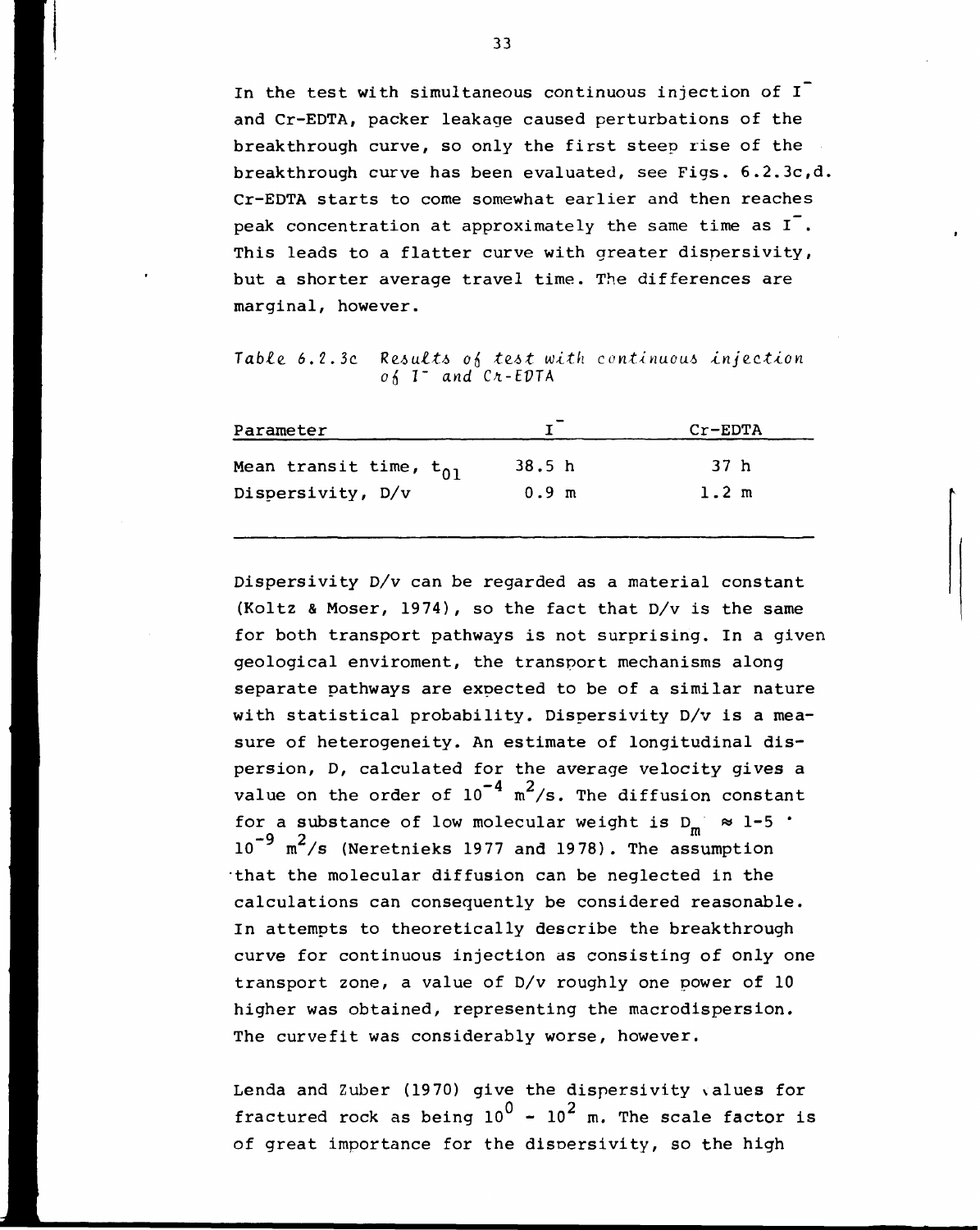In the test with simultaneous continuous injection of $I^-$ and Cr-EDTA, packer leakage caused perturbations of the breakthrough curve, so only the first steep rise of the breakthrough curve has been evaluated, see Figs. 6.2.3c,d. Cr-EDTA starts to come somewhat earlier and then reaches peak concentration at approximately the same time as $I^-$. This leads to a flatter curve with greater dispersivity, but a shorter average travel time. The differences are marginal, however.

*Table 6.2.3c Results of test with continuous injection of $I^-$ and Cr-EDTA*

| Parameter | $I^-$ | Cr-EDTA |
|---|---|---|
| Mean transit time, $t_{01}$ | 38.5 h | 37 h |
| Dispersivity, D/v | 0.9 m | 1.2 m |

Dispersivity D/v can be regarded as a material constant (Koltz & Moser, 1974), so the fact that D/v is the same for both transport pathways is not surprising. In a given geological enviroment, the transport mechanisms along separate pathways are expected to be of a similar nature with statistical probability. Dispersivity D/v is a measure of heterogeneity. An estimate of longitudinal dispersion, D, calculated for the average velocity gives a value on the order of $10^{-4}$ $m^2/s$. The diffusion constant for a substance of low molecular weight is $D_m \approx 1\text{-}5 \cdot 10^{-9}$ $m^2/s$ (Neretnieks 1977 and 1978). The assumption that the molecular diffusion can be neglected in the calculations can consequently be considered reasonable. In attempts to theoretically describe the breakthrough curve for continuous injection as consisting of only one transport zone, a value of D/v roughly one power of 10 higher was obtained, representing the macrodispersion. The curvefit was considerably worse, however.

Lenda and Zuber (1970) give the dispersivity values for fractured rock as being $10^0$ - $10^2$ m. The scale factor is of great importance for the dispersivity, so the high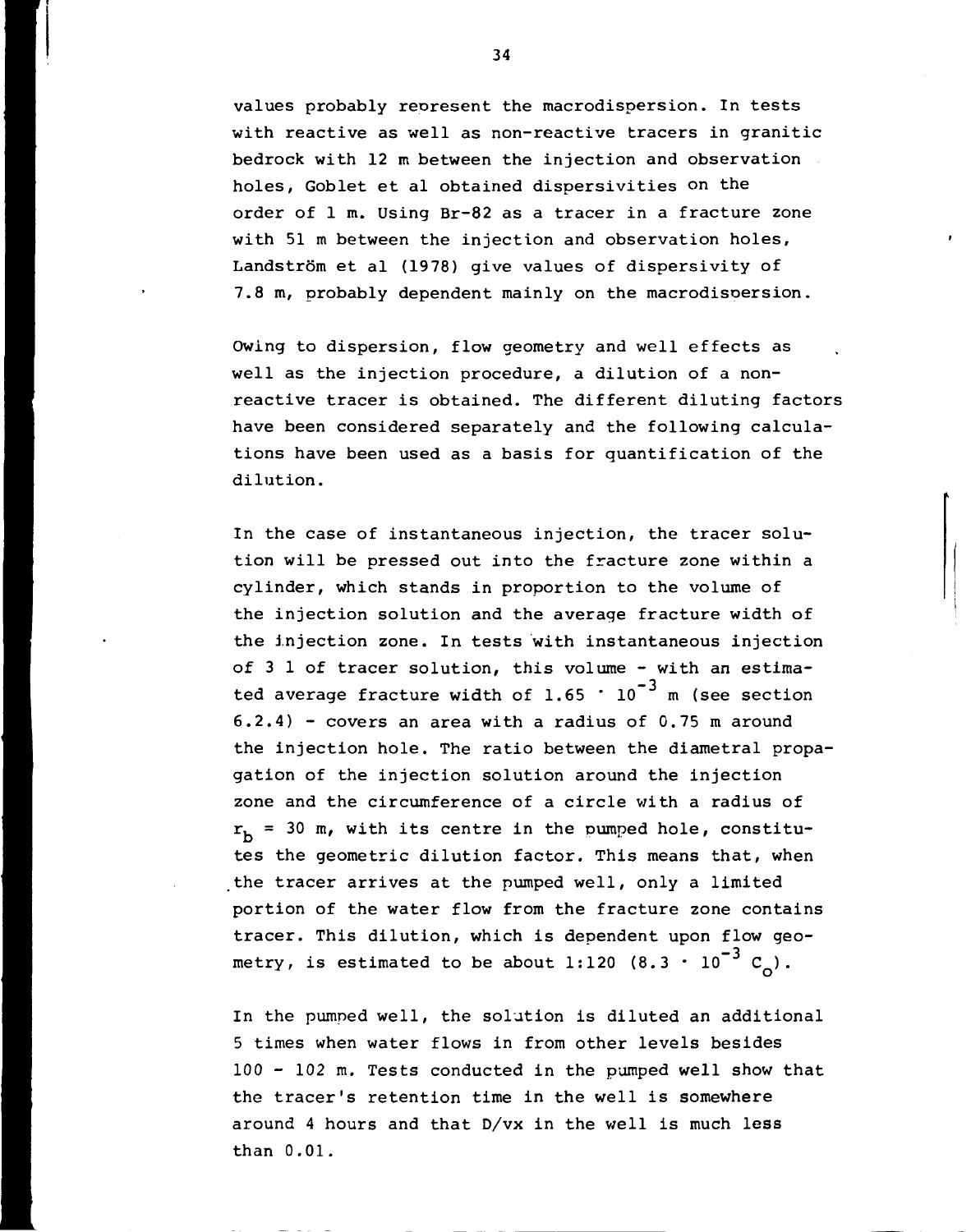values probably represent the macrodispersion. In tests with reactive as well as non-reactive tracers in granitic bedrock with 12 m between the injection and observation holes, Goblet et al obtained dispersivities on the order of 1 m. Using Br-82 as a tracer in a fracture zone with 51 m between the injection and observation holes, Landström et al (1978) give values of dispersivity of 7.8 m, probably dependent mainly on the macrodispersion.

Owing to dispersion, flow geometry and well effects as well as the injection procedure, a dilution of a non-reactive tracer is obtained. The different diluting factors have been considered separately and the following calculations have been used as a basis for quantification of the dilution.

In the case of instantaneous injection, the tracer solution will be pressed out into the fracture zone within a cylinder, which stands in proportion to the volume of the injection solution and the average fracture width of the injection zone. In tests with instantaneous injection of 3 l of tracer solution, this volume - with an estimated average fracture width of $1.65 \cdot 10^{-3}$ m (see section 6.2.4) - covers an area with a radius of 0.75 m around the injection hole. The ratio between the diametral propagation of the injection solution around the injection zone and the circumference of a circle with a radius of $r_b$ = 30 m, with its centre in the pumped hole, constitutes the geometric dilution factor. This means that, when the tracer arrives at the pumped well, only a limited portion of the water flow from the fracture zone contains tracer. This dilution, which is dependent upon flow geometry, is estimated to be about 1:120 ($8.3 \cdot 10^{-3}$ $C_o$).

In the pumped well, the solution is diluted an additional 5 times when water flows in from other levels besides 100 - 102 m. Tests conducted in the pumped well show that the tracer's retention time in the well is somewhere around 4 hours and that D/vx in the well is much less than 0.01.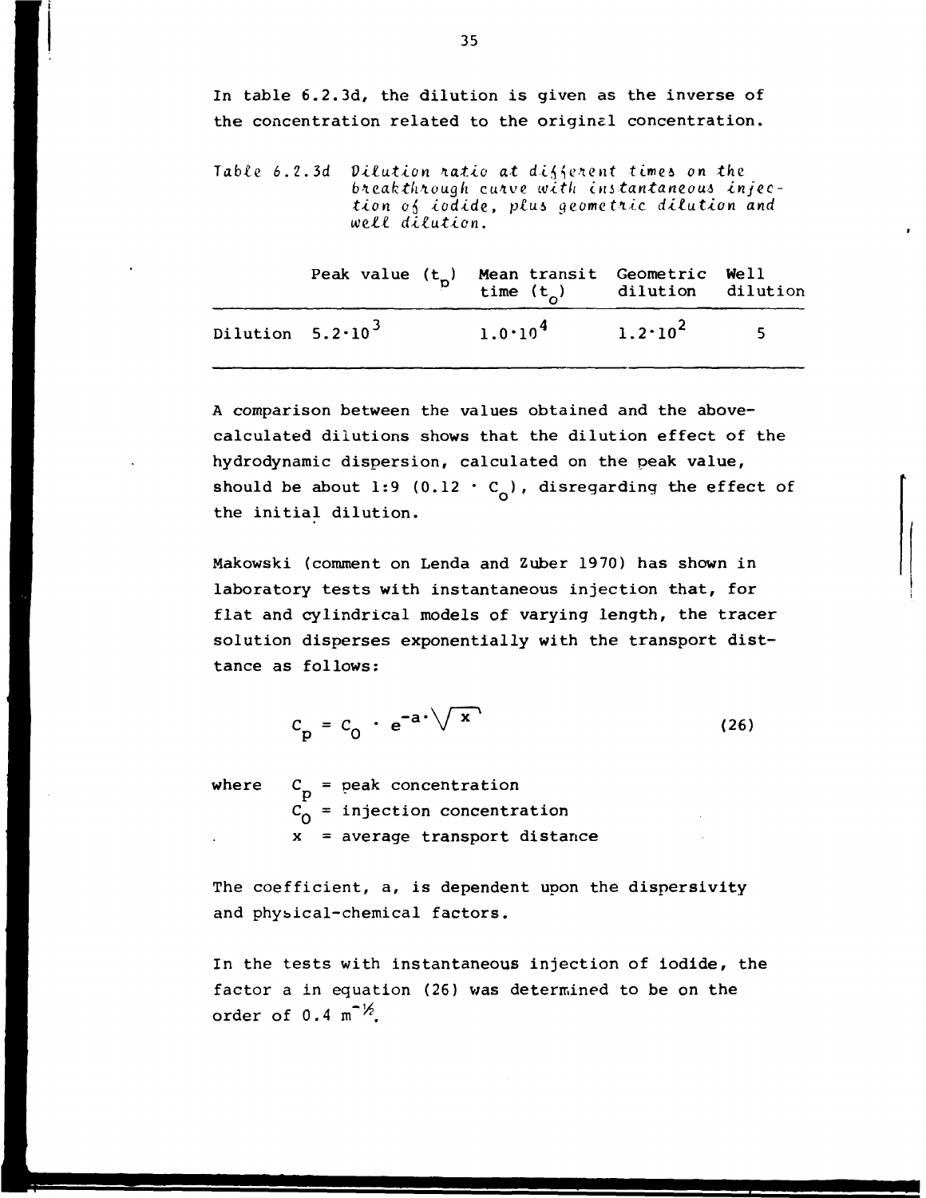In table 6.2.3d, the dilution is given as the inverse of the concentration related to the original concentration.

*Table 6.2.3d Dilution ratio at different times on the breakthrough curve with instantaneous injection of iodide, plus geometric dilution and well dilution.*

| | Peak value ($t_p$) | Mean transit time ($t_o$) | Geometric dilution | Well dilution |
|---|---|---|---|---|
| Dilution | $5.2 \cdot 10^3$ | $1.0 \cdot 10^4$ | $1.2 \cdot 10^2$ | 5 |

A comparison between the values obtained and the above-calculated dilutions shows that the dilution effect of the hydrodynamic dispersion, calculated on the peak value, should be about 1:9 ($0.12 \cdot C_o$), disregarding the effect of the initial dilution.

Makowski (comment on Lenda and Zuber 1970) has shown in laboratory tests with instantaneous injection that, for flat and cylindrical models of varying length, the tracer solution disperses exponentially with the transport disttance as follows:

$$C_p = C_o \cdot e^{-a \cdot \sqrt{x}} \tag{26}$$

where $C_p$ = peak concentration
$C_o$ = injection concentration
$x$ = average transport distance

The coefficient, a, is dependent upon the dispersivity and physical-chemical factors.

In the tests with instantaneous injection of iodide, the factor a in equation (26) was determined to be on the order of $0.4 \text{ m}^{-1/2}$.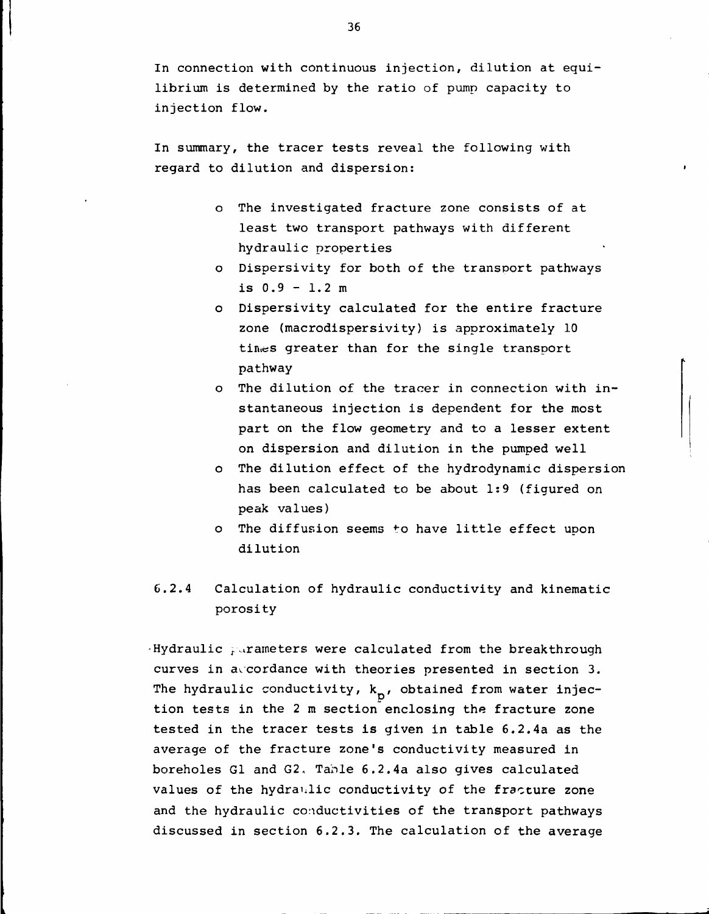In connection with continuous injection, dilution at equilibrium is determined by the ratio of pump capacity to injection flow.

In summary, the tracer tests reveal the following with regard to dilution and dispersion:

- The investigated fracture zone consists of at least two transport pathways with different hydraulic properties
- Dispersivity for both of the transport pathways is 0.9 - 1.2 m
- Dispersivity calculated for the entire fracture zone (macrodispersivity) is approximately 10 times greater than for the single transport pathway
- The dilution of the tracer in connection with instantaneous injection is dependent for the most part on the flow geometry and to a lesser extent on dispersion and dilution in the pumped well
- The dilution effect of the hydrodynamic dispersion has been calculated to be about 1:9 (figured on peak values)
- The diffusion seems to have little effect upon dilution

### 6.2.4 Calculation of hydraulic conductivity and kinematic porosity

Hydraulic parameters were calculated from the breakthrough curves in accordance with theories presented in section 3. The hydraulic conductivity, $k_p$, obtained from water injection tests in the 2 m section enclosing the fracture zone tested in the tracer tests is given in table 6.2.4a as the average of the fracture zone's conductivity measured in boreholes G1 and G2. Table 6.2.4a also gives calculated values of the hydraulic conductivity of the fracture zone and the hydraulic conductivities of the transport pathways discussed in section 6.2.3. The calculation of the average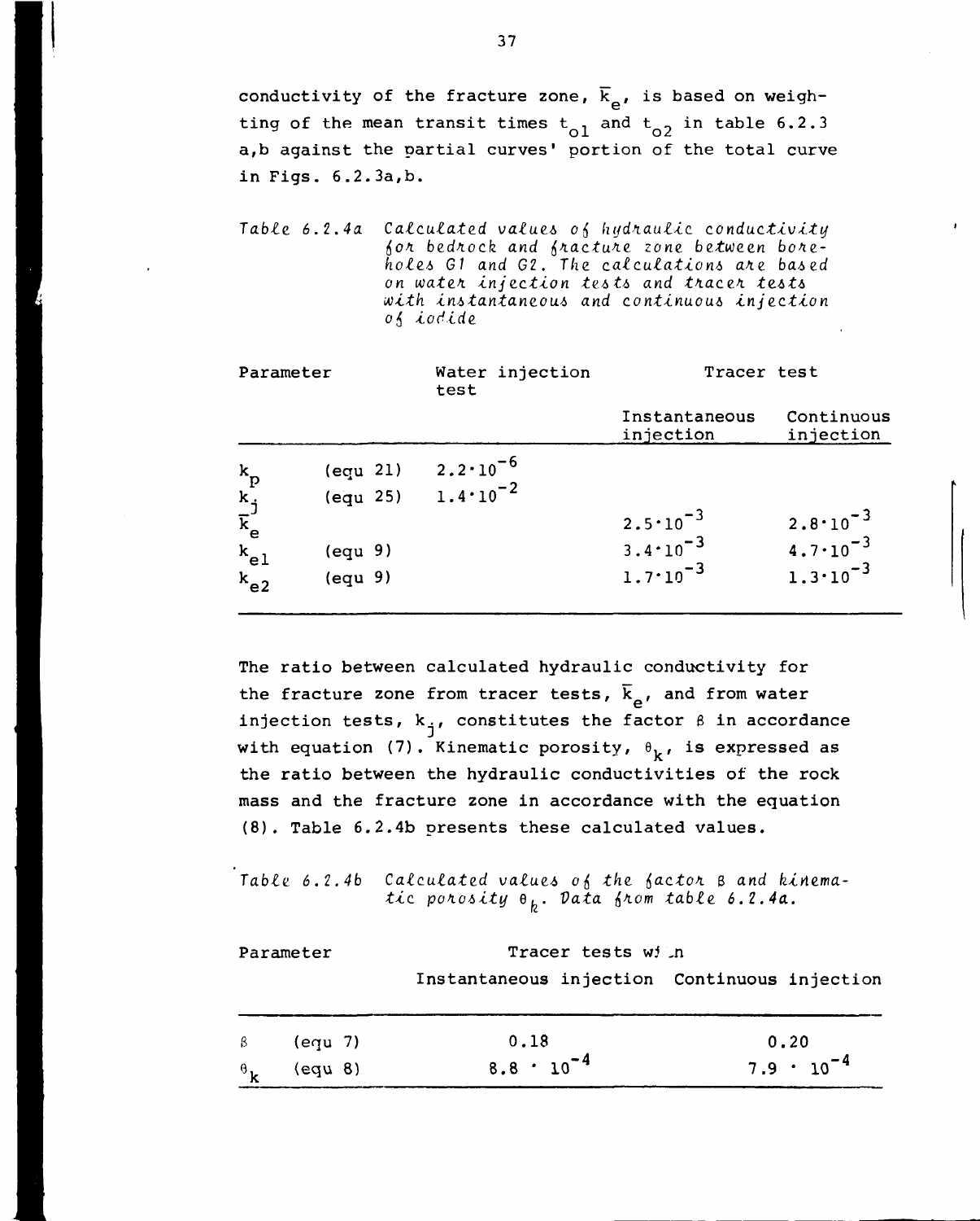conductivity of the fracture zone, $\bar{k}_e$, is based on weighting of the mean transit times $t_{o1}$ and $t_{o2}$ in table 6.2.3 a,b against the partial curves' portion of the total curve in Figs. 6.2.3a,b.

*Table 6.2.4a Calculated values of hydraulic conductivity for bedrock and fracture zone between boreholes G1 and G2. The calculations are based on water injection tests and tracer tests with instantaneous and continuous injection of iodide*

| Parameter | | Water injection test | Tracer test | |
|---|---|---|---|---|
| | | | Instantaneous injection | Continuous injection |
| $k_p$ | (equ 21) | $2.2 \cdot 10^{-6}$ | | |
| $k_j$ | (equ 25) | $1.4 \cdot 10^{-2}$ | | |
| $\bar{k}_e$ | | | $2.5 \cdot 10^{-3}$ | $2.8 \cdot 10^{-3}$ |
| $k_{e1}$ | (equ 9) | | $3.4 \cdot 10^{-3}$ | $4.7 \cdot 10^{-3}$ |
| $k_{e2}$ | (equ 9) | | $1.7 \cdot 10^{-3}$ | $1.3 \cdot 10^{-3}$ |

The ratio between calculated hydraulic conductivity for the fracture zone from tracer tests, $\bar{k}_e$, and from water injection tests, $k_j$, constitutes the factor $\beta$ in accordance with equation (7). Kinematic porosity, $\theta_k$, is expressed as the ratio between the hydraulic conductivities of the rock mass and the fracture zone in accordance with the equation (8). Table 6.2.4b presents these calculated values.

*Table 6.2.4b Calculated values of the factor $\beta$ and kinematic porosity $\theta_k$. Data from table 6.2.4a.*

| Parameter | | Tracer tests with | |
|---|---|---|---|
| | | Instantaneous injection | Continuous injection |
| $\beta$ | (equ 7) | 0.18 | 0.20 |
| $\theta_k$ | (equ 8) | $8.8 \cdot 10^{-4}$ | $7.9 \cdot 10^{-4}$ |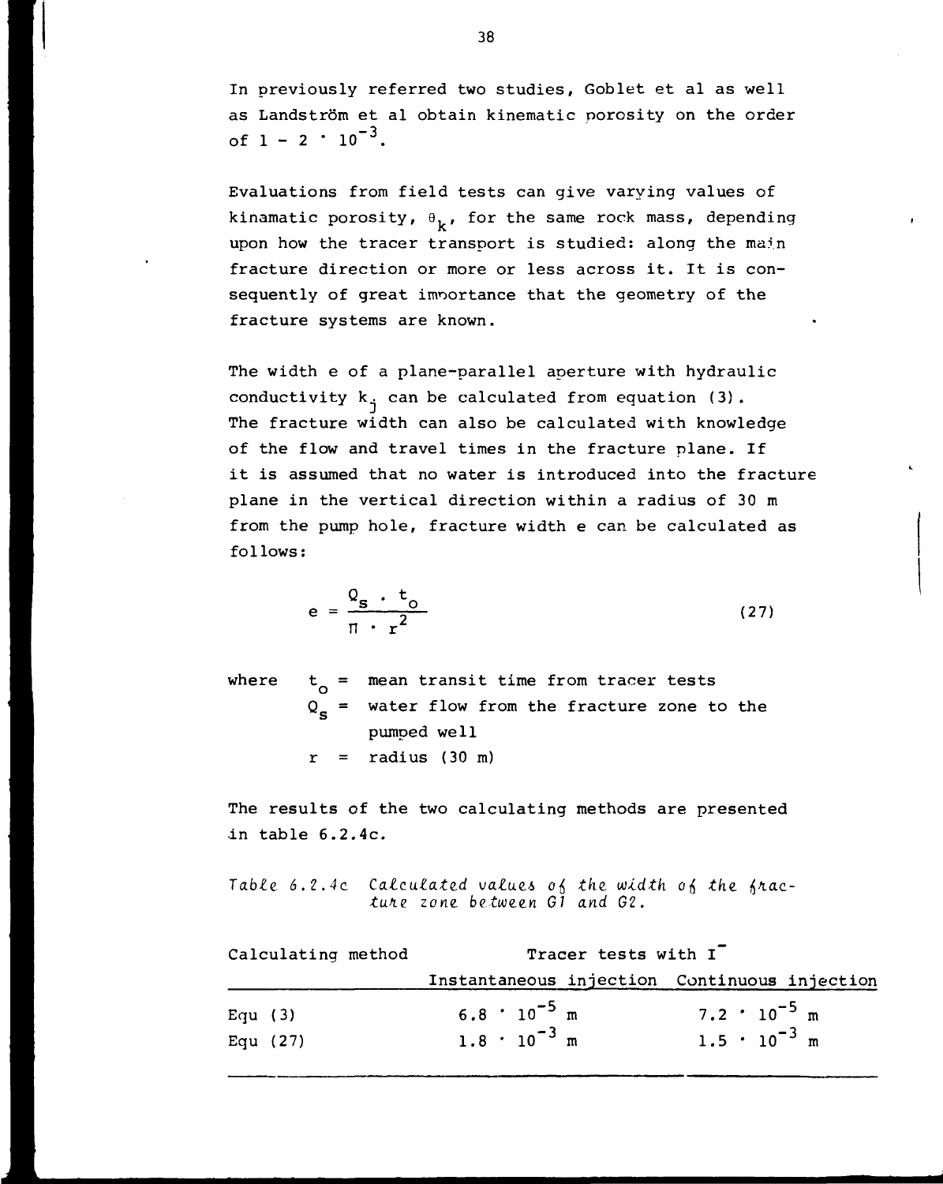In previously referred two studies, Goblet et al as well as Landström et al obtain kinematic porosity on the order of $1 - 2 \cdot 10^{-3}$.

Evaluations from field tests can give varying values of kinamatic porosity, $\theta_k$, for the same rock mass, depending upon how the tracer transport is studied: along the main fracture direction or more or less across it. It is consequently of great importance that the geometry of the fracture systems are known.

The width e of a plane-parallel aperture with hydraulic conductivity $k_j$ can be calculated from equation (3). The fracture width can also be calculated with knowledge of the flow and travel times in the fracture plane. If it is assumed that no water is introduced into the fracture plane in the vertical direction within a radius of 30 m from the pump hole, fracture width e can be calculated as follows:

$$e = \frac{Q_s \cdot t_o}{\Pi \cdot r^2} \qquad (27)$$

where
- $t_o$ = mean transit time from tracer tests
- $Q_s$ = water flow from the fracture zone to the pumped well
- $r$ = radius (30 m)

The results of the two calculating methods are presented in table 6.2.4c.

*Table 6.2.4c Calculated values of the width of the fracture zone between G1 and G2.*

| Calculating method | Tracer tests with $I^-$ | |
|---|---|---|
| | Instantaneous injection | Continuous injection |
| Equ (3) | $6.8 \cdot 10^{-5}$ m | $7.2 \cdot 10^{-5}$ m |
| Equ (27) | $1.8 \cdot 10^{-3}$ m | $1.5 \cdot 10^{-3}$ m |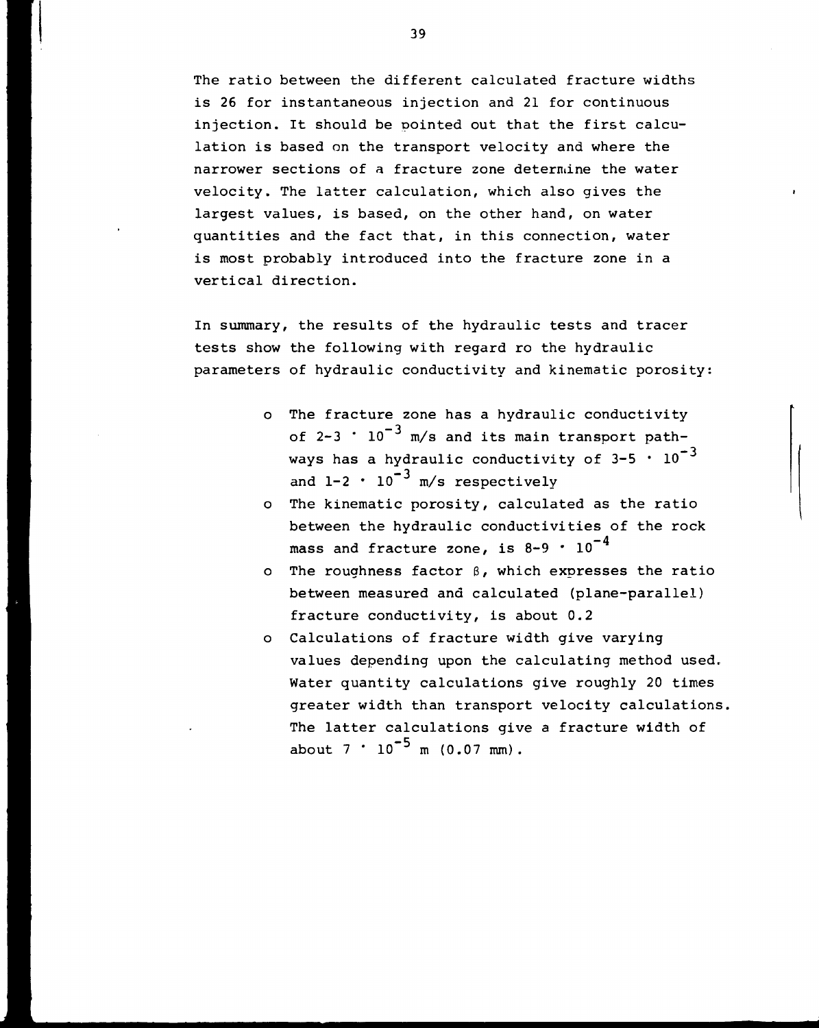The ratio between the different calculated fracture widths is 26 for instantaneous injection and 21 for continuous injection. It should be pointed out that the first calculation is based on the transport velocity and where the narrower sections of a fracture zone determine the water velocity. The latter calculation, which also gives the largest values, is based, on the other hand, on water quantities and the fact that, in this connection, water is most probably introduced into the fracture zone in a vertical direction.

In summary, the results of the hydraulic tests and tracer tests show the following with regard ro the hydraulic parameters of hydraulic conductivity and kinematic porosity:

- The fracture zone has a hydraulic conductivity of $2\text{-}3 \cdot 10^{-3}$ m/s and its main transport pathways has a hydraulic conductivity of $3\text{-}5 \cdot 10^{-3}$ and $1\text{-}2 \cdot 10^{-3}$ m/s respectively
- The kinematic porosity, calculated as the ratio between the hydraulic conductivities of the rock mass and fracture zone, is $8\text{-}9 \cdot 10^{-4}$
- The roughness factor $\beta$, which expresses the ratio between measured and calculated (plane-parallel) fracture conductivity, is about 0.2
- Calculations of fracture width give varying values depending upon the calculating method used. Water quantity calculations give roughly 20 times greater width than transport velocity calculations. The latter calculations give a fracture width of about $7 \cdot 10^{-5}$ m (0.07 mm).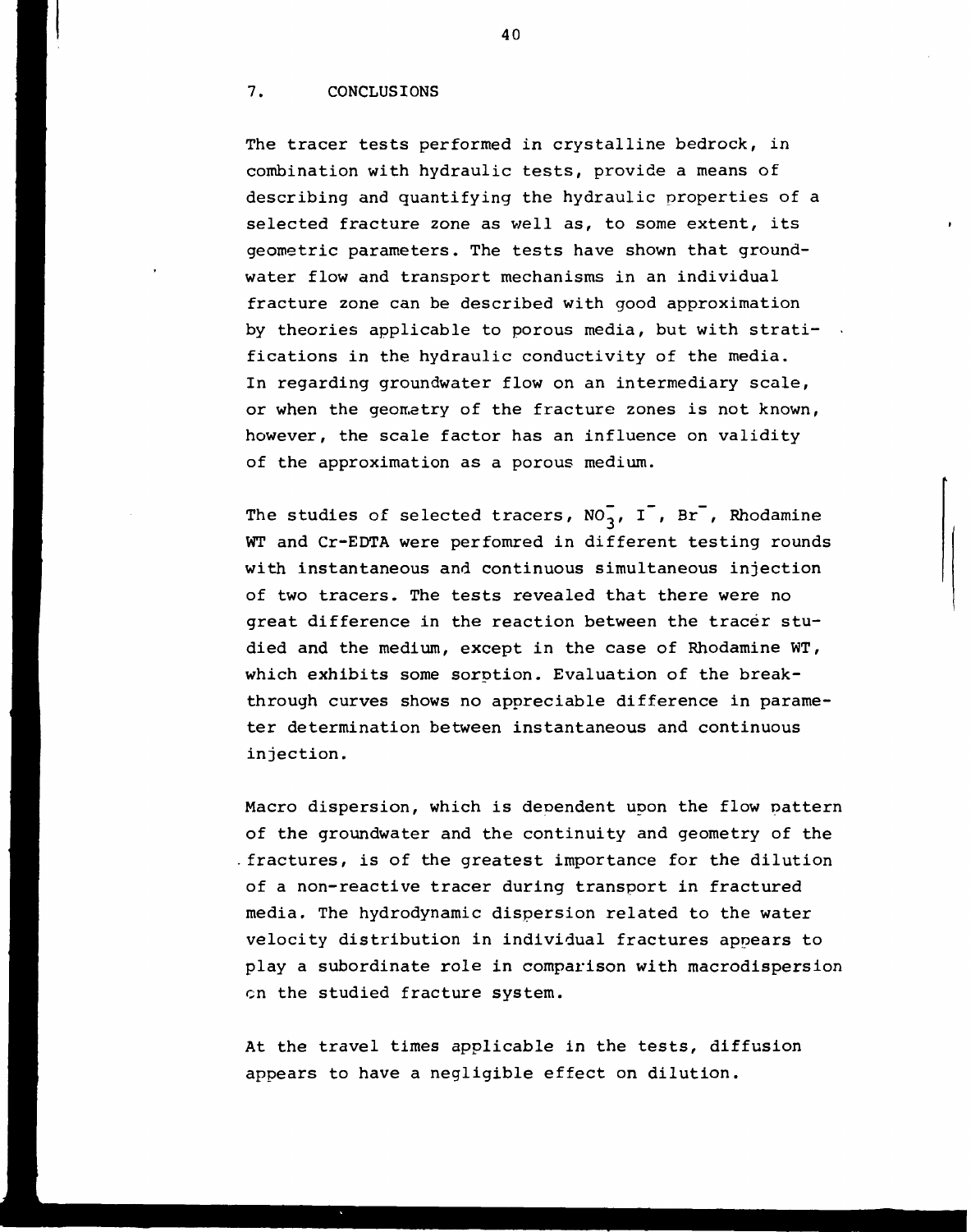## 7. CONCLUSIONS

The tracer tests performed in crystalline bedrock, in combination with hydraulic tests, provide a means of describing and quantifying the hydraulic properties of a selected fracture zone as well as, to some extent, its geometric parameters. The tests have shown that groundwater flow and transport mechanisms in an individual fracture zone can be described with good approximation by theories applicable to porous media, but with stratifications in the hydraulic conductivity of the media. In regarding groundwater flow on an intermediary scale, or when the geometry of the fracture zones is not known, however, the scale factor has an influence on validity of the approximation as a porous medium.

The studies of selected tracers, $NO_3^-$, $I^-$, $Br^-$, Rhodamine WT and Cr-EDTA were perfomred in different testing rounds with instantaneous and continuous simultaneous injection of two tracers. The tests revealed that there were no great difference in the reaction between the tracer studied and the medium, except in the case of Rhodamine WT, which exhibits some sorption. Evaluation of the breakthrough curves shows no appreciable difference in parameter determination between instantaneous and continuous injection.

Macro dispersion, which is dependent upon the flow pattern of the groundwater and the continuity and geometry of the fractures, is of the greatest importance for the dilution of a non-reactive tracer during transport in fractured media. The hydrodynamic dispersion related to the water velocity distribution in individual fractures appears to play a subordinate role in comparison with macrodispersion on the studied fracture system.

At the travel times applicable in the tests, diffusion appears to have a negligible effect on dilution.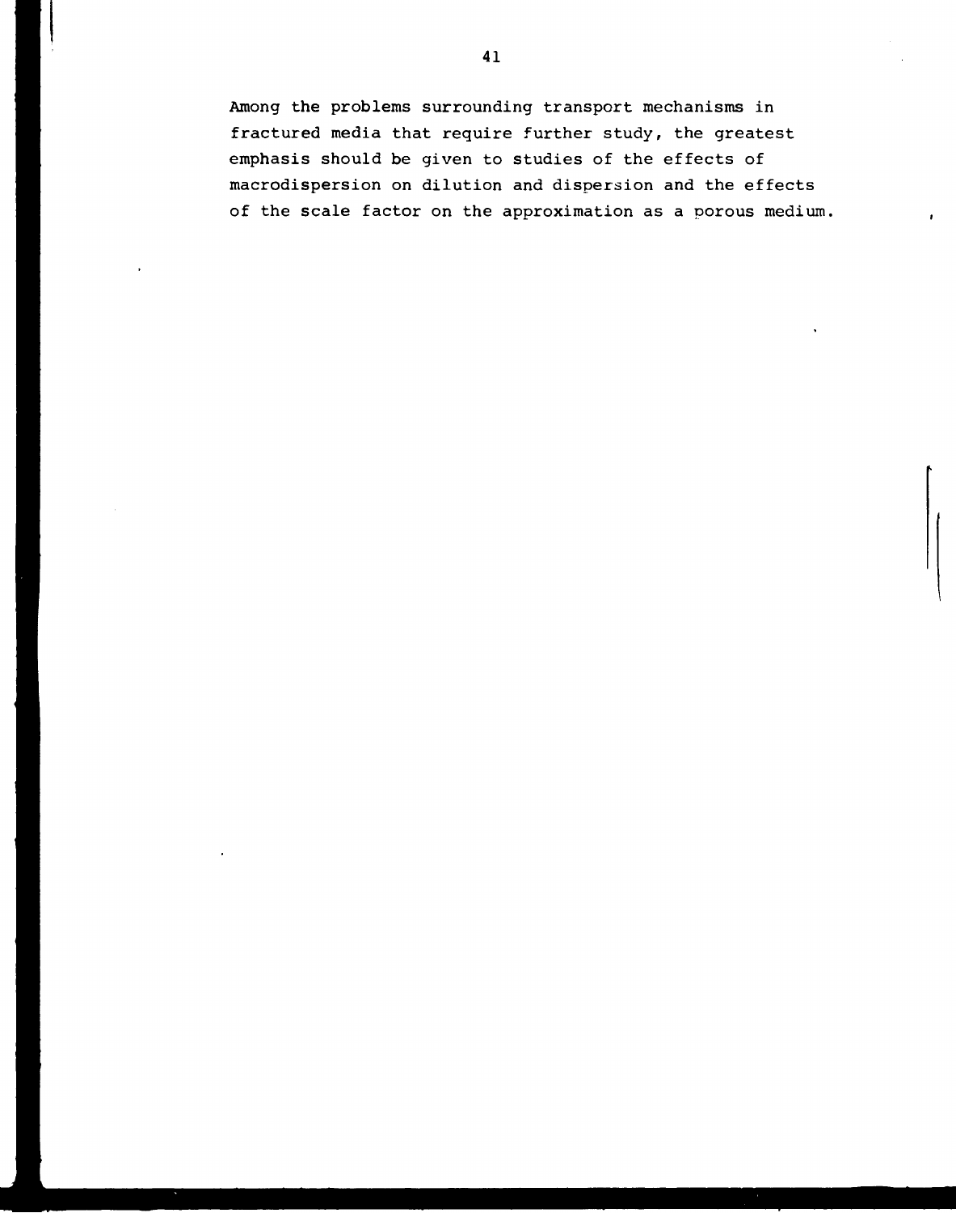Among the problems surrounding transport mechanisms in fractured media that require further study, the greatest emphasis should be given to studies of the effects of macrodispersion on dilution and dispersion and the effects of the scale factor on the approximation as a porous medium.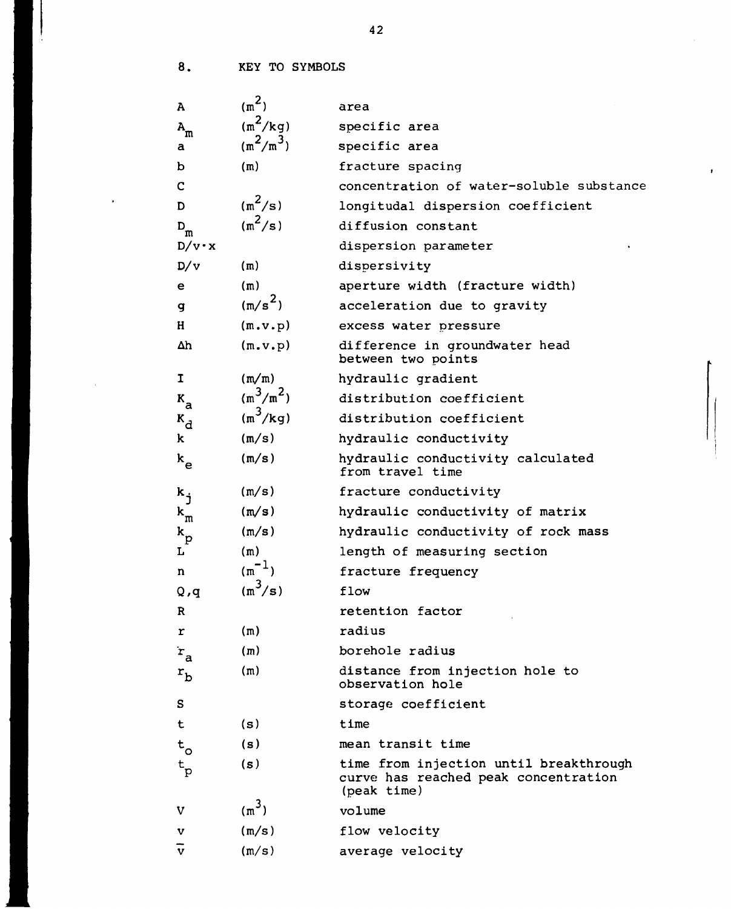## 8. KEY TO SYMBOLS

| | | |
|---|---|---|
| $A$ | ($m^2$) | area |
| $A_m$ | ($m^2/kg$) | specific area |
| $a$ | ($m^2/m^3$) | specific area |
| $b$ | (m) | fracture spacing |
| $C$ | | concentration of water-soluble substance |
| $D$ | ($m^2/s$) | longitudal dispersion coefficient |
| $D_m$ | ($m^2/s$) | diffusion constant |
| $D/v \cdot x$ | | dispersion parameter |
| $D/v$ | (m) | dispersivity |
| $e$ | (m) | aperture width (fracture width) |
| $g$ | ($m/s^2$) | acceleration due to gravity |
| $H$ | (m.v.p) | excess water pressure |
| $\Delta h$ | (m.v.p) | difference in groundwater head between two points |
| $I$ | (m/m) | hydraulic gradient |
| $K_a$ | ($m^3/m^2$) | distribution coefficient |
| $K_d$ | ($m^3/kg$) | distribution coefficient |
| $k$ | (m/s) | hydraulic conductivity |
| $k_e$ | (m/s) | hydraulic conductivity calculated from travel time |
| $k_j$ | (m/s) | fracture conductivity |
| $k_m$ | (m/s) | hydraulic conductivity of matrix |
| $k_p$ | (m/s) | hydraulic conductivity of rock mass |
| $L$ | (m) | length of measuring section |
| $n$ | ($m^{-1}$) | fracture frequency |
| $Q,q$ | ($m^3/s$) | flow |
| $R$ | | retention factor |
| $r$ | (m) | radius |
| $r_a$ | (m) | borehole radius |
| $r_b$ | (m) | distance from injection hole to observation hole |
| $S$ | | storage coefficient |
| $t$ | (s) | time |
| $t_o$ | (s) | mean transit time |
| $t_p$ | (s) | time from injection until breakthrough curve has reached peak concentration (peak time) |
| $V$ | ($m^3$) | volume |
| $v$ | (m/s) | flow velocity |
| $\bar{v}$ | (m/s) | average velocity |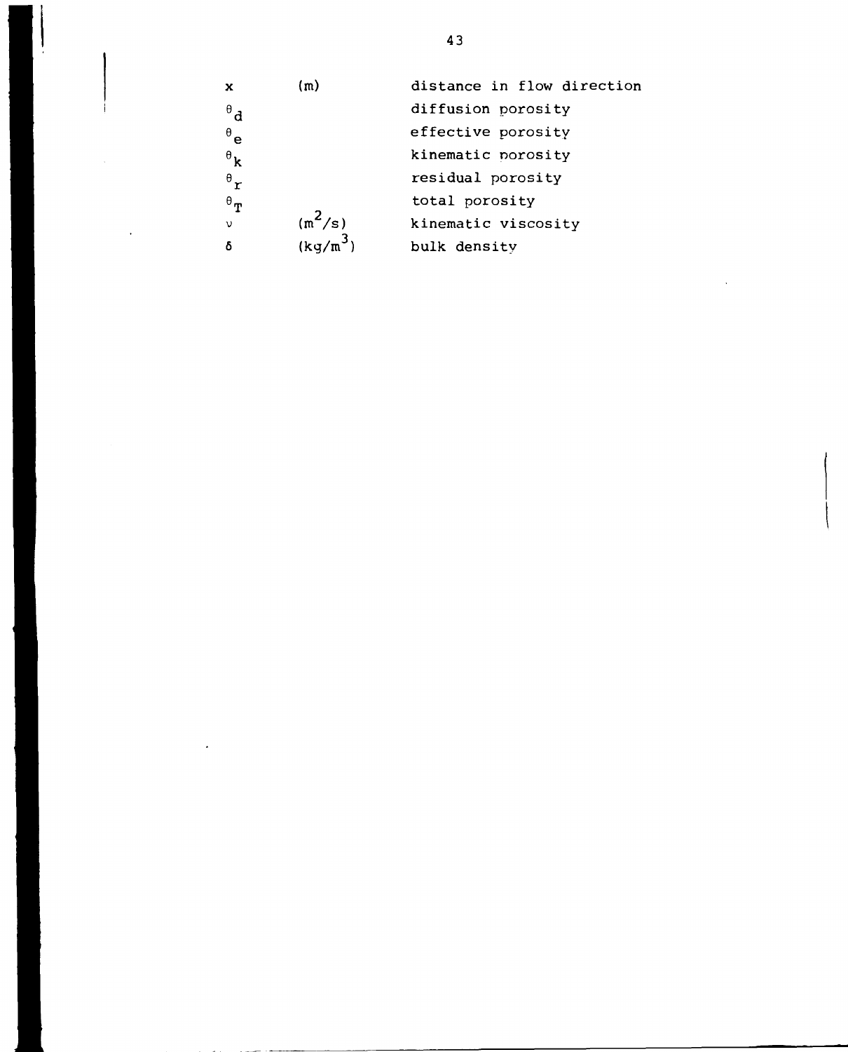| | | |
|---|---|---|
| $x$ | (m) | distance in flow direction |
| $\theta_d$ | | diffusion porosity |
| $\theta_e$ | | effective porosity |
| $\theta_k$ | | kinematic porosity |
| $\theta_r$ | | residual porosity |
| $\theta_T$ | | total porosity |
| $\nu$ | ($m^2/s$) | kinematic viscosity |
| $\delta$ | ($kg/m^3$) | bulk density |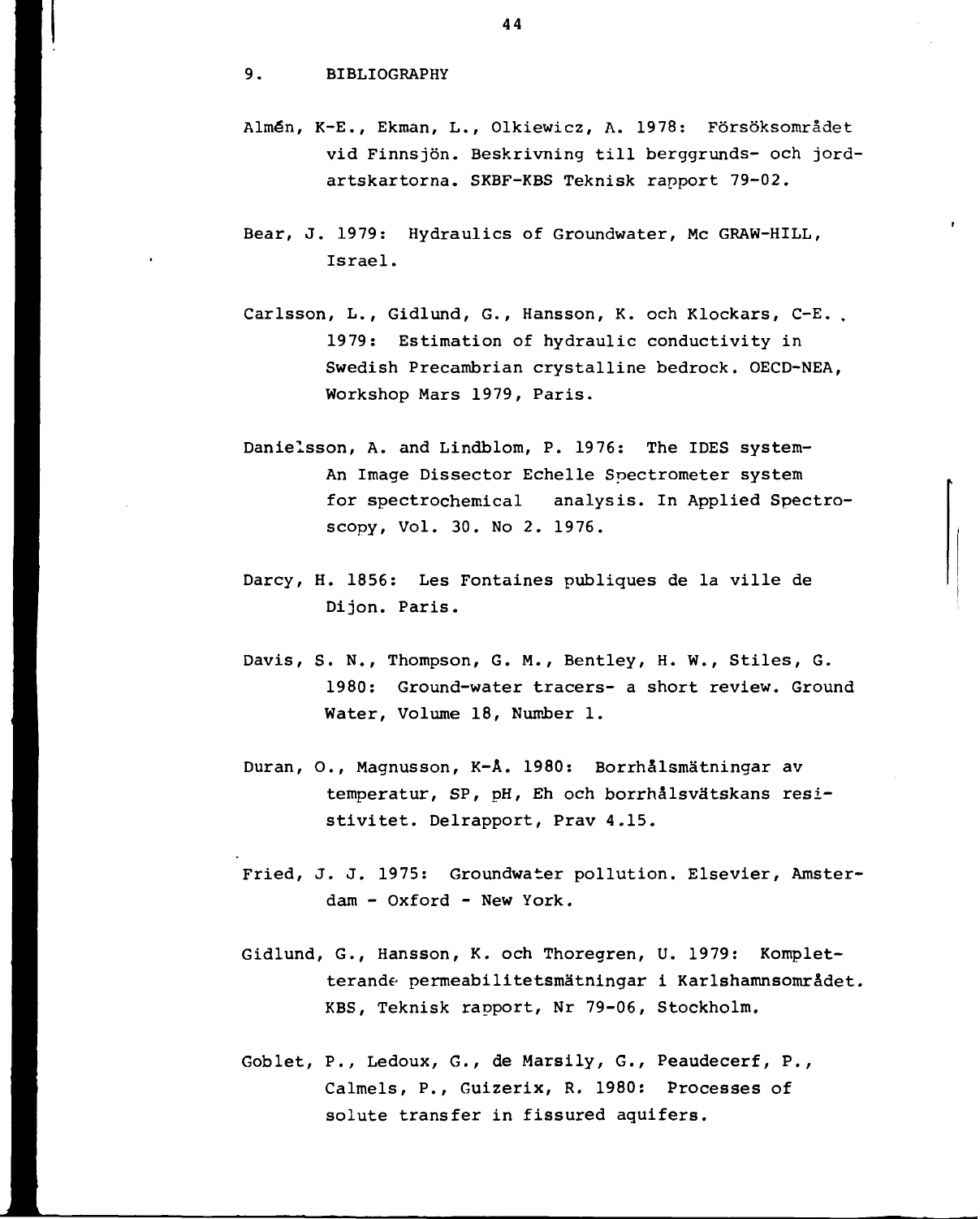# 9. BIBLIOGRAPHY

Almén, K-E., Ekman, L., Olkiewicz, A. 1978: Försöksområdet vid Finnsjön. Beskrivning till berggrunds- och jordartskartorna. SKBF-KBS Teknisk rapport 79-02.

Bear, J. 1979: Hydraulics of Groundwater, Mc GRAW-HILL, Israel.

Carlsson, L., Gidlund, G., Hansson, K. och Klockars, C-E. 1979: Estimation of hydraulic conductivity in Swedish Precambrian crystalline bedrock. OECD-NEA, Workshop Mars 1979, Paris.

Danielsson, A. and Lindblom, P. 1976: The IDES system- An Image Dissector Echelle Spectrometer system for spectrochemical analysis. In Applied Spectroscopy, Vol. 30. No 2. 1976.

Darcy, H. 1856: Les Fontaines publiques de la ville de Dijon. Paris.

Davis, S. N., Thompson, G. M., Bentley, H. W., Stiles, G. 1980: Ground-water tracers- a short review. Ground Water, Volume 18, Number 1.

Duran, O., Magnusson, K-Å. 1980: Borrhålsmätningar av temperatur, SP, pH, Eh och borrhålsvätskans resistivitet. Delrapport, Prav 4.15.

Fried, J. J. 1975: Groundwater pollution. Elsevier, Amsterdam - Oxford - New York.

Gidlund, G., Hansson, K. och Thoregren, U. 1979: Kompletterande permeabilitetsmätningar i Karlshamnsområdet. KBS, Teknisk rapport, Nr 79-06, Stockholm.

Goblet, P., Ledoux, G., de Marsily, G., Peaudecerf, P., Calmels, P., Guizerix, R. 1980: Processes of solute transfer in fissured aquifers.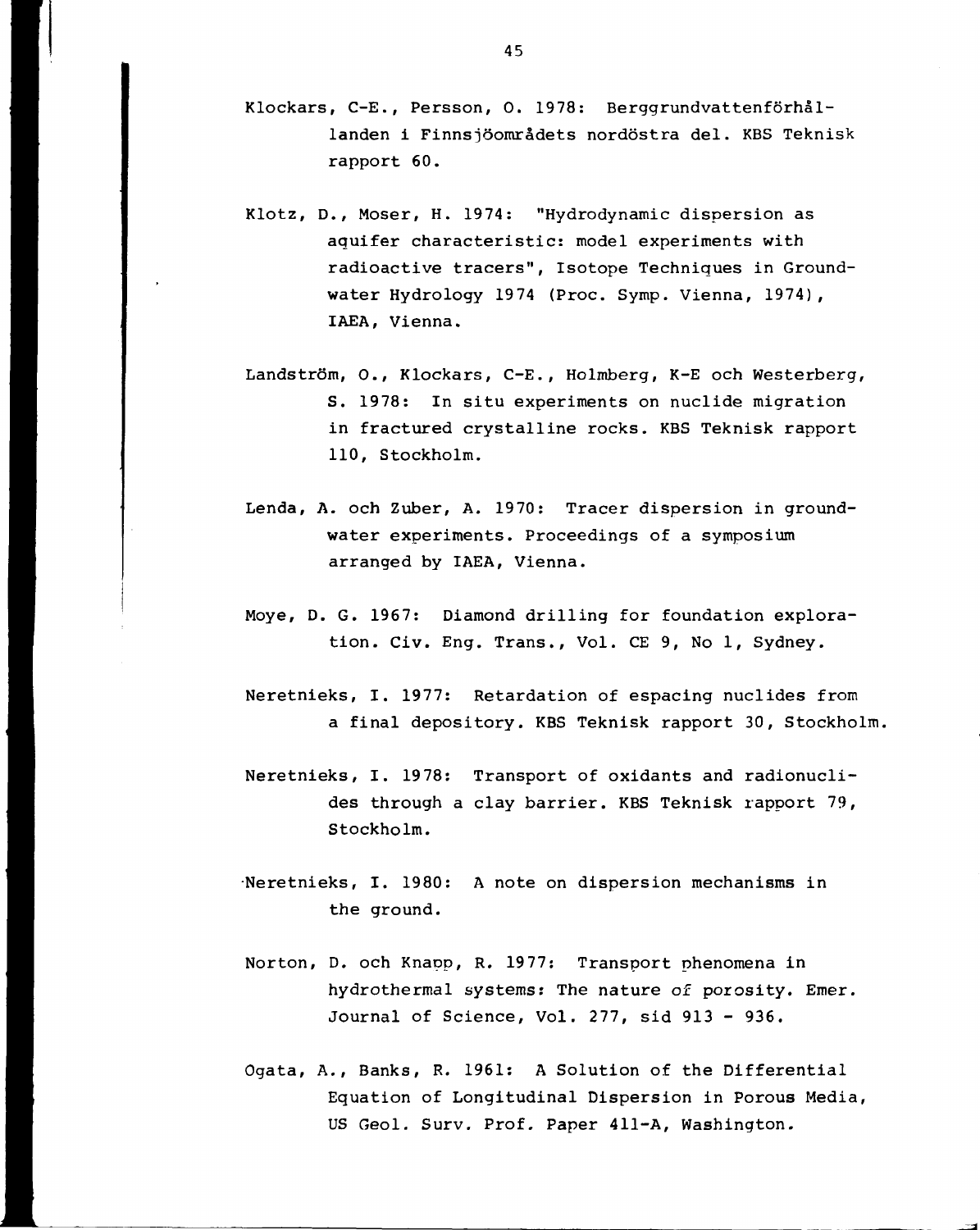Klockars, C-E., Persson, O. 1978: Berggrundvattenförhållanden i Finnsjöområdets nordöstra del. KBS Teknisk rapport 60.

Klotz, D., Moser, H. 1974: "Hydrodynamic dispersion as aquifer characteristic: model experiments with radioactive tracers", Isotope Techniques in Groundwater Hydrology 1974 (Proc. Symp. Vienna, 1974), IAEA, Vienna.

Landström, O., Klockars, C-E., Holmberg, K-E och Westerberg, S. 1978: In situ experiments on nuclide migration in fractured crystalline rocks. KBS Teknisk rapport 110, Stockholm.

Lenda, A. och Zuber, A. 1970: Tracer dispersion in groundwater experiments. Proceedings of a symposium arranged by IAEA, Vienna.

Moye, D. G. 1967: Diamond drilling for foundation exploration. Civ. Eng. Trans., Vol. CE 9, No 1, Sydney.

Neretnieks, I. 1977: Retardation of espacing nuclides from a final depository. KBS Teknisk rapport 30, Stockholm.

Neretnieks, I. 1978: Transport of oxidants and radionuclides through a clay barrier. KBS Teknisk rapport 79, Stockholm.

Neretnieks, I. 1980: A note on dispersion mechanisms in the ground.

Norton, D. och Knapp, R. 1977: Transport phenomena in hydrothermal systems: The nature of porosity. Emer. Journal of Science, Vol. 277, sid 913 - 936.

Ogata, A., Banks, R. 1961: A Solution of the Differential Equation of Longitudinal Dispersion in Porous Media, US Geol. Surv. Prof. Paper 411-A, Washington.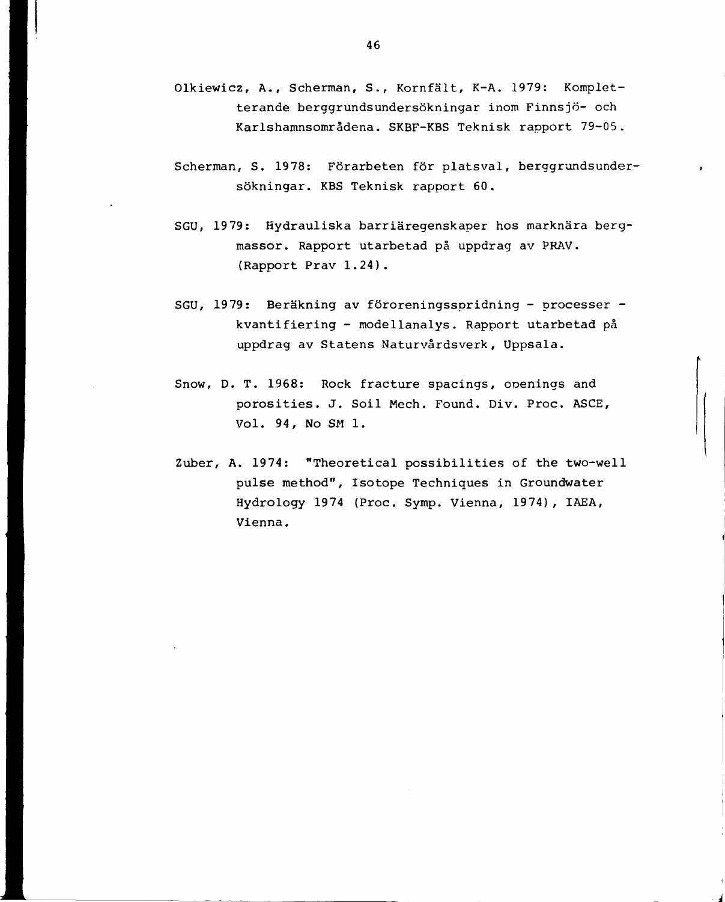Olkiewicz, A., Scherman, S., Kornfält, K-A. 1979: Kompletterande berggrundsundersökningar inom Finnsjö- och Karlshamnsområdena. SKBF-KBS Teknisk rapport 79-05.

Scherman, S. 1978: Förarbeten för platsval, berggrundsundersökningar. KBS Teknisk rapport 60.

SGU, 1979: Hydrauliska barriäregenskaper hos marknära bergmassor. Rapport utarbetad på uppdrag av PRAV. (Rapport Prav 1.24).

SGU, 1979: Beräkning av föroreningsspridning - processer - kvantifiering - modellanalys. Rapport utarbetad på uppdrag av Statens Naturvårdsverk, Uppsala.

Snow, D. T. 1968: Rock fracture spacings, openings and porosities. J. Soil Mech. Found. Div. Proc. ASCE, Vol. 94, No SM 1.

Zuber, A. 1974: "Theoretical possibilities of the two-well pulse method", Isotope Techniques in Groundwater Hydrology 1974 (Proc. Symp. Vienna, 1974), IAEA, Vienna.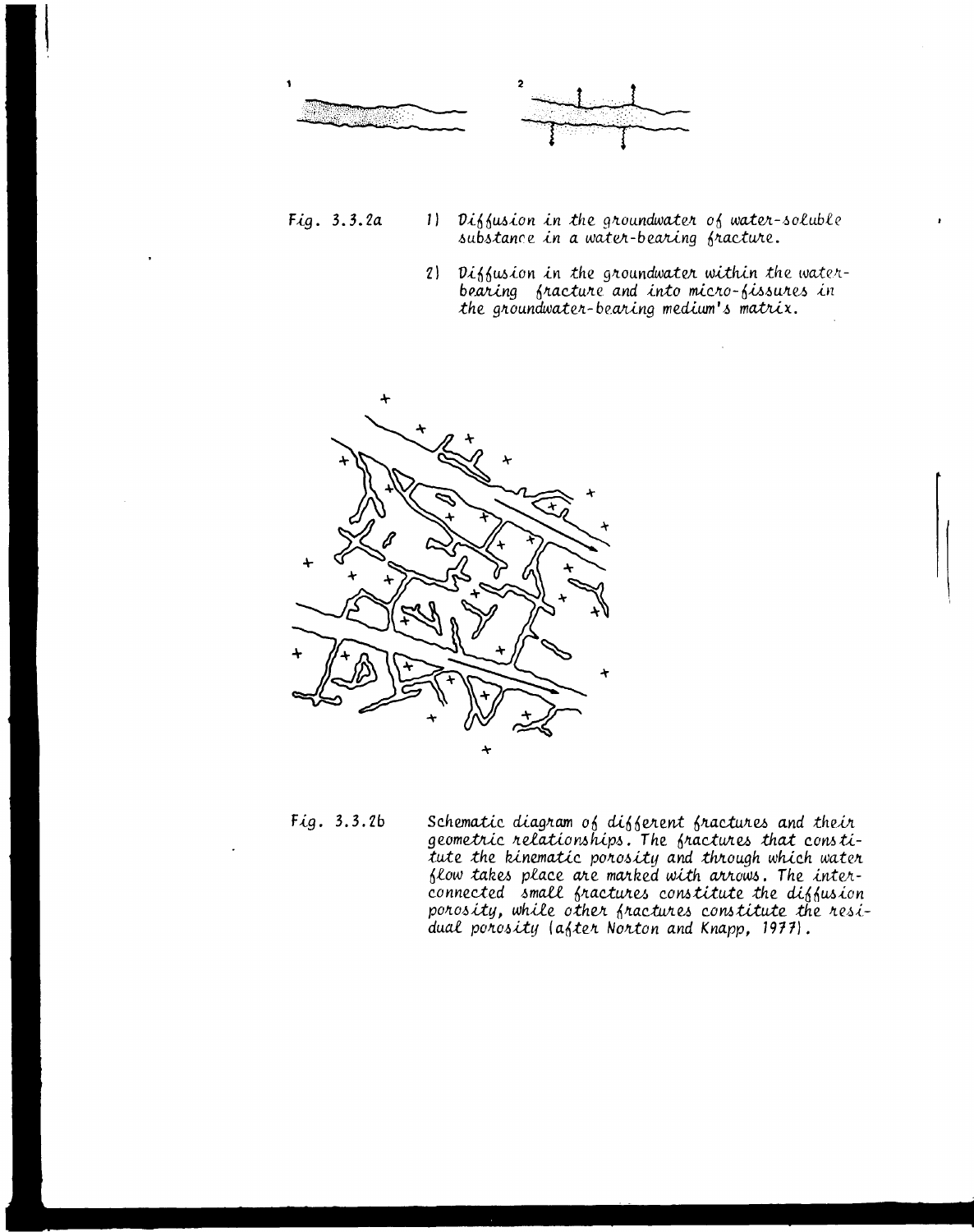Fig. 3.3.2a

1) Diffusion in the groundwater of water-soluble substance in a water-bearing fracture.

2) Diffusion in the groundwater within the water-bearing fracture and into micro-fissures in the groundwater-bearing medium's matrix.

Fig. 3.3.2b

Schematic diagram of different fractures and their geometric relationships. The fractures that constitute the kinematic porosity and through which water flow takes place are marked with arrows. The interconnected small fractures constitute the diffusion porosity, while other fractures constitute the residual porosity (after Norton and Knapp, 1977).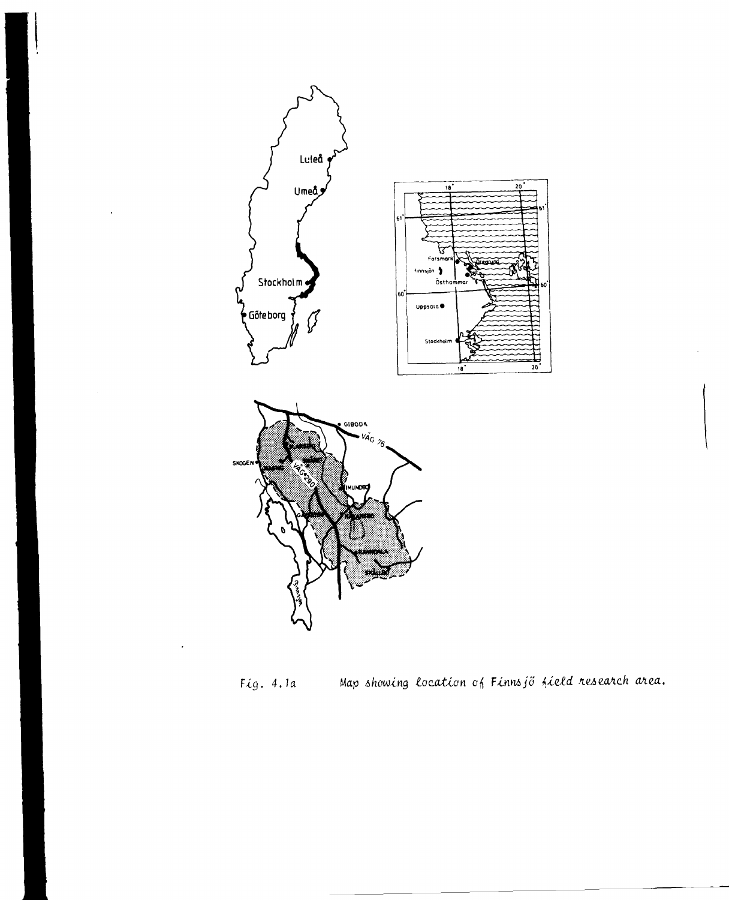Fig. 4.1a Map showing location of Finnsjö field research area.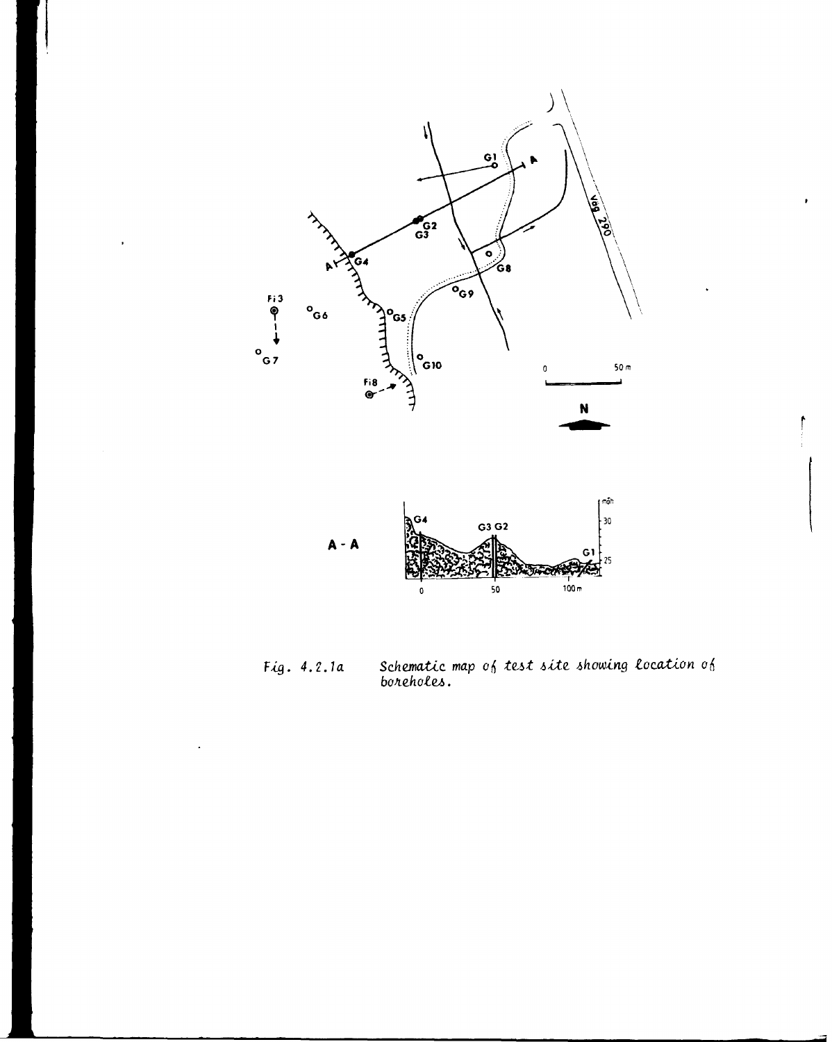Fig. 4.2.1a Schematic map of test site showing location of boreholes.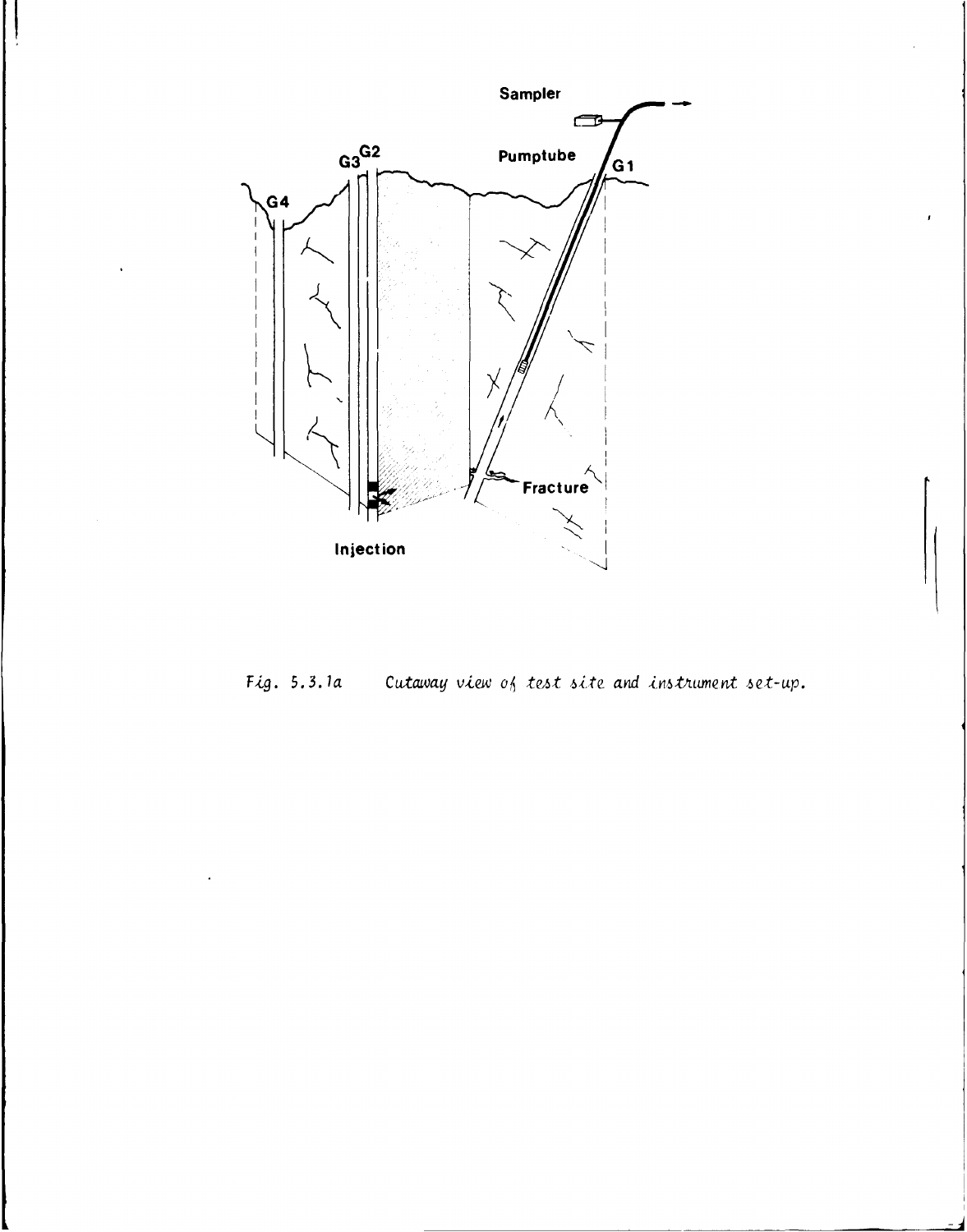Fig. 5.3.1a Cutaway view of test site and instrument set-up.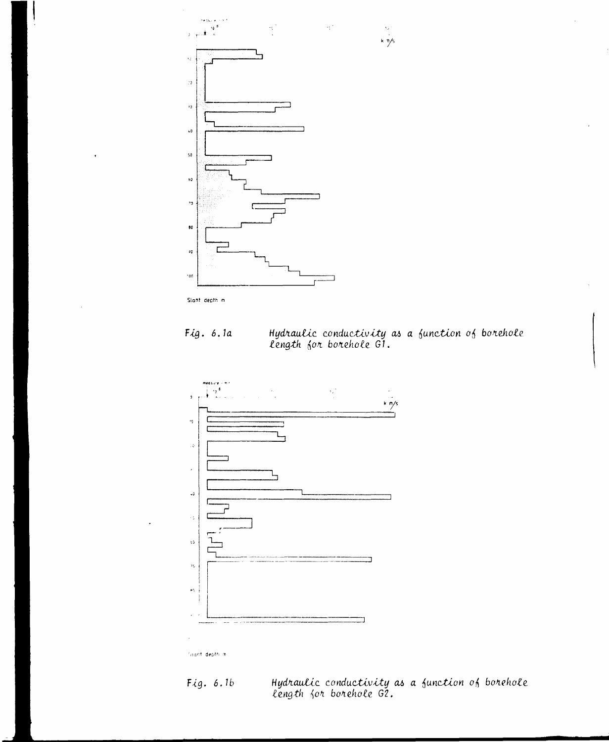Slant depth m

*Fig. 6.1a* *Hydraulic conductivity as a function of borehole length for borehole G1.*

Slant depth m

*Fig. 6.1b* *Hydraulic conductivity as a function of borehole length for borehole G2.*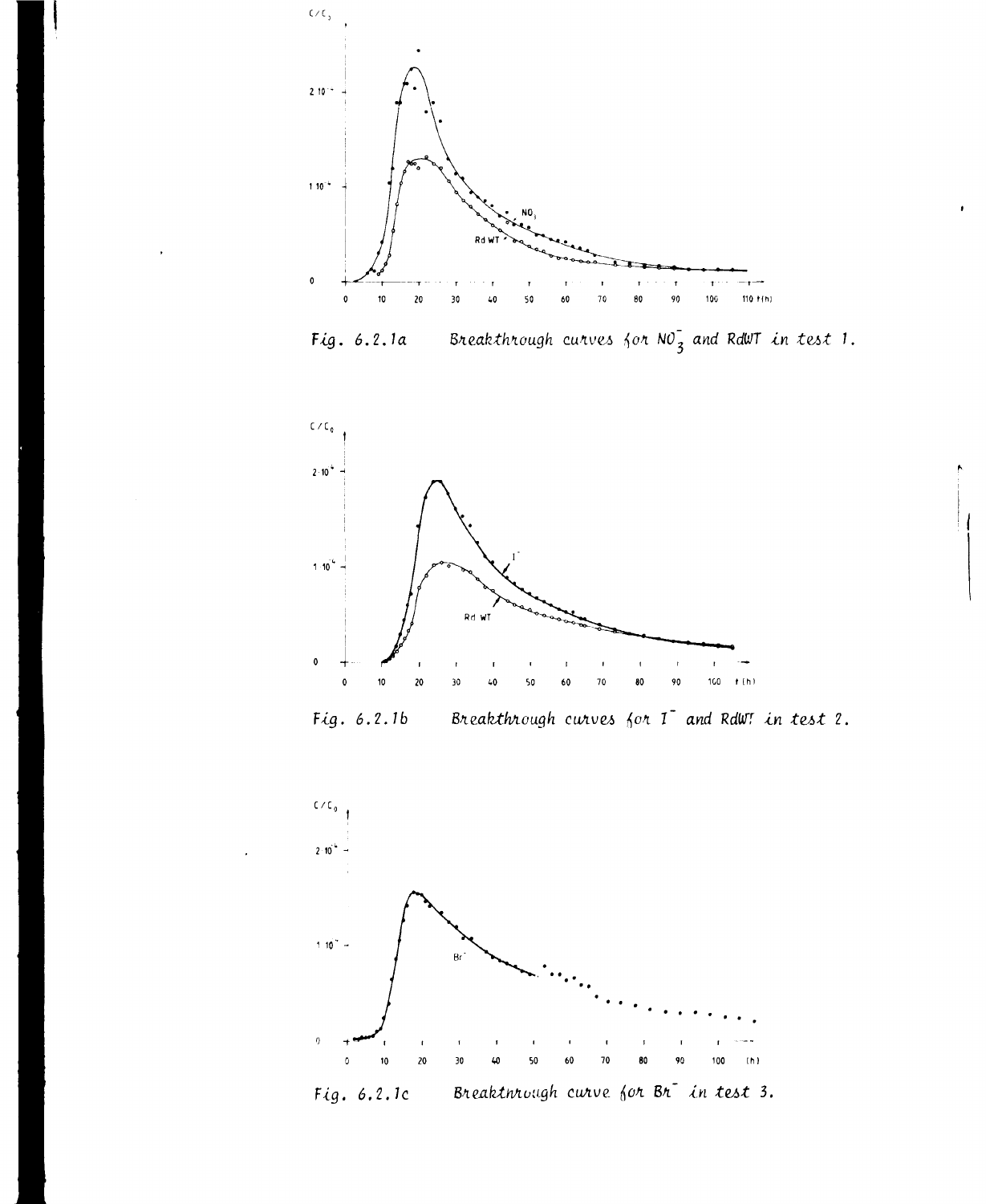Fig. 6.2.1a Breakthrough curves for $NO_3^-$ and RdWT in test 1.

Fig. 6.2.1b Breakthrough curves for $I^-$ and RdWT in test 2.

Fig. 6.2.1c Breakthrough curve for $Br^-$ in test 3.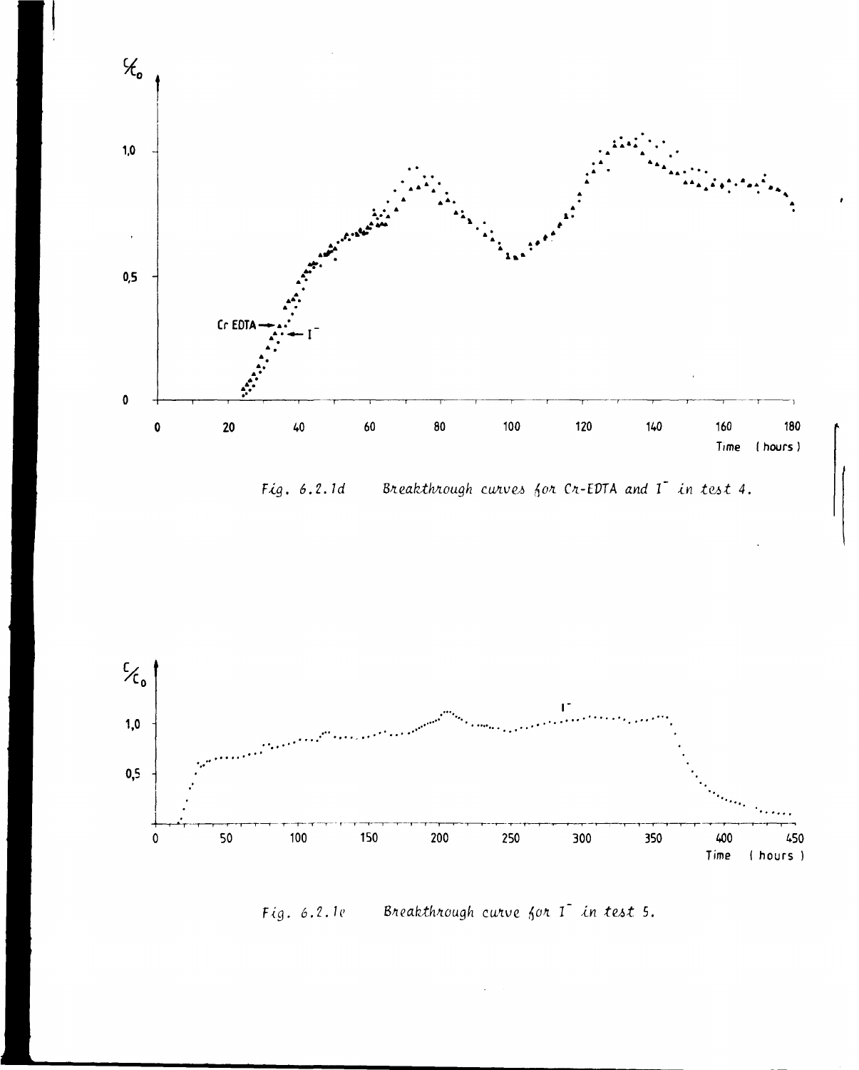Fig. 6.2.1d Breakthrough curves for Cr-EDTA and $I^-$ in test 4.

Fig. 6.2.1e Breakthrough curve for $I^-$ in test 5.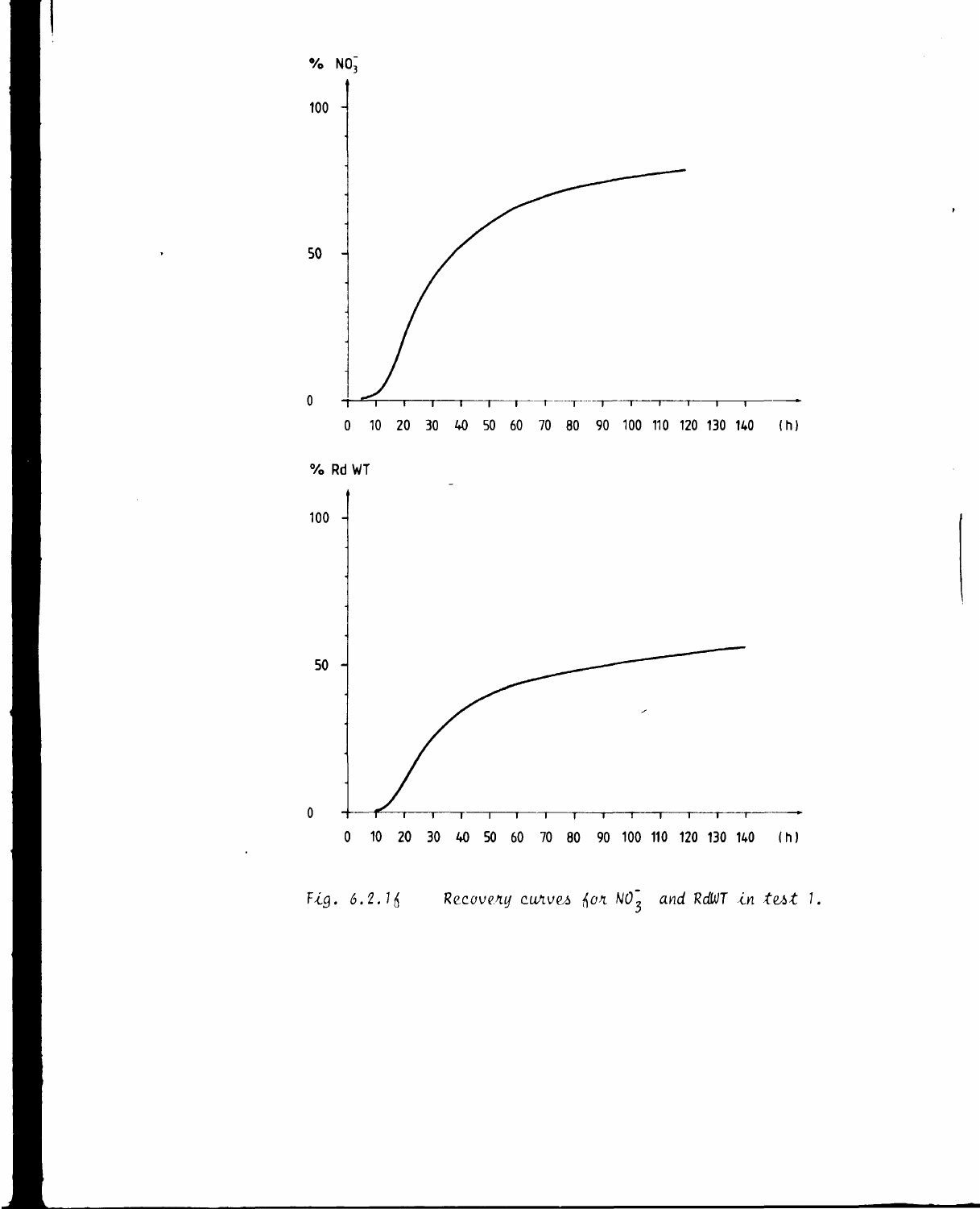Fig. 6.2.16 Recovery curves for $NO_3^-$ and RdWT in test 1.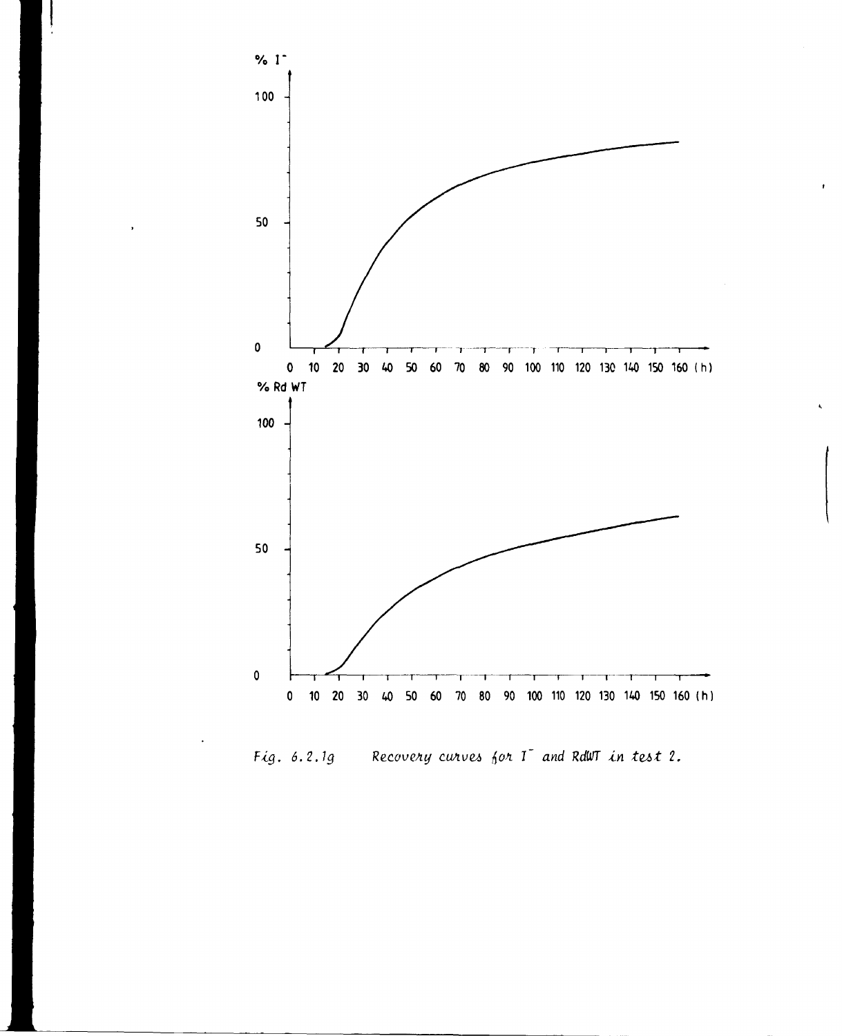Fig. 6.2.1g Recovery curves for $I^-$ and RdWT in test 2.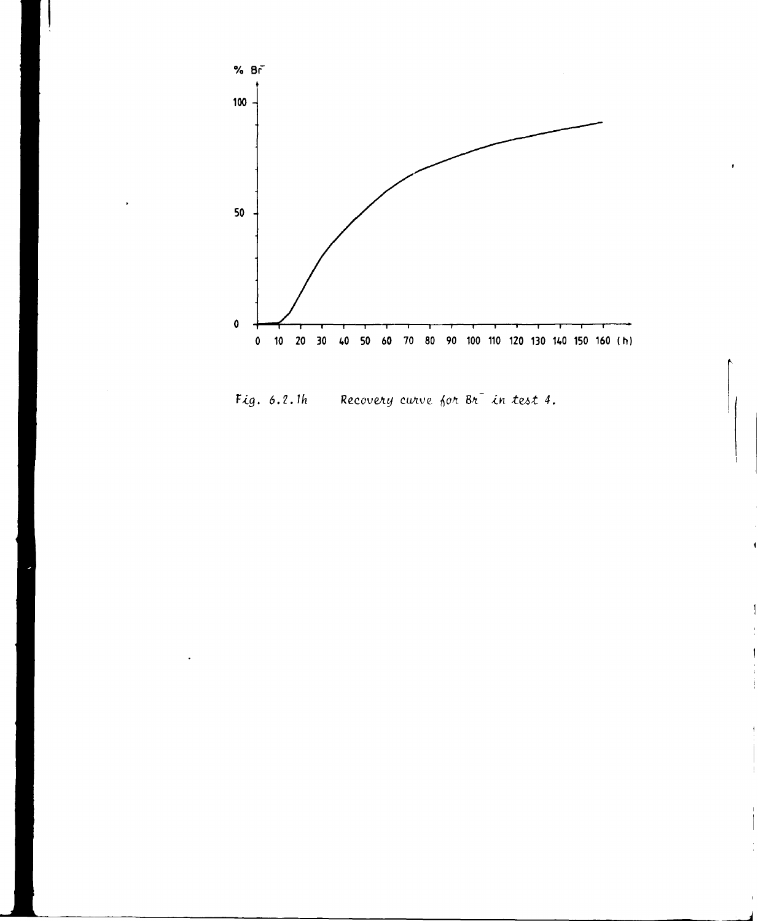Fig. 6.2.1h Recovery curve for $Br^-$ in test 4.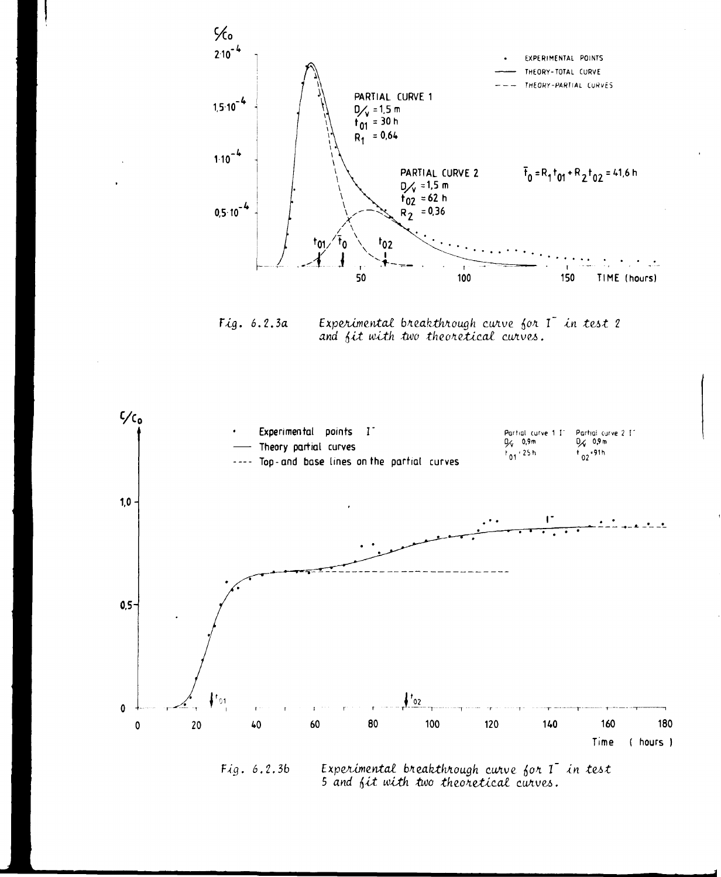Fig. 6.2.3a *Experimental breakthrough curve for $I^-$ in test 2 and fit with two theoretical curves.*

Fig. 6.2.3b *Experimental breakthrough curve for $I^-$ in test 5 and fit with two theoretical curves.*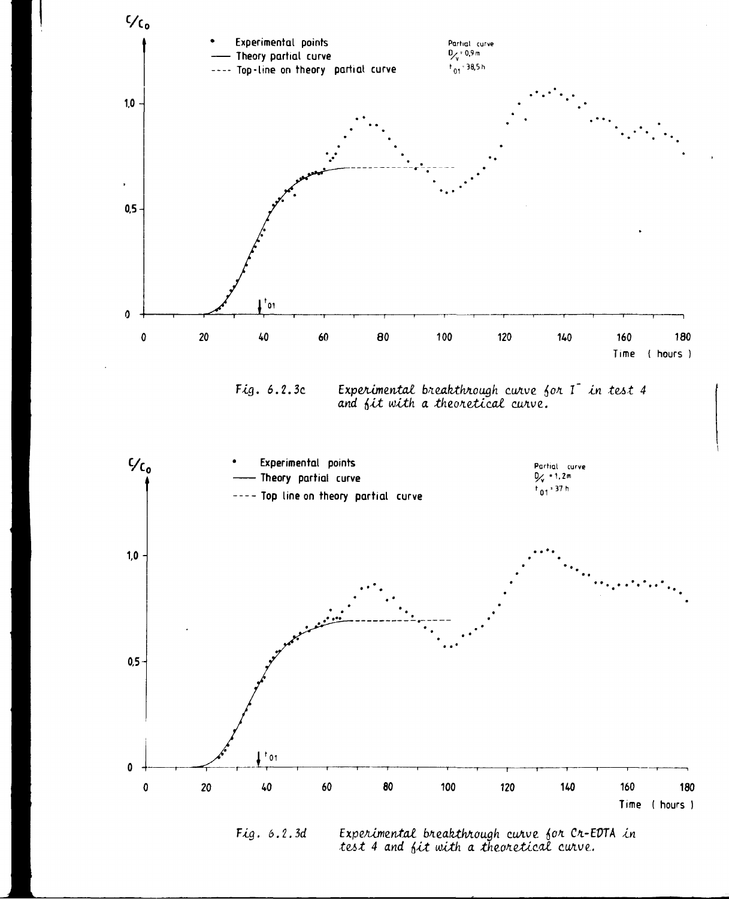Fig. 6.2.3c Experimental breakthrough curve for $I^-$ in test 4 and fit with a theoretical curve.

Fig. 6.2.3d Experimental breakthrough curve for Cr-EDTA in test 4 and fit with a theoretical curve.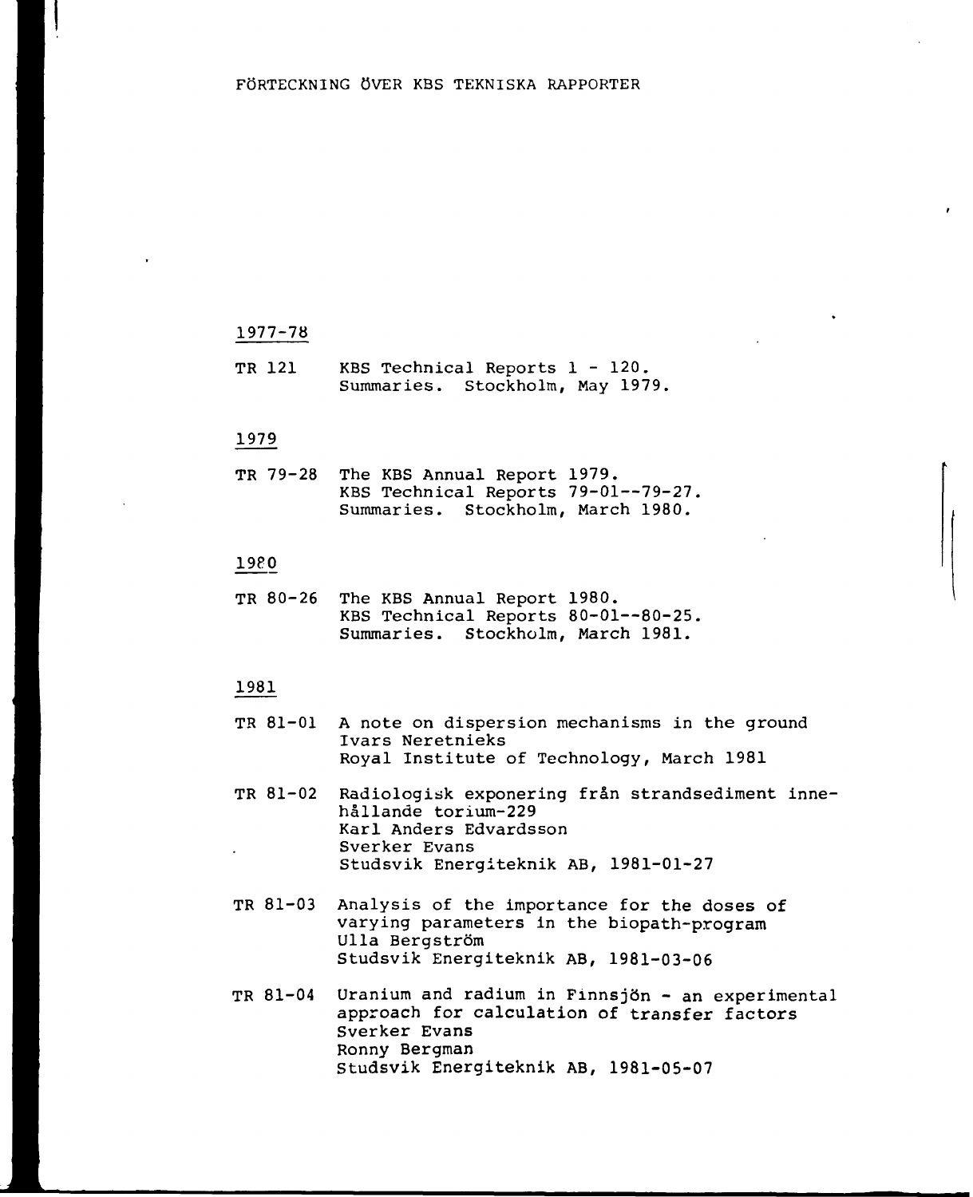# FÖRTECKNING ÖVER KBS TEKNISKA RAPPORTER

## 1977-78

TR 121 KBS Technical Reports 1 - 120.
Summaries. Stockholm, May 1979.

## 1979

TR 79-28 The KBS Annual Report 1979.
KBS Technical Reports 79-01--79-27.
Summaries. Stockholm, March 1980.

## 1980

TR 80-26 The KBS Annual Report 1980.
KBS Technical Reports 80-01--80-25.
Summaries. Stockholm, March 1981.

## 1981

TR 81-01 A note on dispersion mechanisms in the ground
Ivars Neretnieks
Royal Institute of Technology, March 1981

TR 81-02 Radiologisk exponering från strandsediment innehållande torium-229
Karl Anders Edvardsson
Sverker Evans
Studsvik Energiteknik AB, 1981-01-27

TR 81-03 Analysis of the importance for the doses of varying parameters in the biopath-program
Ulla Bergström
Studsvik Energiteknik AB, 1981-03-06

TR 81-04 Uranium and radium in Finnsjön - an experimental approach for calculation of transfer factors
Sverker Evans
Ronny Bergman
Studsvik Energiteknik AB, 1981-05-07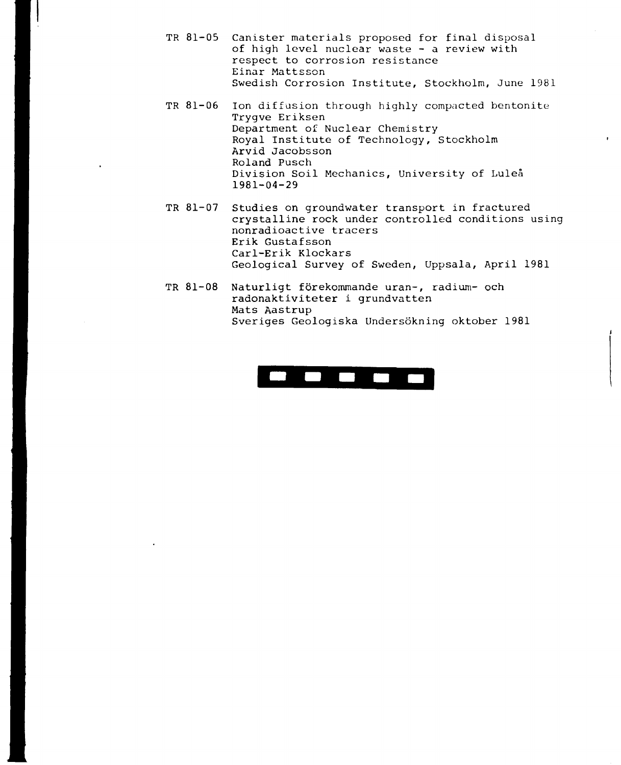TR 81-05 Canister materials proposed for final disposal of high level nuclear waste - a review with respect to corrosion resistance
Einar Mattsson
Swedish Corrosion Institute, Stockholm, June 1981

TR 81-06 Ion diffusion through highly compacted bentonite
Trygve Eriksen
Department of Nuclear Chemistry
Royal Institute of Technology, Stockholm
Arvid Jacobsson
Roland Pusch
Division Soil Mechanics, University of Luleå
1981-04-29

TR 81-07 Studies on groundwater transport in fractured crystalline rock under controlled conditions using nonradioactive tracers
Erik Gustafsson
Carl-Erik Klockars
Geological Survey of Sweden, Uppsala, April 1981

TR 81-08 Naturligt förekommande uran-, radium- och radonaktiviteter i grundvatten
Mats Aastrup
Sveriges Geologiska Undersökning oktober 1981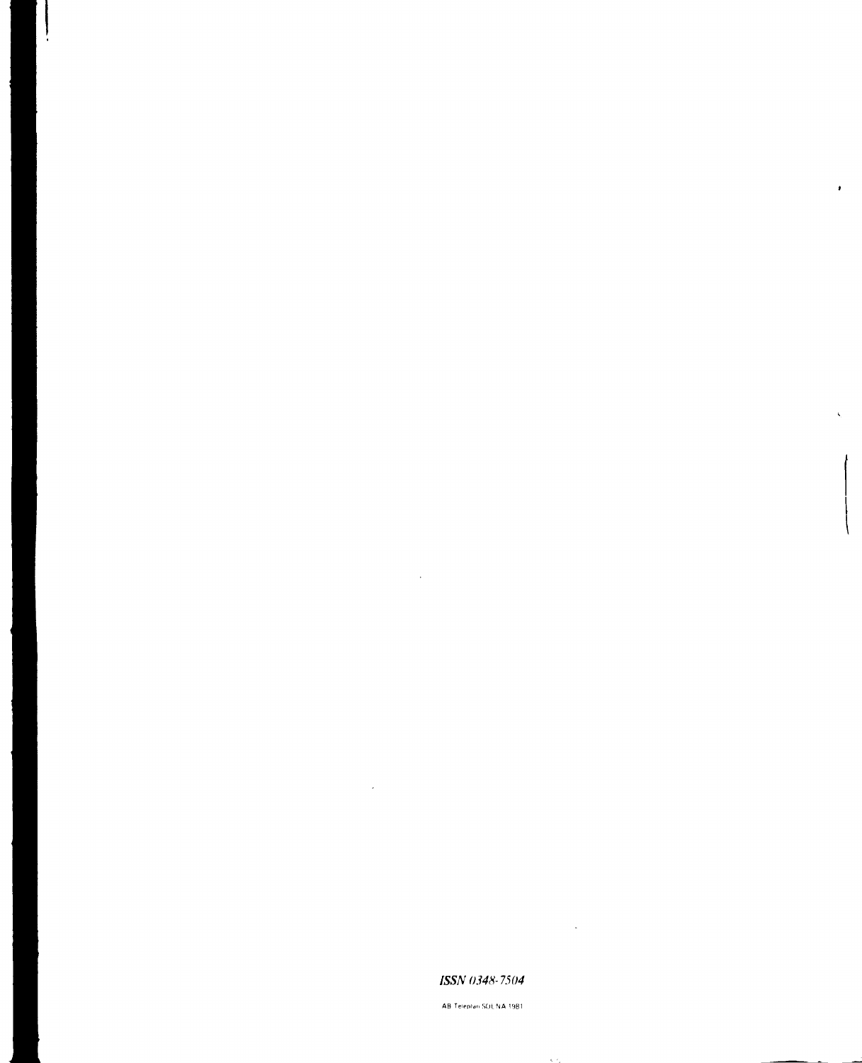*ISSN 0348-7504*

AB Teleplan SOLNA 1981